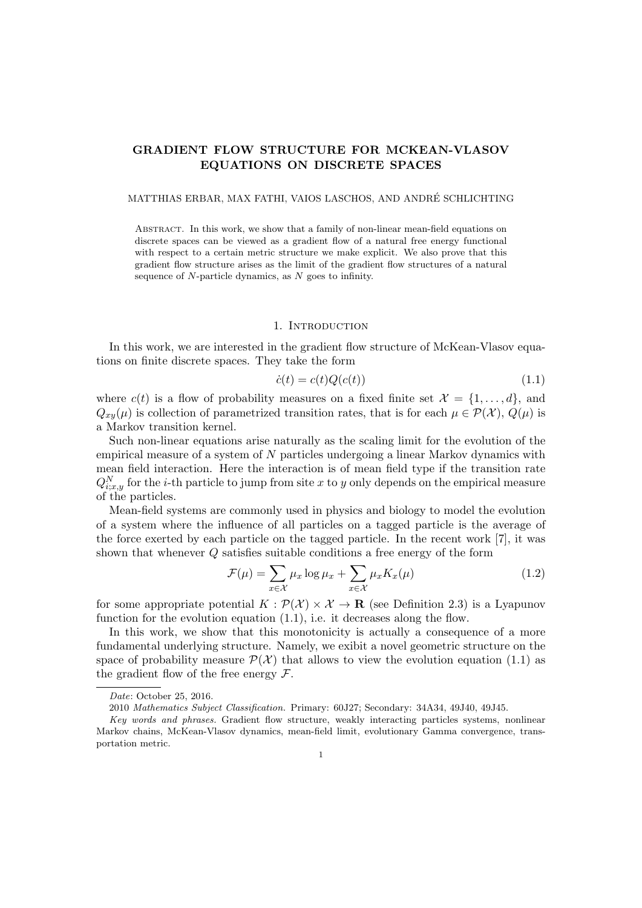# GRADIENT FLOW STRUCTURE FOR MCKEAN-VLASOV EQUATIONS ON DISCRETE SPACES

MATTHIAS ERBAR, MAX FATHI, VAIOS LASCHOS, AND ANDRÉ SCHLICHTING

Abstract. In this work, we show that a family of non-linear mean-field equations on discrete spaces can be viewed as a gradient flow of a natural free energy functional with respect to a certain metric structure we make explicit. We also prove that this gradient flow structure arises as the limit of the gradient flow structures of a natural sequence of $N$-particle dynamics, as $N$ goes to infinity.

## 1. Introduction

In this work, we are interested in the gradient flow structure of McKean-Vlasov equations on finite discrete spaces. They take the form

$$\dot{c}(t) = c(t)Q(c(t)) \tag{1.1}$$

where $c(t)$ is a flow of probability measures on a fixed finite set $\mathcal{X} = \{1, \ldots, d\}$, and $Q_{xy}(\mu)$ is collection of parametrized transition rates, that is for each $\mu \in \mathcal{P}(\mathcal{X})$, $Q(\mu)$ is a Markov transition kernel.

Such non-linear equations arise naturally as the scaling limit for the evolution of the empirical measure of a system of $N$ particles undergoing a linear Markov dynamics with mean field interaction. Here the interaction is of mean field type if the transition rate $Q^N_{i;x,y}$ for the $i$-th particle to jump from site $x$ to $y$ only depends on the empirical measure of the particles.

Mean-field systems are commonly used in physics and biology to model the evolution of a system where the influence of all particles on a tagged particle is the average of the force exerted by each particle on the tagged particle. In the recent work [7], it was shown that whenever $Q$ satisfies suitable conditions a free energy of the form

$$\mathcal{F}(\mu) = \sum_{x\in\mathcal{X}} \mu_x \log \mu_x + \sum_{x\in\mathcal{X}} \mu_x K_x(\mu) \tag{1.2}$$

for some appropriate potential $K : \mathcal{P}(\mathcal{X}) \times \mathcal{X} \to \mathbf{R}$ (see Definition 2.3) is a Lyapunov function for the evolution equation (1.1), i.e. it decreases along the flow.

In this work, we show that this monotonicity is actually a consequence of a more fundamental underlying structure. Namely, we exibit a novel geometric structure on the space of probability measure $\mathcal{P}(\mathcal{X})$ that allows to view the evolution equation (1.1) as the gradient flow of the free energy $\mathcal{F}$.

---

*Date*: October 25, 2016.

2010 *Mathematics Subject Classification.* Primary: 60J27; Secondary: 34A34, 49J40, 49J45.

*Key words and phrases.* Gradient flow structure, weakly interacting particles systems, nonlinear Markov chains, McKean-Vlasov dynamics, mean-field limit, evolutionary Gamma convergence, transportation metric.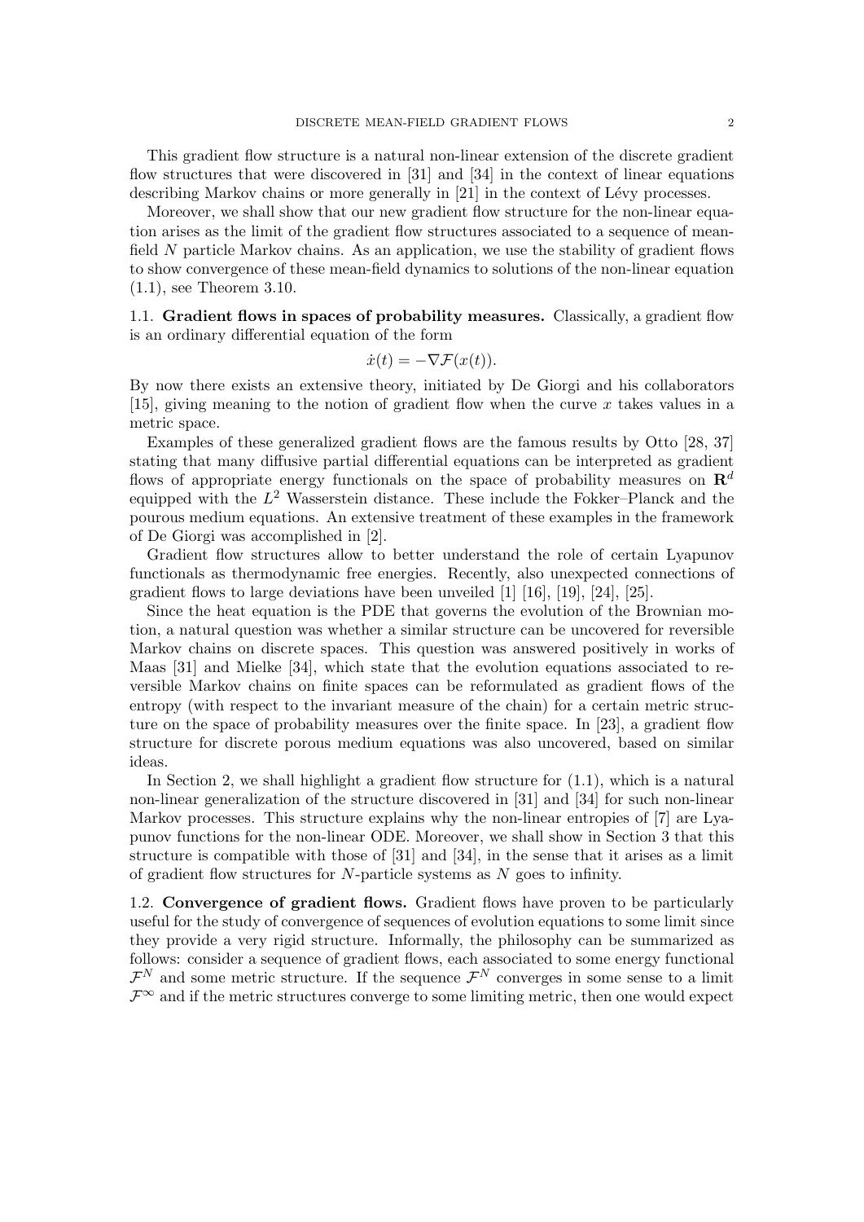This gradient flow structure is a natural non-linear extension of the discrete gradient flow structures that were discovered in [31] and [34] in the context of linear equations describing Markov chains or more generally in [21] in the context of Lévy processes.

Moreover, we shall show that our new gradient flow structure for the non-linear equation arises as the limit of the gradient flow structures associated to a sequence of mean-field $N$ particle Markov chains. As an application, we use the stability of gradient flows to show convergence of these mean-field dynamics to solutions of the non-linear equation (1.1), see Theorem 3.10.

**1.1. Gradient flows in spaces of probability measures.** Classically, a gradient flow is an ordinary differential equation of the form

$$\dot{x}(t) = -\nabla \mathcal{F}(x(t)).$$

By now there exists an extensive theory, initiated by De Giorgi and his collaborators [15], giving meaning to the notion of gradient flow when the curve $x$ takes values in a metric space.

Examples of these generalized gradient flows are the famous results by Otto [28, 37] stating that many diffusive partial differential equations can be interpreted as gradient flows of appropriate energy functionals on the space of probability measures on $\mathbf{R}^d$ equipped with the $L^2$ Wasserstein distance. These include the Fokker–Planck and the pourous medium equations. An extensive treatment of these examples in the framework of De Giorgi was accomplished in [2].

Gradient flow structures allow to better understand the role of certain Lyapunov functionals as thermodynamic free energies. Recently, also unexpected connections of gradient flows to large deviations have been unveiled [1] [16], [19], [24], [25].

Since the heat equation is the PDE that governs the evolution of the Brownian motion, a natural question was whether a similar structure can be uncovered for reversible Markov chains on discrete spaces. This question was answered positively in works of Maas [31] and Mielke [34], which state that the evolution equations associated to reversible Markov chains on finite spaces can be reformulated as gradient flows of the entropy (with respect to the invariant measure of the chain) for a certain metric structure on the space of probability measures over the finite space. In [23], a gradient flow structure for discrete porous medium equations was also uncovered, based on similar ideas.

In Section 2, we shall highlight a gradient flow structure for (1.1), which is a natural non-linear generalization of the structure discovered in [31] and [34] for such non-linear Markov processes. This structure explains why the non-linear entropies of [7] are Lyapunov functions for the non-linear ODE. Moreover, we shall show in Section 3 that this structure is compatible with those of [31] and [34], in the sense that it arises as a limit of gradient flow structures for $N$-particle systems as $N$ goes to infinity.

**1.2. Convergence of gradient flows.** Gradient flows have proven to be particularly useful for the study of convergence of sequences of evolution equations to some limit since they provide a very rigid structure. Informally, the philosophy can be summarized as follows: consider a sequence of gradient flows, each associated to some energy functional $\mathcal{F}^N$ and some metric structure. If the sequence $\mathcal{F}^N$ converges in some sense to a limit $\mathcal{F}^\infty$ and if the metric structures converge to some limiting metric, then one would expect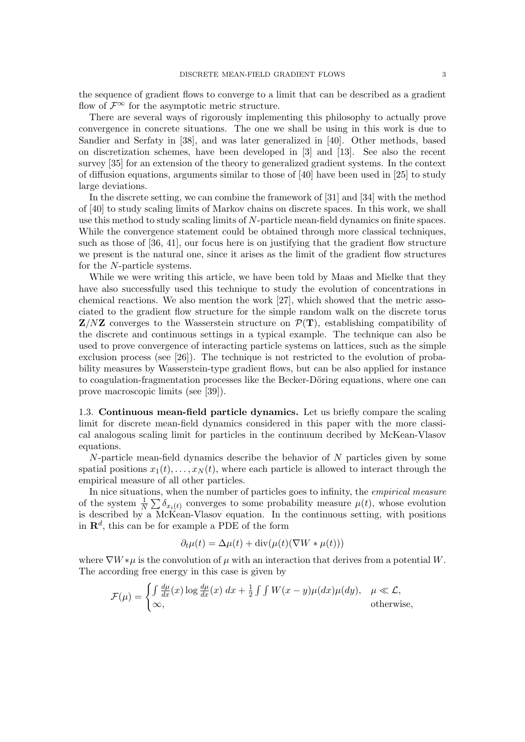the sequence of gradient flows to converge to a limit that can be described as a gradient flow of $\mathcal{F}^\infty$ for the asymptotic metric structure.

There are several ways of rigorously implementing this philosophy to actually prove convergence in concrete situations. The one we shall be using in this work is due to Sandier and Serfaty in [38], and was later generalized in [40]. Other methods, based on discretization schemes, have been developed in [3] and [13]. See also the recent survey [35] for an extension of the theory to generalized gradient systems. In the context of diffusion equations, arguments similar to those of [40] have been used in [25] to study large deviations.

In the discrete setting, we can combine the framework of [31] and [34] with the method of [40] to study scaling limits of Markov chains on discrete spaces. In this work, we shall use this method to study scaling limits of $N$-particle mean-field dynamics on finite spaces. While the convergence statement could be obtained through more classical techniques, such as those of [36, 41], our focus here is on justifying that the gradient flow structure we present is the natural one, since it arises as the limit of the gradient flow structures for the $N$-particle systems.

While we were writing this article, we have been told by Maas and Mielke that they have also successfully used this technique to study the evolution of concentrations in chemical reactions. We also mention the work [27], which showed that the metric associated to the gradient flow structure for the simple random walk on the discrete torus $\mathbf{Z}/N\mathbf{Z}$ converges to the Wasserstein structure on $\mathcal{P}(\mathbf{T})$, establishing compatibility of the discrete and continuous settings in a typical example. The technique can also be used to prove convergence of interacting particle systems on lattices, such as the simple exclusion process (see [26]). The technique is not restricted to the evolution of probability measures by Wasserstein-type gradient flows, but can be also applied for instance to coagulation-fragmentation processes like the Becker-Döring equations, where one can prove macroscopic limits (see [39]).

### 1.3. **Continuous mean-field particle dynamics.**

Let us briefly compare the scaling limit for discrete mean-field dynamics considered in this paper with the more classical analogous scaling limit for particles in the continuum decribed by McKean-Vlasov equations.

$N$-particle mean-field dynamics describe the behavior of $N$ particles given by some spatial positions $x_1(t), \ldots, x_N(t)$, where each particle is allowed to interact through the empirical measure of all other particles.

In nice situations, when the number of particles goes to infinity, the *empirical measure* of the system $\frac{1}{N}\sum \delta_{x_i(t)}$ converges to some probability measure $\mu(t)$, whose evolution is described by a McKean-Vlasov equation. In the continuous setting, with positions in $\mathbf{R}^d$, this can be for example a PDE of the form

$$\partial_t \mu(t) = \Delta\mu(t) + \operatorname{div}(\mu(t)(\nabla W * \mu(t)))$$

where $\nabla W * \mu$ is the convolution of $\mu$ with an interaction that derives from a potential $W$. The according free energy in this case is given by

$$\mathcal{F}(\mu) = \begin{cases} \int \frac{d\mu}{dx}(x) \log \frac{d\mu}{dx}(x)\ dx + \frac{1}{2}\int\int W(x-y)\mu(dx)\mu(dy), & \mu \ll \mathcal{L}, \\ \infty, & \text{otherwise,} \end{cases}$$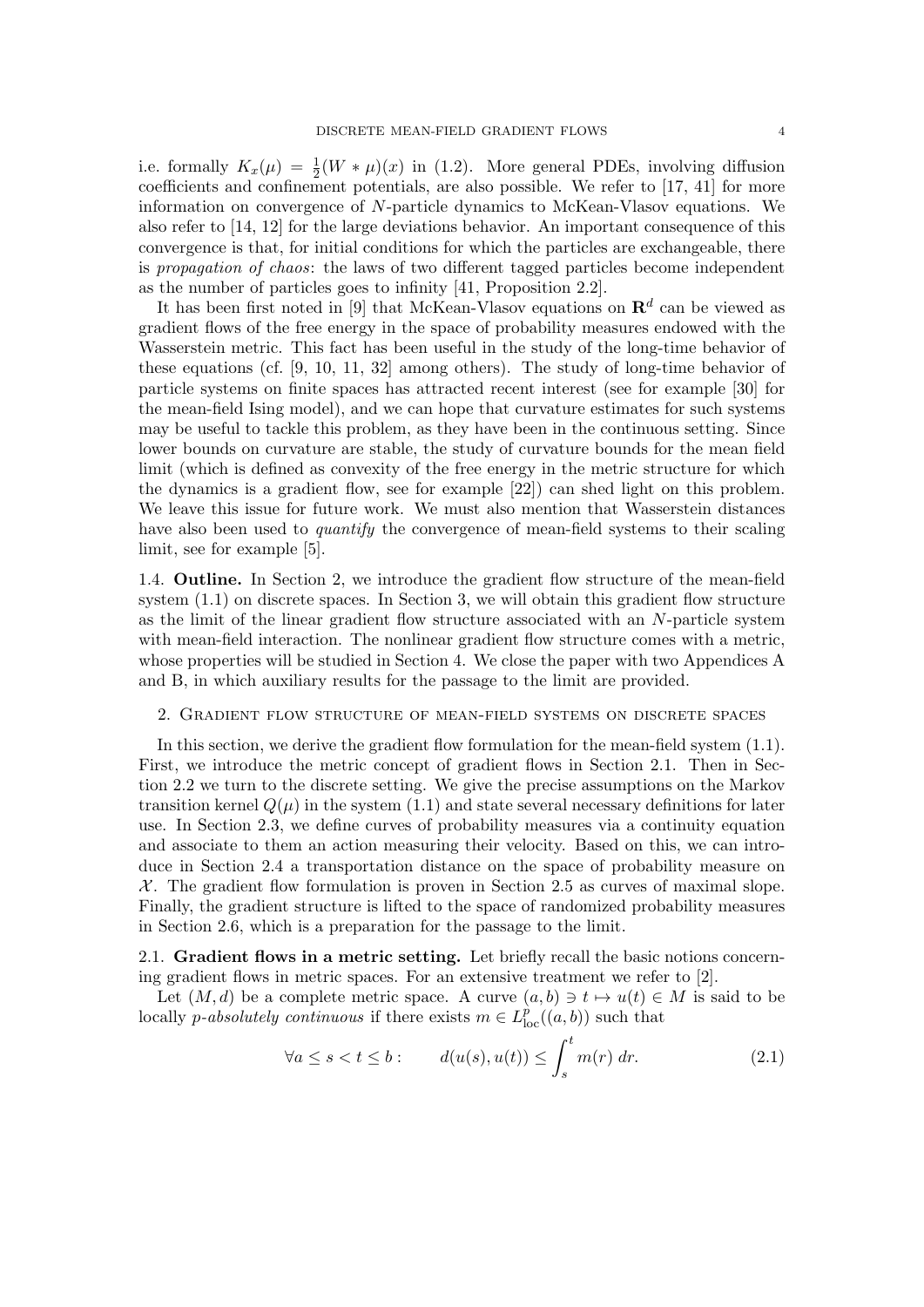i.e. formally $K_x(\mu) = \frac{1}{2}(W * \mu)(x)$ in (1.2). More general PDEs, involving diffusion coefficients and confinement potentials, are also possible. We refer to [17, 41] for more information on convergence of $N$-particle dynamics to McKean-Vlasov equations. We also refer to [14, 12] for the large deviations behavior. An important consequence of this convergence is that, for initial conditions for which the particles are exchangeable, there is *propagation of chaos*: the laws of two different tagged particles become independent as the number of particles goes to infinity [41, Proposition 2.2].

It has been first noted in [9] that McKean-Vlasov equations on $\mathbf{R}^d$ can be viewed as gradient flows of the free energy in the space of probability measures endowed with the Wasserstein metric. This fact has been useful in the study of the long-time behavior of these equations (cf. [9, 10, 11, 32] among others). The study of long-time behavior of particle systems on finite spaces has attracted recent interest (see for example [30] for the mean-field Ising model), and we can hope that curvature estimates for such systems may be useful to tackle this problem, as they have been in the continuous setting. Since lower bounds on curvature are stable, the study of curvature bounds for the mean field limit (which is defined as convexity of the free energy in the metric structure for which the dynamics is a gradient flow, see for example [22]) can shed light on this problem. We leave this issue for future work. We must also mention that Wasserstein distances have also been used to *quantify* the convergence of mean-field systems to their scaling limit, see for example [5].

1.4. **Outline.** In Section 2, we introduce the gradient flow structure of the mean-field system (1.1) on discrete spaces. In Section 3, we will obtain this gradient flow structure as the limit of the linear gradient flow structure associated with an $N$-particle system with mean-field interaction. The nonlinear gradient flow structure comes with a metric, whose properties will be studied in Section 4. We close the paper with two Appendices A and B, in which auxiliary results for the passage to the limit are provided.

## 2. Gradient flow structure of mean-field systems on discrete spaces

In this section, we derive the gradient flow formulation for the mean-field system (1.1). First, we introduce the metric concept of gradient flows in Section 2.1. Then in Section 2.2 we turn to the discrete setting. We give the precise assumptions on the Markov transition kernel $Q(\mu)$ in the system (1.1) and state several necessary definitions for later use. In Section 2.3, we define curves of probability measures via a continuity equation and associate to them an action measuring their velocity. Based on this, we can introduce in Section 2.4 a transportation distance on the space of probability measure on $\mathcal{X}$. The gradient flow formulation is proven in Section 2.5 as curves of maximal slope. Finally, the gradient structure is lifted to the space of randomized probability measures in Section 2.6, which is a preparation for the passage to the limit.

2.1. **Gradient flows in a metric setting.** Let briefly recall the basic notions concerning gradient flows in metric spaces. For an extensive treatment we refer to [2].

Let $(M, d)$ be a complete metric space. A curve $(a, b) \ni t \mapsto u(t) \in M$ is said to be locally *p-absolutely continuous* if there exists $m \in L^p_{\text{loc}}((a, b))$ such that

$$\forall a \leq s < t \leq b : \qquad d(u(s), u(t)) \leq \int_s^t m(r)\, dr. \tag{2.1}$$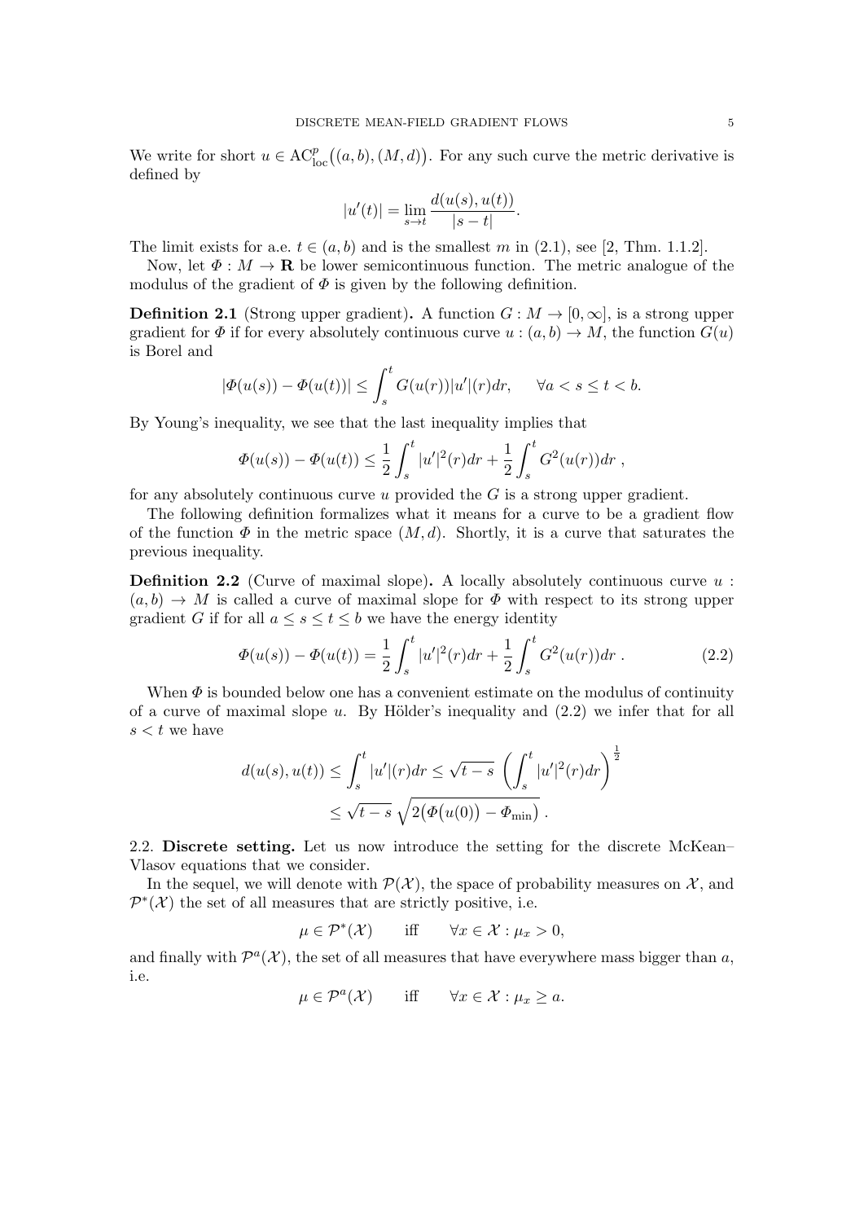We write for short $u \in \mathrm{AC}^p_{\mathrm{loc}}\big((a,b),(M,d)\big)$. For any such curve the metric derivative is defined by

$$|u'(t)| = \lim_{s\to t} \frac{d(u(s),u(t))}{|s-t|}.$$

The limit exists for a.e. $t \in (a,b)$ and is the smallest $m$ in (2.1), see [2, Thm. 1.1.2].

Now, let $\Phi : M \to \mathbf{R}$ be lower semicontinuous function. The metric analogue of the modulus of the gradient of $\Phi$ is given by the following definition.

**Definition 2.1** (Strong upper gradient)**.** A function $G : M \to [0,\infty]$, is a strong upper gradient for $\Phi$ if for every absolutely continuous curve $u : (a,b) \to M$, the function $G(u)$ is Borel and

$$|\Phi(u(s)) - \Phi(u(t))| \le \int_s^t G(u(r))|u'|(r)dr, \qquad \forall a < s \le t < b.$$

By Young's inequality, we see that the last inequality implies that

$$\Phi(u(s)) - \Phi(u(t)) \le \frac{1}{2}\int_s^t |u'|^2(r)dr + \frac{1}{2}\int_s^t G^2(u(r))dr \ ,$$

for any absolutely continuous curve $u$ provided the $G$ is a strong upper gradient.

The following definition formalizes what it means for a curve to be a gradient flow of the function $\Phi$ in the metric space $(M,d)$. Shortly, it is a curve that saturates the previous inequality.

**Definition 2.2** (Curve of maximal slope)**.** A locally absolutely continuous curve $u : (a,b) \to M$ is called a curve of maximal slope for $\Phi$ with respect to its strong upper gradient $G$ if for all $a \le s \le t \le b$ we have the energy identity

$$\Phi(u(s)) - \Phi(u(t)) = \frac{1}{2}\int_s^t |u'|^2(r)dr + \frac{1}{2}\int_s^t G^2(u(r))dr \ . \tag{2.2}$$

When $\Phi$ is bounded below one has a convenient estimate on the modulus of continuity of a curve of maximal slope $u$. By Hölder's inequality and (2.2) we infer that for all $s < t$ we have

$$\begin{aligned} d(u(s),u(t)) &\le \int_s^t |u'|(r)dr \le \sqrt{t-s}\ \left(\int_s^t |u'|^2(r)dr\right)^{\frac{1}{2}} \\ &\le \sqrt{t-s}\ \sqrt{2\big(\Phi\big(u(0)\big) - \Phi_{\min}\big)}\ . \end{aligned}$$

2.2. **Discrete setting.** Let us now introduce the setting for the discrete McKean–Vlasov equations that we consider.

In the sequel, we will denote with $\mathcal{P}(\mathcal{X})$, the space of probability measures on $\mathcal{X}$, and $\mathcal{P}^*(\mathcal{X})$ the set of all measures that are strictly positive, i.e.

$$\mu \in \mathcal{P}^*(\mathcal{X}) \qquad \text{iff} \qquad \forall x \in \mathcal{X} : \mu_x > 0,$$

and finally with $\mathcal{P}^a(\mathcal{X})$, the set of all measures that have everywhere mass bigger than $a$, i.e.

$$\mu \in \mathcal{P}^a(\mathcal{X}) \qquad \text{iff} \qquad \forall x \in \mathcal{X} : \mu_x \ge a.$$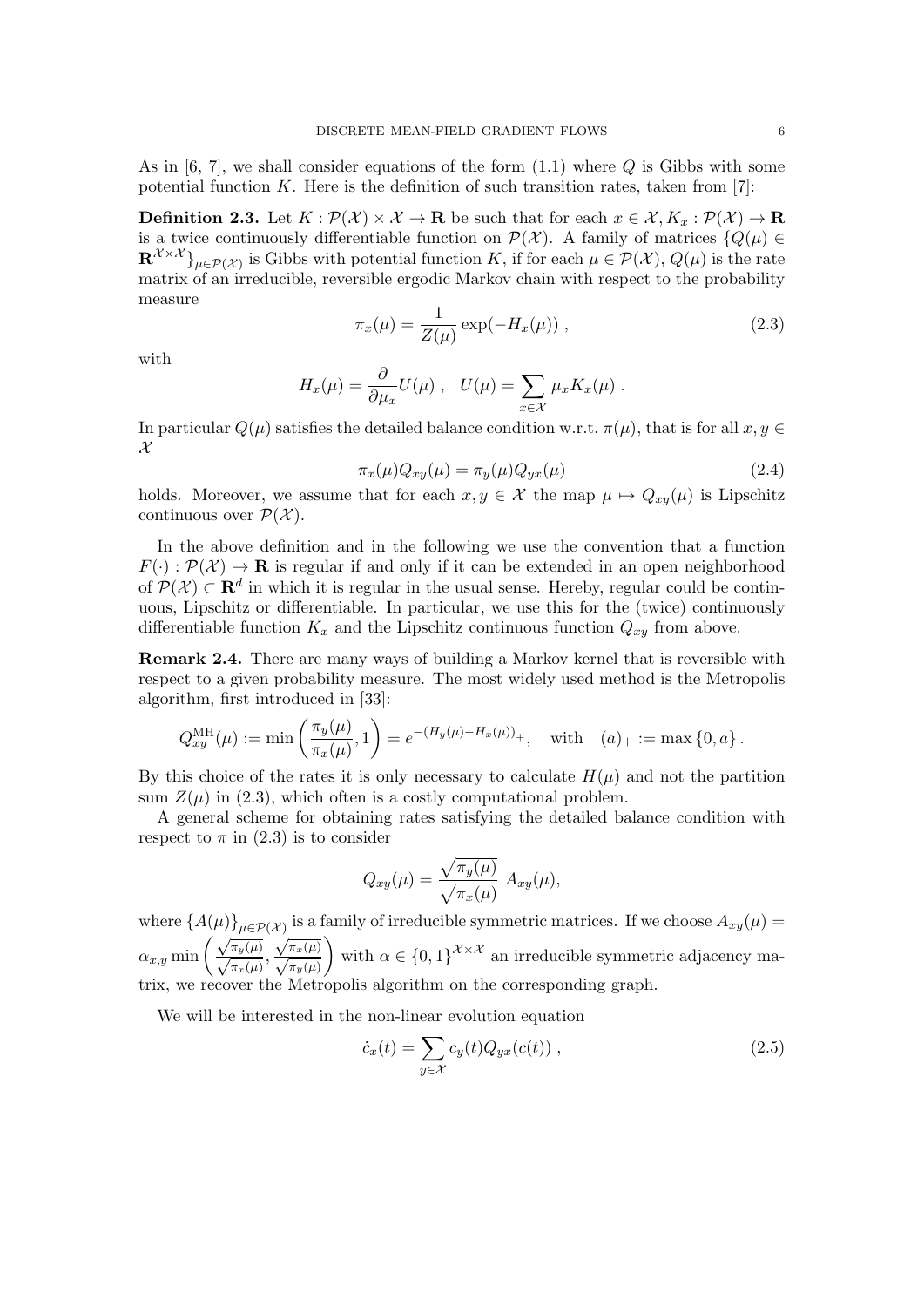As in [6, 7], we shall consider equations of the form (1.1) where $Q$ is Gibbs with some potential function $K$. Here is the definition of such transition rates, taken from [7]:

**Definition 2.3.** Let $K : \mathcal{P}(\mathcal{X}) \times \mathcal{X} \to \mathbf{R}$ be such that for each $x \in \mathcal{X}, K_x : \mathcal{P}(\mathcal{X}) \to \mathbf{R}$ is a twice continuously differentiable function on $\mathcal{P}(\mathcal{X})$. A family of matrices $\{Q(\mu) \in \mathbf{R}^{\mathcal{X}\times\mathcal{X}}\}_{\mu\in\mathcal{P}(\mathcal{X})}$ is Gibbs with potential function $K$, if for each $\mu \in \mathcal{P}(\mathcal{X})$, $Q(\mu)$ is the rate matrix of an irreducible, reversible ergodic Markov chain with respect to the probability measure

$$\pi_x(\mu) = \frac{1}{Z(\mu)} \exp(-H_x(\mu)) \ , \tag{2.3}$$

with

$$H_x(\mu) = \frac{\partial}{\partial \mu_x} U(\mu) \ , \quad U(\mu) = \sum_{x\in\mathcal{X}} \mu_x K_x(\mu) \ .$$

In particular $Q(\mu)$ satisfies the detailed balance condition w.r.t. $\pi(\mu)$, that is for all $x, y \in \mathcal{X}$

$$\pi_x(\mu) Q_{xy}(\mu) = \pi_y(\mu) Q_{yx}(\mu) \tag{2.4}$$

holds. Moreover, we assume that for each $x, y \in \mathcal{X}$ the map $\mu \mapsto Q_{xy}(\mu)$ is Lipschitz continuous over $\mathcal{P}(\mathcal{X})$.

In the above definition and in the following we use the convention that a function $F(\cdot) : \mathcal{P}(\mathcal{X}) \to \mathbf{R}$ is regular if and only if it can be extended in an open neighborhood of $\mathcal{P}(\mathcal{X}) \subset \mathbf{R}^d$ in which it is regular in the usual sense. Hereby, regular could be continuous, Lipschitz or differentiable. In particular, we use this for the (twice) continuously differentiable function $K_x$ and the Lipschitz continuous function $Q_{xy}$ from above.

**Remark 2.4.** There are many ways of building a Markov kernel that is reversible with respect to a given probability measure. The most widely used method is the Metropolis algorithm, first introduced in [33]:

$$Q^{\mathrm{MH}}_{xy}(\mu) := \min\left(\frac{\pi_y(\mu)}{\pi_x(\mu)}, 1\right) = e^{-(H_y(\mu) - H_x(\mu))_+}, \quad \text{with} \quad (a)_+ := \max\{0, a\} \, .$$

By this choice of the rates it is only necessary to calculate $H(\mu)$ and not the partition sum $Z(\mu)$ in (2.3), which often is a costly computational problem.

A general scheme for obtaining rates satisfying the detailed balance condition with respect to $\pi$ in (2.3) is to consider

$$Q_{xy}(\mu) = \frac{\sqrt{\pi_y(\mu)}}{\sqrt{\pi_x(\mu)}} \ A_{xy}(\mu),$$

where $\{A(\mu)\}_{\mu\in\mathcal{P}(\mathcal{X})}$ is a family of irreducible symmetric matrices. If we choose $A_{xy}(\mu) = \alpha_{x,y} \min\left(\frac{\sqrt{\pi_y(\mu)}}{\sqrt{\pi_x(\mu)}}, \frac{\sqrt{\pi_x(\mu)}}{\sqrt{\pi_y(\mu)}}\right)$ with $\alpha \in \{0,1\}^{\mathcal{X}\times\mathcal{X}}$ an irreducible symmetric adjacency matrix, we recover the Metropolis algorithm on the corresponding graph.

We will be interested in the non-linear evolution equation

$$\dot{c}_x(t) = \sum_{y\in\mathcal{X}} c_y(t) Q_{yx}(c(t)) \ , \tag{2.5}$$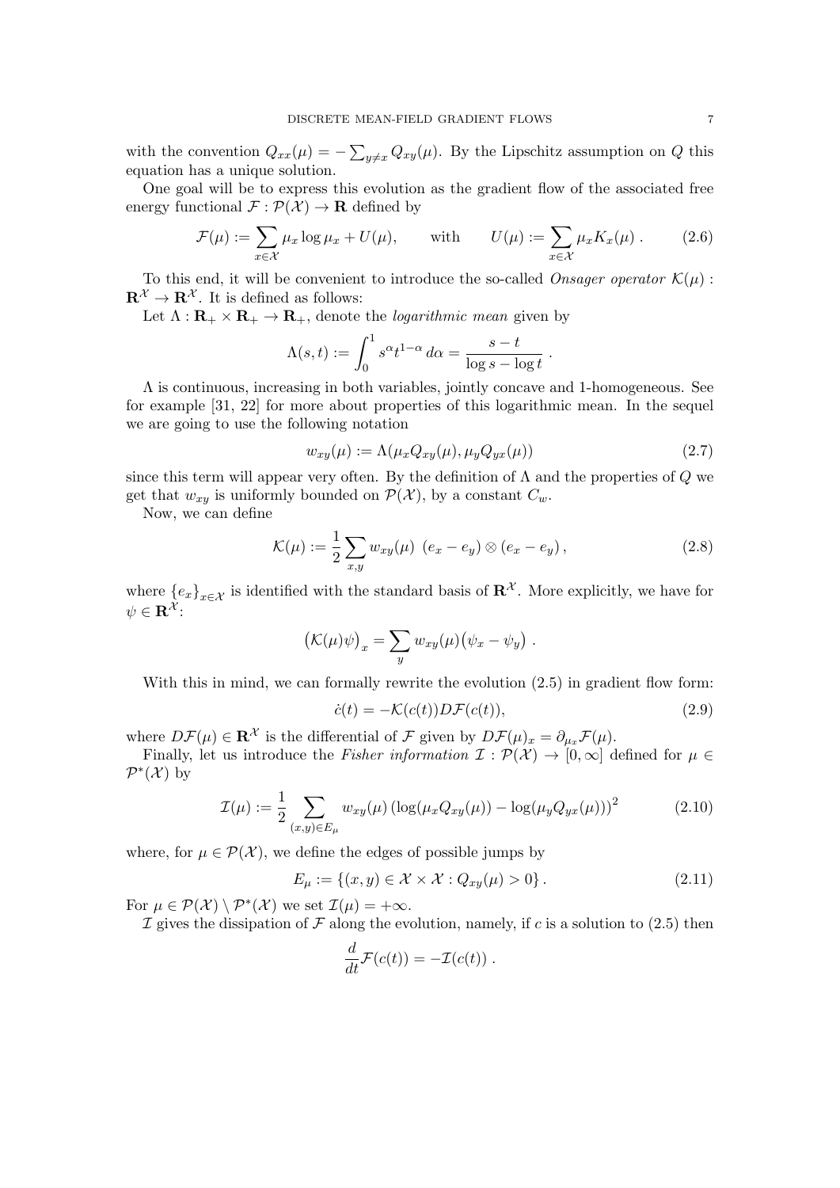with the convention $Q_{xx}(\mu) = -\sum_{y \neq x} Q_{xy}(\mu)$. By the Lipschitz assumption on $Q$ this equation has a unique solution.

One goal will be to express this evolution as the gradient flow of the associated free energy functional $\mathcal{F} : \mathcal{P}(\mathcal{X}) \to \mathbf{R}$ defined by

$$\mathcal{F}(\mu) := \sum_{x \in \mathcal{X}} \mu_x \log \mu_x + U(\mu), \qquad \text{with} \qquad U(\mu) := \sum_{x \in \mathcal{X}} \mu_x K_x(\mu) \, . \tag{2.6}$$

To this end, it will be convenient to introduce the so-called *Onsager operator* $\mathcal{K}(\mu) : \mathbf{R}^{\mathcal{X}} \to \mathbf{R}^{\mathcal{X}}$. It is defined as follows:

Let $\Lambda : \mathbf{R}_+ \times \mathbf{R}_+ \to \mathbf{R}_+$, denote the *logarithmic mean* given by

$$\Lambda(s,t) := \int_0^1 s^\alpha t^{1-\alpha} \, d\alpha = \frac{s-t}{\log s - \log t} \, .$$

$\Lambda$ is continuous, increasing in both variables, jointly concave and 1-homogeneous. See for example [31, 22] for more about properties of this logarithmic mean. In the sequel we are going to use the following notation

$$w_{xy}(\mu) := \Lambda(\mu_x Q_{xy}(\mu), \mu_y Q_{yx}(\mu)) \tag{2.7}$$

since this term will appear very often. By the definition of $\Lambda$ and the properties of $Q$ we get that $w_{xy}$ is uniformly bounded on $\mathcal{P}(\mathcal{X})$, by a constant $C_w$.

Now, we can define

$$\mathcal{K}(\mu) := \frac{1}{2} \sum_{x,y} w_{xy}(\mu) \; (e_x - e_y) \otimes (e_x - e_y) \, , \tag{2.8}$$

where $\{e_x\}_{x \in \mathcal{X}}$ is identified with the standard basis of $\mathbf{R}^{\mathcal{X}}$. More explicitly, we have for $\psi \in \mathbf{R}^{\mathcal{X}}$:

$$\big(\mathcal{K}(\mu)\psi\big)_x = \sum_y w_{xy}(\mu) \big(\psi_x - \psi_y\big) \, .$$

With this in mind, we can formally rewrite the evolution (2.5) in gradient flow form:

$$\dot{c}(t) = -\mathcal{K}(c(t)) D\mathcal{F}(c(t)), \tag{2.9}$$

where $D\mathcal{F}(\mu) \in \mathbf{R}^{\mathcal{X}}$ is the differential of $\mathcal{F}$ given by $D\mathcal{F}(\mu)_x = \partial_{\mu_x} \mathcal{F}(\mu)$.

Finally, let us introduce the *Fisher information* $\mathcal{I} : \mathcal{P}(\mathcal{X}) \to [0, \infty]$ defined for $\mu \in \mathcal{P}^*(\mathcal{X})$ by

$$\mathcal{I}(\mu) := \frac{1}{2} \sum_{(x,y) \in E_\mu} w_{xy}(\mu) \left(\log(\mu_x Q_{xy}(\mu)) - \log(\mu_y Q_{yx}(\mu))\right)^2 \tag{2.10}$$

where, for $\mu \in \mathcal{P}(\mathcal{X})$, we define the edges of possible jumps by

$$E_\mu := \{(x,y) \in \mathcal{X} \times \mathcal{X} : Q_{xy}(\mu) > 0\} \, . \tag{2.11}$$

For $\mu \in \mathcal{P}(\mathcal{X}) \setminus \mathcal{P}^*(\mathcal{X})$ we set $\mathcal{I}(\mu) = +\infty$.

$\mathcal{I}$ gives the dissipation of $\mathcal{F}$ along the evolution, namely, if $c$ is a solution to (2.5) then

$$\frac{d}{dt} \mathcal{F}(c(t)) = -\mathcal{I}(c(t)) \, .$$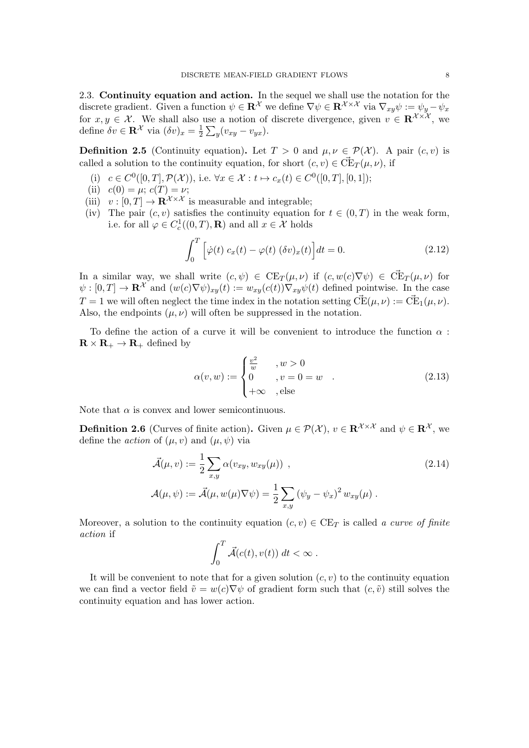2.3. **Continuity equation and action.** In the sequel we shall use the notation for the discrete gradient. Given a function $\psi \in \mathbf{R}^{\mathcal{X}}$ we define $\nabla\psi \in \mathbf{R}^{\mathcal{X}\times\mathcal{X}}$ via $\nabla_{xy}\psi := \psi_y - \psi_x$ for $x, y \in \mathcal{X}$. We shall also use a notion of discrete divergence, given $v \in \mathbf{R}^{\mathcal{X}\times\mathcal{X}}$, we define $\delta v \in \mathbf{R}^{\mathcal{X}}$ via $(\delta v)_x = \frac{1}{2}\sum_y (v_{xy} - v_{yx})$.

**Definition 2.5** (Continuity equation)**.** Let $T > 0$ and $\mu, \nu \in \mathcal{P}(\mathcal{X})$. A pair $(c, v)$ is called a solution to the continuity equation, for short $(c, v) \in \vec{\mathrm{CE}}_T(\mu, \nu)$, if

(i) $c \in C^0([0,T], \mathcal{P}(\mathcal{X}))$, i.e. $\forall x \in \mathcal{X} : t \mapsto c_x(t) \in C^0([0,T],[0,1])$;
(ii) $c(0) = \mu$; $c(T) = \nu$;
(iii) $v : [0,T] \to \mathbf{R}^{\mathcal{X}\times\mathcal{X}}$ is measurable and integrable;
(iv) The pair $(c, v)$ satisfies the continuity equation for $t \in (0,T)$ in the weak form, i.e. for all $\varphi \in C_c^1((0,T),\mathbf{R})$ and all $x \in \mathcal{X}$ holds

$$\int_0^T \Big[\dot{\varphi}(t)\; c_x(t) - \varphi(t)\; (\delta v)_x(t)\Big] dt = 0. \tag{2.12}$$

In a similar way, we shall write $(c, \psi) \in \mathrm{CE}_T(\mu, \nu)$ if $(c, w(c)\nabla\psi) \in \vec{\mathrm{CE}}_T(\mu, \nu)$ for $\psi : [0,T] \to \mathbf{R}^{\mathcal{X}}$ and $(w(c)\nabla\psi)_{xy}(t) := w_{xy}(c(t))\nabla_{xy}\psi(t)$ defined pointwise. In the case $T = 1$ we will often neglect the time index in the notation setting $\vec{\mathrm{CE}}(\mu,\nu) := \vec{\mathrm{CE}}_1(\mu,\nu)$. Also, the endpoints $(\mu, \nu)$ will often be suppressed in the notation.

To define the action of a curve it will be convenient to introduce the function $\alpha : \mathbf{R} \times \mathbf{R}_+ \to \mathbf{R}_+$ defined by

$$\alpha(v, w) := \begin{cases} \frac{v^2}{w} & , w > 0 \\ 0 & , v = 0 = w \\ +\infty & , \text{else} \end{cases} . \tag{2.13}$$

Note that $\alpha$ is convex and lower semicontinuous.

**Definition 2.6** (Curves of finite action)**.** Given $\mu \in \mathcal{P}(\mathcal{X})$, $v \in \mathbf{R}^{\mathcal{X}\times\mathcal{X}}$ and $\psi \in \mathbf{R}^{\mathcal{X}}$, we define the *action* of $(\mu, v)$ and $(\mu, \psi)$ via

$$\vec{\mathcal{A}}(\mu, v) := \frac{1}{2}\sum_{x,y} \alpha(v_{xy}, w_{xy}(\mu)) \;, \tag{2.14}$$

$$\mathcal{A}(\mu, \psi) := \vec{\mathcal{A}}(\mu, w(\mu)\nabla\psi) = \frac{1}{2}\sum_{x,y} (\psi_y - \psi_x)^2\, w_{xy}(\mu) \;.$$

Moreover, a solution to the continuity equation $(c, v) \in \mathrm{CE}_T$ is called *a curve of finite action* if

$$\int_0^T \vec{\mathcal{A}}(c(t), v(t))\; dt < \infty \;.$$

It will be convenient to note that for a given solution $(c, v)$ to the continuity equation we can find a vector field $\tilde{v} = w(c)\nabla\psi$ of gradient form such that $(c, \tilde{v})$ still solves the continuity equation and has lower action.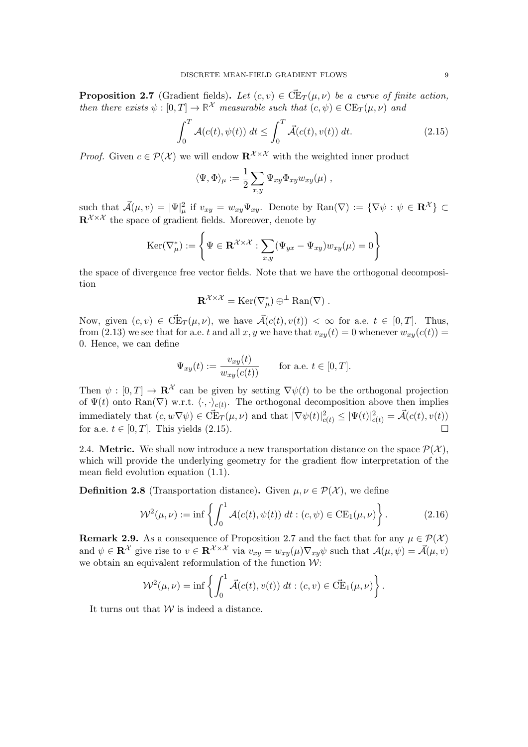**Proposition 2.7** (Gradient fields)**.** *Let $(c, v) \in \vec{\mathrm{CE}}_T(\mu, \nu)$ be a curve of finite action, then there exists $\psi : [0, T] \to \mathbb{R}^{\mathcal{X}}$ measurable such that $(c, \psi) \in \mathrm{CE}_T(\mu, \nu)$ and*

$$\int_0^T \mathcal{A}(c(t), \psi(t))\, dt \le \int_0^T \vec{\mathcal{A}}(c(t), v(t))\, dt. \tag{2.15}$$

*Proof.* Given $c \in \mathcal{P}(\mathcal{X})$ we will endow $\mathbf{R}^{\mathcal{X}\times\mathcal{X}}$ with the weighted inner product

$$\langle \Psi, \Phi \rangle_\mu := \frac{1}{2} \sum_{x,y} \Psi_{xy} \Phi_{xy} w_{xy}(\mu) \,,$$

such that $\vec{\mathcal{A}}(\mu, v) = |\Psi|_\mu^2$ if $v_{xy} = w_{xy}\Psi_{xy}$. Denote by $\mathrm{Ran}(\nabla) := \{\nabla\psi : \psi \in \mathbf{R}^{\mathcal{X}}\} \subset \mathbf{R}^{\mathcal{X}\times\mathcal{X}}$ the space of gradient fields. Moreover, denote by

$$\mathrm{Ker}(\nabla_\mu^*) := \left\{ \Psi \in \mathbf{R}^{\mathcal{X}\times\mathcal{X}} : \sum_{x,y} (\Psi_{yx} - \Psi_{xy}) w_{xy}(\mu) = 0 \right\}$$

the space of divergence free vector fields. Note that we have the orthogonal decomposition

$$\mathbf{R}^{\mathcal{X}\times\mathcal{X}} = \mathrm{Ker}(\nabla_\mu^*) \oplus^\perp \mathrm{Ran}(\nabla) \,.$$

Now, given $(c, v) \in \vec{\mathrm{CE}}_T(\mu, \nu)$, we have $\vec{\mathcal{A}}(c(t), v(t)) < \infty$ for a.e. $t \in [0, T]$. Thus, from (2.13) we see that for a.e. $t$ and all $x, y$ we have that $v_{xy}(t) = 0$ whenever $w_{xy}(c(t)) = 0$. Hence, we can define

$$\Psi_{xy}(t) := \frac{v_{xy}(t)}{w_{xy}(c(t))} \qquad \text{for a.e. } t \in [0, T].$$

Then $\psi : [0, T] \to \mathbf{R}^{\mathcal{X}}$ can be given by setting $\nabla\psi(t)$ to be the orthogonal projection of $\Psi(t)$ onto $\mathrm{Ran}(\nabla)$ w.r.t. $\langle\cdot,\cdot\rangle_{c(t)}$. The orthogonal decomposition above then implies immediately that $(c, w\nabla\psi) \in \vec{\mathrm{CE}}_T(\mu, \nu)$ and that $|\nabla\psi(t)|_{c(t)}^2 \le |\Psi(t)|_{c(t)}^2 = \vec{\mathcal{A}}(c(t), v(t))$ for a.e. $t \in [0, T]$. This yields (2.15). □

2.4. **Metric.** We shall now introduce a new transportation distance on the space $\mathcal{P}(\mathcal{X})$, which will provide the underlying geometry for the gradient flow interpretation of the mean field evolution equation (1.1).

**Definition 2.8** (Transportation distance)**.** Given $\mu, \nu \in \mathcal{P}(\mathcal{X})$, we define

$$\mathcal{W}^2(\mu, \nu) := \inf \left\{ \int_0^1 \mathcal{A}(c(t), \psi(t))\, dt : (c, \psi) \in \mathrm{CE}_1(\mu, \nu) \right\}. \tag{2.16}$$

**Remark 2.9.** As a consequence of Proposition 2.7 and the fact that for any $\mu \in \mathcal{P}(\mathcal{X})$ and $\psi \in \mathbf{R}^{\mathcal{X}}$ give rise to $v \in \mathbf{R}^{\mathcal{X}\times\mathcal{X}}$ via $v_{xy} = w_{xy}(\mu)\nabla_{xy}\psi$ such that $\mathcal{A}(\mu, \psi) = \vec{\mathcal{A}}(\mu, v)$ we obtain an equivalent reformulation of the function $\mathcal{W}$:

$$\mathcal{W}^2(\mu, \nu) = \inf \left\{ \int_0^1 \vec{\mathcal{A}}(c(t), v(t))\, dt : (c, v) \in \vec{\mathrm{CE}}_1(\mu, \nu) \right\}.$$

It turns out that $\mathcal{W}$ is indeed a distance.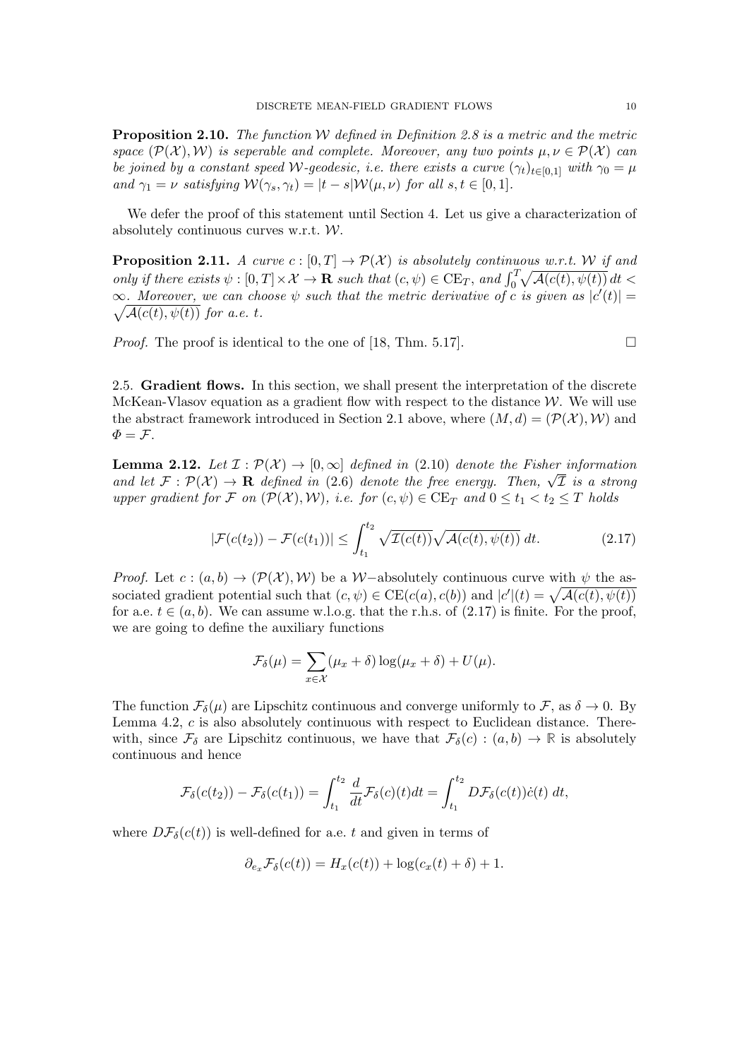**Proposition 2.10.** *The function $\mathcal{W}$ defined in Definition 2.8 is a metric and the metric space $(\mathcal{P}(\mathcal{X}), \mathcal{W})$ is seperable and complete. Moreover, any two points $\mu, \nu \in \mathcal{P}(\mathcal{X})$ can be joined by a constant speed $\mathcal{W}$-geodesic, i.e. there exists a curve $(\gamma_t)_{t\in[0,1]}$ with $\gamma_0 = \mu$ and $\gamma_1 = \nu$ satisfying $\mathcal{W}(\gamma_s, \gamma_t) = |t - s|\mathcal{W}(\mu, \nu)$ for all $s, t \in [0, 1]$.*

We defer the proof of this statement until Section 4. Let us give a characterization of absolutely continuous curves w.r.t. $\mathcal{W}$.

**Proposition 2.11.** *A curve $c : [0, T] \to \mathcal{P}(\mathcal{X})$ is absolutely continuous w.r.t. $\mathcal{W}$ if and only if there exists $\psi : [0, T] \times \mathcal{X} \to \mathbf{R}$ such that $(c, \psi) \in \mathrm{CE}_T$, and $\int_0^T \sqrt{\mathcal{A}(c(t), \psi(t))}\, dt < \infty$. Moreover, we can choose $\psi$ such that the metric derivative of $c$ is given as $|c'(t)| = \sqrt{\mathcal{A}(c(t), \psi(t))}$ for a.e. $t$.*

*Proof.* The proof is identical to the one of [18, Thm. 5.17]. $\square$

2.5. **Gradient flows.** In this section, we shall present the interpretation of the discrete McKean-Vlasov equation as a gradient flow with respect to the distance $\mathcal{W}$. We will use the abstract framework introduced in Section 2.1 above, where $(M, d) = (\mathcal{P}(\mathcal{X}), \mathcal{W})$ and $\Phi = \mathcal{F}$.

**Lemma 2.12.** *Let $\mathcal{I} : \mathcal{P}(\mathcal{X}) \to [0, \infty]$ defined in (2.10) denote the Fisher information and let $\mathcal{F} : \mathcal{P}(\mathcal{X}) \to \mathbf{R}$ defined in (2.6) denote the free energy. Then, $\sqrt{\mathcal{I}}$ is a strong upper gradient for $\mathcal{F}$ on $(\mathcal{P}(\mathcal{X}), \mathcal{W})$, i.e. for $(c, \psi) \in \mathrm{CE}_T$ and $0 \le t_1 < t_2 \le T$ holds*

$$|\mathcal{F}(c(t_2)) - \mathcal{F}(c(t_1))| \le \int_{t_1}^{t_2} \sqrt{\mathcal{I}(c(t))}\sqrt{\mathcal{A}(c(t), \psi(t))}\, dt. \tag{2.17}$$

*Proof.* Let $c : (a, b) \to (\mathcal{P}(\mathcal{X}), \mathcal{W})$ be a $\mathcal{W}-$absolutely continuous curve with $\psi$ the associated gradient potential such that $(c, \psi) \in \mathrm{CE}(c(a), c(b))$ and $|c'|(t) = \sqrt{\mathcal{A}(c(t), \psi(t))}$ for a.e. $t \in (a, b)$. We can assume w.l.o.g. that the r.h.s. of (2.17) is finite. For the proof, we are going to define the auxiliary functions

$$\mathcal{F}_\delta(\mu) = \sum_{x\in\mathcal{X}} (\mu_x + \delta) \log(\mu_x + \delta) + U(\mu).$$

The function $\mathcal{F}_\delta(\mu)$ are Lipschitz continuous and converge uniformly to $\mathcal{F}$, as $\delta \to 0$. By Lemma 4.2, $c$ is also absolutely continuous with respect to Euclidean distance. Therewith, since $\mathcal{F}_\delta$ are Lipschitz continuous, we have that $\mathcal{F}_\delta(c) : (a, b) \to \mathbb{R}$ is absolutely continuous and hence

$$\mathcal{F}_\delta(c(t_2)) - \mathcal{F}_\delta(c(t_1)) = \int_{t_1}^{t_2} \frac{d}{dt}\mathcal{F}_\delta(c)(t) dt = \int_{t_1}^{t_2} D\mathcal{F}_\delta(c(t))\dot{c}(t)\, dt,$$

where $D\mathcal{F}_\delta(c(t))$ is well-defined for a.e. $t$ and given in terms of

$$\partial_{e_x}\mathcal{F}_\delta(c(t)) = H_x(c(t)) + \log(c_x(t) + \delta) + 1.$$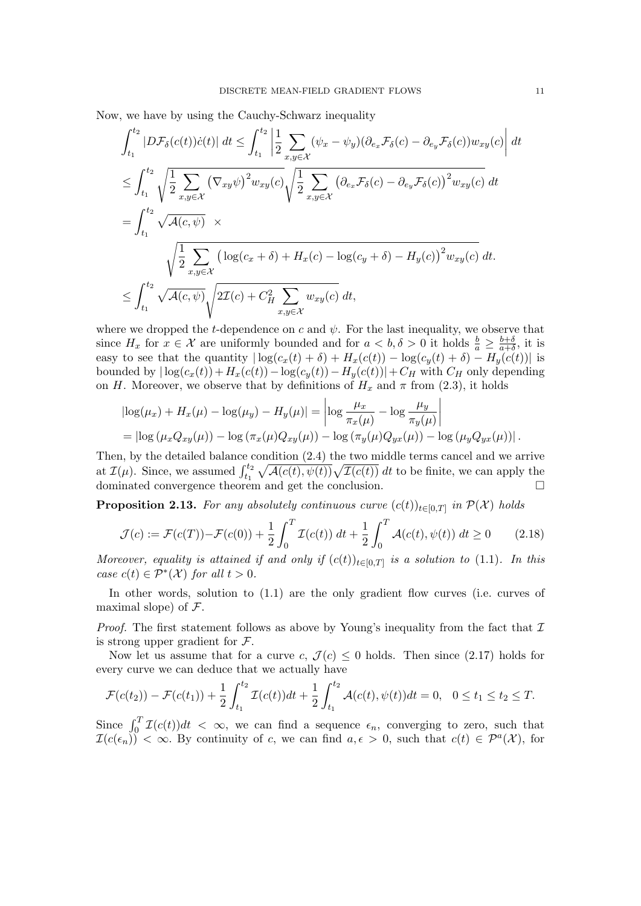Now, we have by using the Cauchy-Schwarz inequality

$$
\begin{aligned}
\int_{t_1}^{t_2} |D\mathcal{F}_\delta(c(t))\dot{c}(t)| \, dt &\leq \int_{t_1}^{t_2} \left| \frac{1}{2} \sum_{x,y\in\mathcal{X}} (\psi_x - \psi_y)(\partial_{e_x}\mathcal{F}_\delta(c) - \partial_{e_y}\mathcal{F}_\delta(c)) w_{xy}(c) \right| dt \\
&\leq \int_{t_1}^{t_2} \sqrt{\frac{1}{2} \sum_{x,y\in\mathcal{X}} \left(\nabla_{xy}\psi\right)^2 w_{xy}(c)} \sqrt{\frac{1}{2} \sum_{x,y\in\mathcal{X}} \left(\partial_{e_x}\mathcal{F}_\delta(c) - \partial_{e_y}\mathcal{F}_\delta(c)\right)^2 w_{xy}(c)} \, dt \\
&= \int_{t_1}^{t_2} \sqrt{\mathcal{A}(c,\psi)} \;\; \times \\
&\qquad \sqrt{\frac{1}{2} \sum_{x,y\in\mathcal{X}} \left( \log(c_x+\delta) + H_x(c) - \log(c_y+\delta) - H_y(c)\right)^2 w_{xy}(c)} \, dt. \\
&\leq \int_{t_1}^{t_2} \sqrt{\mathcal{A}(c,\psi)} \sqrt{2\mathcal{I}(c) + C_H^2 \sum_{x,y\in\mathcal{X}} w_{xy}(c)} \, dt,
\end{aligned}
$$

where we dropped the $t$-dependence on $c$ and $\psi$. For the last inequality, we observe that since $H_x$ for $x \in \mathcal{X}$ are uniformly bounded and for $a < b, \delta > 0$ it holds $\frac{b}{a} \geq \frac{b+\delta}{a+\delta}$, it is easy to see that the quantity $|\log(c_x(t)+\delta) + H_x(c(t)) - \log(c_y(t)+\delta) - H_y(c(t))|$ is bounded by $|\log(c_x(t)) + H_x(c(t)) - \log(c_y(t)) - H_y(c(t))| + C_H$ with $C_H$ only depending on $H$. Moreover, we observe that by definitions of $H_x$ and $\pi$ from (2.3), it holds

$$
\begin{aligned}
&|\log(\mu_x) + H_x(\mu) - \log(\mu_y) - H_y(\mu)| = \left| \log \frac{\mu_x}{\pi_x(\mu)} - \log \frac{\mu_y}{\pi_y(\mu)} \right| \\
&= \left| \log\left(\mu_x Q_{xy}(\mu)\right) - \log\left(\pi_x(\mu) Q_{xy}(\mu)\right) - \log\left(\pi_y(\mu) Q_{yx}(\mu)\right) - \log\left(\mu_y Q_{yx}(\mu)\right) \right|.
\end{aligned}
$$

Then, by the detailed balance condition (2.4) the two middle terms cancel and we arrive at $\mathcal{I}(\mu)$. Since, we assumed $\int_{t_1}^{t_2} \sqrt{\mathcal{A}(c(t),\psi(t))}\sqrt{\mathcal{I}(c(t))} \, dt$ to be finite, we can apply the dominated convergence theorem and get the conclusion. □

**Proposition 2.13.** *For any absolutely continuous curve $(c(t))_{t\in[0,T]}$ in $\mathcal{P}(\mathcal{X})$ holds*

$$
\mathcal{J}(c) := \mathcal{F}(c(T)) - \mathcal{F}(c(0)) + \frac{1}{2}\int_0^T \mathcal{I}(c(t)) \, dt + \frac{1}{2}\int_0^T \mathcal{A}(c(t),\psi(t)) \, dt \geq 0 \tag{2.18}
$$

*Moreover, equality is attained if and only if $(c(t))_{t\in[0,T]}$ is a solution to* (1.1). *In this case $c(t) \in \mathcal{P}^*(\mathcal{X})$ for all $t > 0$.*

In other words, solution to (1.1) are the only gradient flow curves (i.e. curves of maximal slope) of $\mathcal{F}$.

*Proof.* The first statement follows as above by Young's inequality from the fact that $\mathcal{I}$ is strong upper gradient for $\mathcal{F}$.

Now let us assume that for a curve $c$, $\mathcal{J}(c) \leq 0$ holds. Then since (2.17) holds for every curve we can deduce that we actually have

$$
\mathcal{F}(c(t_2)) - \mathcal{F}(c(t_1)) + \frac{1}{2}\int_{t_1}^{t_2} \mathcal{I}(c(t)) dt + \frac{1}{2}\int_{t_1}^{t_2} \mathcal{A}(c(t),\psi(t)) dt = 0, \quad 0 \leq t_1 \leq t_2 \leq T.
$$

Since $\int_0^T \mathcal{I}(c(t)) dt < \infty$, we can find a sequence $\epsilon_n$, converging to zero, such that $\mathcal{I}(c(\epsilon_n)) < \infty$. By continuity of $c$, we can find $a, \epsilon > 0$, such that $c(t) \in \mathcal{P}^a(\mathcal{X})$, for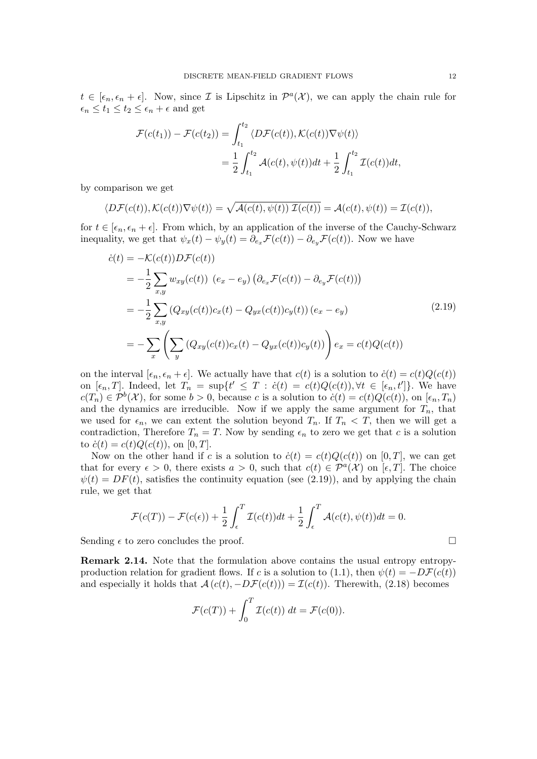$t \in [\epsilon_n, \epsilon_n + \epsilon]$. Now, since $\mathcal{I}$ is Lipschitz in $\mathcal{P}^a(\mathcal{X})$, we can apply the chain rule for $\epsilon_n \le t_1 \le t_2 \le \epsilon_n + \epsilon$ and get

$$
\begin{aligned}
\mathcal{F}(c(t_1)) - \mathcal{F}(c(t_2)) &= \int_{t_1}^{t_2} \langle D\mathcal{F}(c(t)), \mathcal{K}(c(t))\nabla\psi(t)\rangle \\
&= \frac{1}{2}\int_{t_1}^{t_2} \mathcal{A}(c(t), \psi(t))dt + \frac{1}{2}\int_{t_1}^{t_2} \mathcal{I}(c(t))dt,
\end{aligned}
$$

by comparison we get

$$
\langle D\mathcal{F}(c(t)), \mathcal{K}(c(t))\nabla\psi(t)\rangle = \sqrt{\mathcal{A}(c(t), \psi(t))\,\mathcal{I}(c(t))} = \mathcal{A}(c(t), \psi(t)) = \mathcal{I}(c(t)),
$$

for $t \in [\epsilon_n, \epsilon_n + \epsilon]$. From which, by an application of the inverse of the Cauchy-Schwarz inequality, we get that $\psi_x(t) - \psi_y(t) = \partial_{e_x}\mathcal{F}(c(t)) - \partial_{e_y}\mathcal{F}(c(t))$. Now we have

$$
\begin{aligned}
\dot{c}(t) &= -\mathcal{K}(c(t))D\mathcal{F}(c(t)) \\
&= -\frac{1}{2}\sum_{x,y} w_{xy}(c(t))\ (e_x - e_y)\left(\partial_{e_x}\mathcal{F}(c(t)) - \partial_{e_y}\mathcal{F}(c(t))\right) \\
&= -\frac{1}{2}\sum_{x,y} \left(Q_{xy}(c(t))c_x(t) - Q_{yx}(c(t))c_y(t)\right)(e_x - e_y) \\
&= -\sum_x \left(\sum_y \left(Q_{xy}(c(t))c_x(t) - Q_{yx}(c(t))c_y(t)\right)\right) e_x = c(t)Q(c(t))
\end{aligned}
\tag{2.19}
$$

on the interval $[\epsilon_n, \epsilon_n + \epsilon]$. We actually have that $c(t)$ is a solution to $\dot{c}(t) = c(t)Q(c(t))$ on $[\epsilon_n, T]$. Indeed, let $T_n = \sup\{t' \le T : \dot{c}(t) = c(t)Q(c(t)), \forall t \in [\epsilon_n, t']\}$. We have $c(T_n) \in \mathcal{P}^b(\mathcal{X})$, for some $b > 0$, because $c$ is a solution to $\dot{c}(t) = c(t)Q(c(t))$, on $[\epsilon_n, T_n)$ and the dynamics are irreducible. Now if we apply the same argument for $T_n$, that we used for $\epsilon_n$, we can extent the solution beyond $T_n$. If $T_n < T$, then we will get a contradiction, Therefore $T_n = T$. Now by sending $\epsilon_n$ to zero we get that $c$ is a solution to $\dot{c}(t) = c(t)Q(c(t))$, on $[0, T]$.

Now on the other hand if $c$ is a solution to $\dot{c}(t) = c(t)Q(c(t))$ on $[0, T]$, we can get that for every $\epsilon > 0$, there exists $a > 0$, such that $c(t) \in \mathcal{P}^a(\mathcal{X})$ on $[\epsilon, T]$. The choice $\psi(t) = DF(t)$, satisfies the continuity equation (see (2.19)), and by applying the chain rule, we get that

$$
\mathcal{F}(c(T)) - \mathcal{F}(c(\epsilon)) + \frac{1}{2}\int_\epsilon^T \mathcal{I}(c(t))dt + \frac{1}{2}\int_\epsilon^T \mathcal{A}(c(t), \psi(t))dt = 0.
$$

Sending $\epsilon$ to zero concludes the proof. $\square$

**Remark 2.14.** Note that the formulation above contains the usual entropy entropy-production relation for gradient flows. If $c$ is a solution to (1.1), then $\psi(t) = -D\mathcal{F}(c(t))$ and especially it holds that $\mathcal{A}(c(t), -D\mathcal{F}(c(t))) = \mathcal{I}(c(t))$. Therewith, (2.18) becomes

$$
\mathcal{F}(c(T)) + \int_0^T \mathcal{I}(c(t))\,dt = \mathcal{F}(c(0)).
$$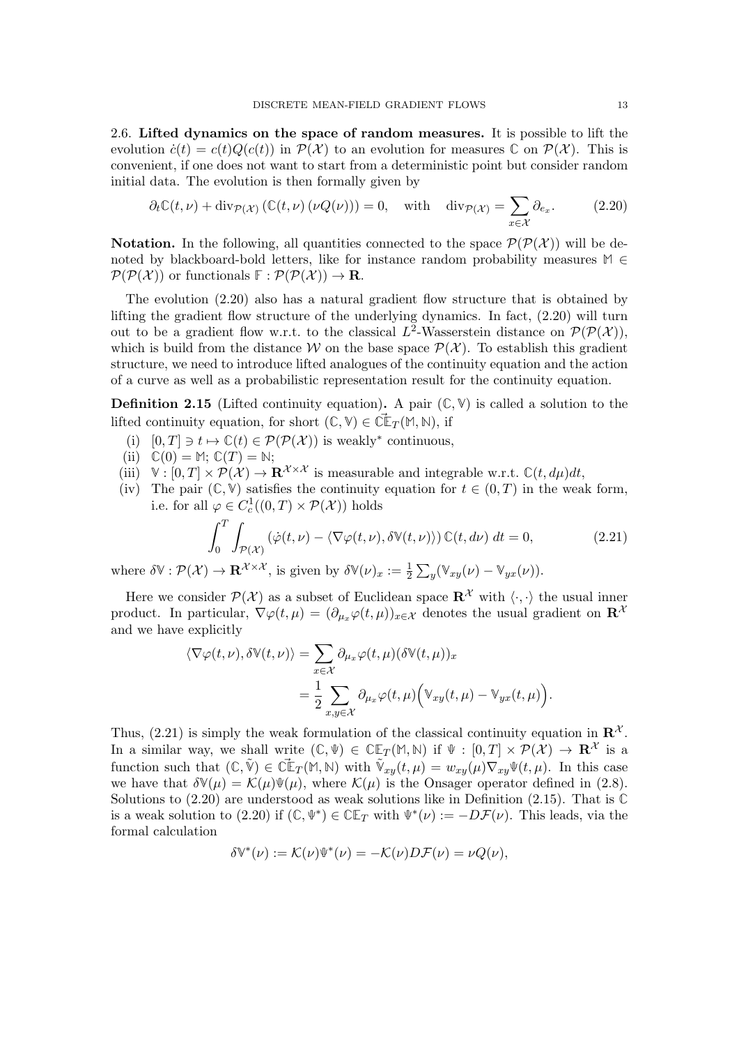2.6. **Lifted dynamics on the space of random measures.** It is possible to lift the evolution $\dot{c}(t) = c(t)Q(c(t))$ in $\mathcal{P}(\mathcal{X})$ to an evolution for measures $\mathbb{C}$ on $\mathcal{P}(\mathcal{X})$. This is convenient, if one does not want to start from a deterministic point but consider random initial data. The evolution is then formally given by

$$\partial_t \mathbb{C}(t,\nu) + \operatorname{div}_{\mathcal{P}(\mathcal{X})} \left(\mathbb{C}(t,\nu)\left(\nu Q(\nu)\right)\right) = 0, \quad \text{with} \quad \operatorname{div}_{\mathcal{P}(\mathcal{X})} = \sum_{x\in\mathcal{X}} \partial_{e_x}. \tag{2.20}$$

**Notation.** In the following, all quantities connected to the space $\mathcal{P}(\mathcal{P}(\mathcal{X}))$ will be denoted by blackboard-bold letters, like for instance random probability measures $\mathbb{M} \in \mathcal{P}(\mathcal{P}(\mathcal{X}))$ or functionals $\mathbb{F} : \mathcal{P}(\mathcal{P}(\mathcal{X})) \to \mathbf{R}$.

The evolution (2.20) also has a natural gradient flow structure that is obtained by lifting the gradient flow structure of the underlying dynamics. In fact, (2.20) will turn out to be a gradient flow w.r.t. to the classical $L^2$-Wasserstein distance on $\mathcal{P}(\mathcal{P}(\mathcal{X}))$, which is build from the distance $\mathcal{W}$ on the base space $\mathcal{P}(\mathcal{X})$. To establish this gradient structure, we need to introduce lifted analogues of the continuity equation and the action of a curve as well as a probabilistic representation result for the continuity equation.

**Definition 2.15** (Lifted continuity equation)**.** A pair $(\mathbb{C},\mathbb{V})$ is called a solution to the lifted continuity equation, for short $(\mathbb{C},\mathbb{V}) \in \vec{\mathbb{CE}}_T(\mathbb{M},\mathbb{N})$, if

(i) $[0,T] \ni t \mapsto \mathbb{C}(t) \in \mathcal{P}(\mathcal{P}(\mathcal{X}))$ is weakly* continuous,
(ii) $\mathbb{C}(0) = \mathbb{M}$; $\mathbb{C}(T) = \mathbb{N}$;
(iii) $\mathbb{V} : [0,T] \times \mathcal{P}(\mathcal{X}) \to \mathbf{R}^{\mathcal{X}\times\mathcal{X}}$ is measurable and integrable w.r.t. $\mathbb{C}(t,d\mu)dt$,
(iv) The pair $(\mathbb{C},\mathbb{V})$ satisfies the continuity equation for $t \in (0,T)$ in the weak form, i.e. for all $\varphi \in C_c^1((0,T)\times\mathcal{P}(\mathcal{X}))$ holds

$$\int_0^T \int_{\mathcal{P}(\mathcal{X})} \left(\dot{\varphi}(t,\nu) - \langle \nabla\varphi(t,\nu), \delta\mathbb{V}(t,\nu)\rangle\right) \mathbb{C}(t,d\nu)\, dt = 0, \tag{2.21}$$

where $\delta\mathbb{V} : \mathcal{P}(\mathcal{X}) \to \mathbf{R}^{\mathcal{X}\times\mathcal{X}}$, is given by $\delta\mathbb{V}(\nu)_x := \frac{1}{2}\sum_y (\mathbb{V}_{xy}(\nu) - \mathbb{V}_{yx}(\nu))$.

Here we consider $\mathcal{P}(\mathcal{X})$ as a subset of Euclidean space $\mathbf{R}^{\mathcal{X}}$ with $\langle\cdot,\cdot\rangle$ the usual inner product. In particular, $\nabla\varphi(t,\mu) = (\partial_{\mu_x}\varphi(t,\mu))_{x\in\mathcal{X}}$ denotes the usual gradient on $\mathbf{R}^{\mathcal{X}}$ and we have explicitly

$$\begin{aligned}\langle \nabla\varphi(t,\nu), \delta\mathbb{V}(t,\nu)\rangle &= \sum_{x\in\mathcal{X}} \partial_{\mu_x}\varphi(t,\mu)(\delta\mathbb{V}(t,\mu))_x \\ &= \frac{1}{2}\sum_{x,y\in\mathcal{X}} \partial_{\mu_x}\varphi(t,\mu)\Big(\mathbb{V}_{xy}(t,\mu) - \mathbb{V}_{yx}(t,\mu)\Big).\end{aligned}$$

Thus, (2.21) is simply the weak formulation of the classical continuity equation in $\mathbf{R}^{\mathcal{X}}$. In a similar way, we shall write $(\mathbb{C},\Psi) \in \mathbb{CE}_T(\mathbb{M},\mathbb{N})$ if $\Psi : [0,T]\times\mathcal{P}(\mathcal{X}) \to \mathbf{R}^{\mathcal{X}}$ is a function such that $(\mathbb{C},\tilde{\mathbb{V}}) \in \vec{\mathbb{CE}}_T(\mathbb{M},\mathbb{N})$ with $\tilde{\mathbb{V}}_{xy}(t,\mu) = w_{xy}(\mu)\nabla_{xy}\Psi(t,\mu)$. In this case we have that $\delta\mathbb{V}(\mu) = \mathcal{K}(\mu)\Psi(\mu)$, where $\mathcal{K}(\mu)$ is the Onsager operator defined in (2.8). Solutions to (2.20) are understood as weak solutions like in Definition (2.15). That is $\mathbb{C}$ is a weak solution to (2.20) if $(\mathbb{C},\Psi^*) \in \mathbb{CE}_T$ with $\Psi^*(\nu) := -D\mathcal{F}(\nu)$. This leads, via the formal calculation

$$\delta\mathbb{V}^*(\nu) := \mathcal{K}(\nu)\Psi^*(\nu) = -\mathcal{K}(\nu)D\mathcal{F}(\nu) = \nu Q(\nu),$$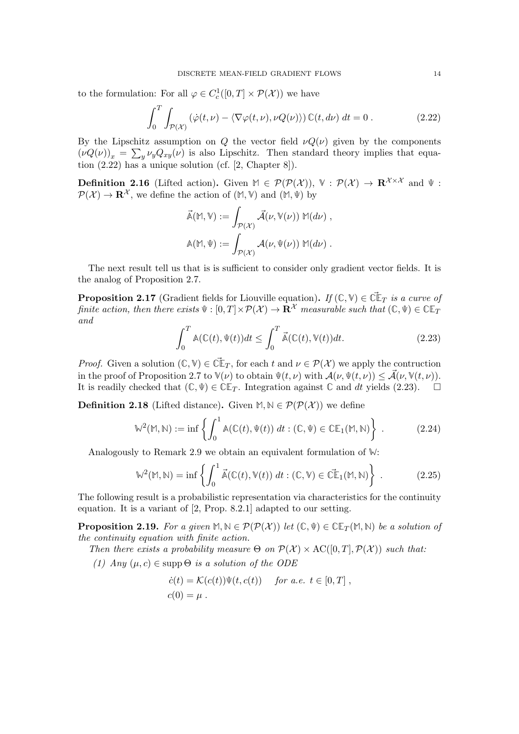to the formulation: For all $\varphi \in C_c^1([0,T] \times \mathcal{P}(\mathcal{X}))$ we have

$$\int_0^T \int_{\mathcal{P}(\mathcal{X})} \left( \dot{\varphi}(t,\nu) - \langle \nabla \varphi(t,\nu), \nu Q(\nu) \rangle \right) \mathbb{C}(t, d\nu) \; dt = 0 \; . \tag{2.22}$$

By the Lipschitz assumption on $Q$ the vector field $\nu Q(\nu)$ given by the components $\left(\nu Q(\nu)\right)_x = \sum_y \nu_y Q_{xy}(\nu)$ is also Lipschitz. Then standard theory implies that equation (2.22) has a unique solution (cf. [2, Chapter 8]).

**Definition 2.16** (Lifted action)**.** Given $\mathbb{M} \in \mathcal{P}(\mathcal{P}(\mathcal{X}))$, $\mathbb{V} : \mathcal{P}(\mathcal{X}) \to \mathbf{R}^{\mathcal{X}\times\mathcal{X}}$ and $\mathbb{\Psi} : \mathcal{P}(\mathcal{X}) \to \mathbf{R}^{\mathcal{X}}$, we define the action of $(\mathbb{M}, \mathbb{V})$ and $(\mathbb{M}, \mathbb{\Psi})$ by

$$\vec{\mathbb{A}}(\mathbb{M}, \mathbb{V}) := \int_{\mathcal{P}(\mathcal{X})} \vec{\mathcal{A}}(\nu, \mathbb{V}(\nu)) \; \mathbb{M}(d\nu) \; ,$$

$$\mathbb{A}(\mathbb{M}, \mathbb{\Psi}) := \int_{\mathcal{P}(\mathcal{X})} \mathcal{A}(\nu, \mathbb{\Psi}(\nu)) \; \mathbb{M}(d\nu) \; .$$

The next result tell us that is is sufficient to consider only gradient vector fields. It is the analog of Proposition 2.7.

**Proposition 2.17** (Gradient fields for Liouville equation)**.** *If $(\mathbb{C}, \mathbb{V}) \in \vec{\mathbb{CE}}_T$ is a curve of finite action, then there exists $\mathbb{\Psi} : [0,T] \times \mathcal{P}(\mathcal{X}) \to \mathbf{R}^{\mathcal{X}}$ measurable such that $(\mathbb{C}, \mathbb{\Psi}) \in \mathbb{CE}_T$ and*

$$\int_0^T \mathbb{A}(\mathbb{C}(t), \mathbb{\Psi}(t)) dt \le \int_0^T \vec{\mathbb{A}}(\mathbb{C}(t), \mathbb{V}(t)) dt. \tag{2.23}$$

*Proof.* Given a solution $(\mathbb{C}, \mathbb{V}) \in \vec{\mathbb{CE}}_T$, for each $t$ and $\nu \in \mathcal{P}(\mathcal{X})$ we apply the contruction in the proof of Proposition 2.7 to $\mathbb{V}(\nu)$ to obtain $\mathbb{\Psi}(t,\nu)$ with $\mathcal{A}(\nu, \mathbb{\Psi}(t,\nu)) \le \vec{\mathcal{A}}(\nu, \mathbb{V}(t,\nu))$. It is readily checked that $(\mathbb{C}, \mathbb{\Psi}) \in \mathbb{CE}_T$. Integration against $\mathbb{C}$ and $dt$ yields (2.23). $\square$

**Definition 2.18** (Lifted distance)**.** Given $\mathbb{M}, \mathbb{N} \in \mathcal{P}(\mathcal{P}(\mathcal{X}))$ we define

$$\mathbb{W}^2(\mathbb{M}, \mathbb{N}) := \inf \left\{ \int_0^1 \mathbb{A}(\mathbb{C}(t), \mathbb{\Psi}(t)) \; dt : (\mathbb{C}, \mathbb{\Psi}) \in \mathbb{CE}_1(\mathbb{M}, \mathbb{N}) \right\} \; . \tag{2.24}$$

Analogously to Remark 2.9 we obtain an equivalent formulation of $\mathbb{W}$:

$$\mathbb{W}^2(\mathbb{M}, \mathbb{N}) = \inf \left\{ \int_0^1 \vec{\mathbb{A}}(\mathbb{C}(t), \mathbb{V}(t)) \; dt : (\mathbb{C}, \mathbb{V}) \in \vec{\mathbb{CE}}_1(\mathbb{M}, \mathbb{N}) \right\} \; . \tag{2.25}$$

The following result is a probabilistic representation via characteristics for the continuity equation. It is a variant of [2, Prop. 8.2.1] adapted to our setting.

**Proposition 2.19.** *For a given $\mathbb{M}, \mathbb{N} \in \mathcal{P}(\mathcal{P}(\mathcal{X}))$ let $(\mathbb{C}, \mathbb{\Psi}) \in \mathbb{CE}_T(\mathbb{M}, \mathbb{N})$ be a solution of the continuity equation with finite action.*

*Then there exists a probability measure $\Theta$ on $\mathcal{P}(\mathcal{X}) \times \mathrm{AC}([0,T], \mathcal{P}(\mathcal{X}))$ such that:*

*(1) Any $(\mu, c) \in \operatorname{supp} \Theta$ is a solution of the ODE*

$$\dot{c}(t) = \mathcal{K}(c(t)) \mathbb{\Psi}(t, c(t)) \quad \text{for a.e. } t \in [0,T] \; ,$$
$$c(0) = \mu \; .$$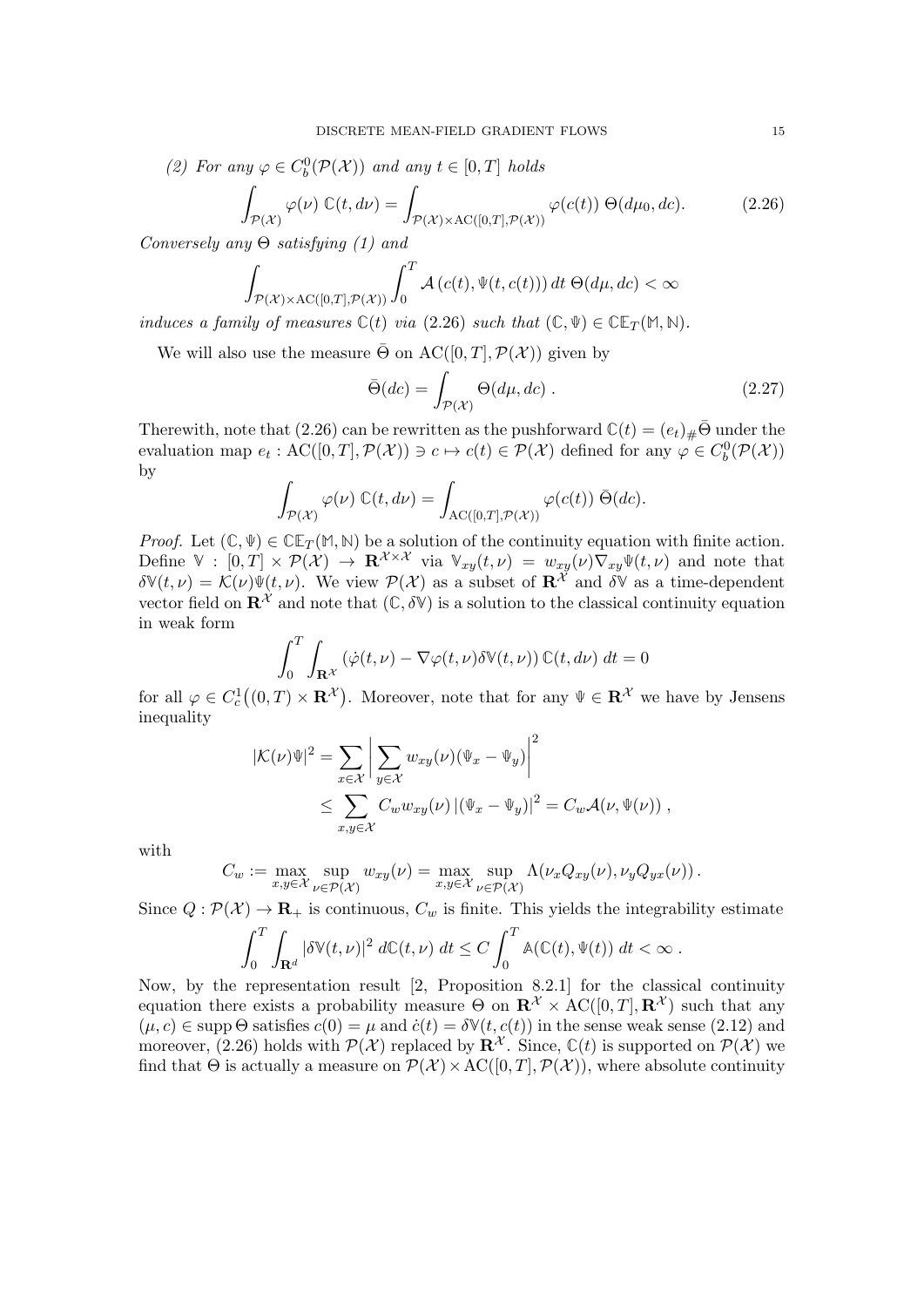*(2) For any $\varphi \in C_b^0(\mathcal{P}(\mathcal{X}))$ and any $t \in [0,T]$ holds*

$$\int_{\mathcal{P}(\mathcal{X})} \varphi(\nu)\ \mathbb{C}(t, d\nu) = \int_{\mathcal{P}(\mathcal{X})\times \mathrm{AC}([0,T],\mathcal{P}(\mathcal{X}))} \varphi(c(t))\ \Theta(d\mu_0, dc). \tag{2.26}$$

*Conversely any $\Theta$ satisfying (1) and*

$$\int_{\mathcal{P}(\mathcal{X})\times \mathrm{AC}([0,T],\mathcal{P}(\mathcal{X}))} \int_0^T \mathcal{A}\left(c(t), \mathbb{\Psi}(t, c(t))\right) dt\ \Theta(d\mu, dc) < \infty$$

*induces a family of measures $\mathbb{C}(t)$ via (2.26) such that $(\mathbb{C}, \mathbb{\Psi}) \in \mathbb{CE}_T(\mathbb{M}, \mathbb{N})$.*

We will also use the measure $\bar{\Theta}$ on $\mathrm{AC}([0,T],\mathcal{P}(\mathcal{X}))$ given by

$$\bar{\Theta}(dc) = \int_{\mathcal{P}(\mathcal{X})} \Theta(d\mu, dc)\ . \tag{2.27}$$

Therewith, note that (2.26) can be rewritten as the pushforward $\mathbb{C}(t) = (e_t)_\# \bar{\Theta}$ under the evaluation map $e_t : \mathrm{AC}([0,T],\mathcal{P}(\mathcal{X})) \ni c \mapsto c(t) \in \mathcal{P}(\mathcal{X})$ defined for any $\varphi \in C_b^0(\mathcal{P}(\mathcal{X}))$ by

$$\int_{\mathcal{P}(\mathcal{X})} \varphi(\nu)\ \mathbb{C}(t, d\nu) = \int_{\mathrm{AC}([0,T],\mathcal{P}(\mathcal{X}))} \varphi(c(t))\ \bar{\Theta}(dc).$$

*Proof.* Let $(\mathbb{C}, \mathbb{\Psi}) \in \mathbb{CE}_T(\mathbb{M}, \mathbb{N})$ be a solution of the continuity equation with finite action. Define $\mathbb{V} : [0,T] \times \mathcal{P}(\mathcal{X}) \to \mathbf{R}^{\mathcal{X}\times\mathcal{X}}$ via $\mathbb{V}_{xy}(t,\nu) = w_{xy}(\nu)\nabla_{xy}\mathbb{\Psi}(t,\nu)$ and note that $\delta\mathbb{V}(t,\nu) = \mathcal{K}(\nu)\mathbb{\Psi}(t,\nu)$. We view $\mathcal{P}(\mathcal{X})$ as a subset of $\mathbf{R}^{\mathcal{X}}$ and $\delta\mathbb{V}$ as a time-dependent vector field on $\mathbf{R}^{\mathcal{X}}$ and note that $(\mathbb{C}, \delta\mathbb{V})$ is a solution to the classical continuity equation in weak form

$$\int_0^T \int_{\mathbf{R}^{\mathcal{X}}} \left(\dot{\varphi}(t,\nu) - \nabla\varphi(t,\nu)\delta\mathbb{V}(t,\nu)\right) \mathbb{C}(t, d\nu)\ dt = 0$$

for all $\varphi \in C_c^1\big((0,T)\times\mathbf{R}^{\mathcal{X}}\big)$. Moreover, note that for any $\mathbb{\Psi} \in \mathbf{R}^{\mathcal{X}}$ we have by Jensens inequality

$$\begin{aligned}
|\mathcal{K}(\nu)\mathbb{\Psi}|^2 &= \sum_{x\in\mathcal{X}} \left| \sum_{y\in\mathcal{X}} w_{xy}(\nu)(\mathbb{\Psi}_x - \mathbb{\Psi}_y) \right|^2 \\
&\leq \sum_{x,y\in\mathcal{X}} C_w w_{xy}(\nu) \left|(\mathbb{\Psi}_x - \mathbb{\Psi}_y)\right|^2 = C_w \mathcal{A}(\nu, \mathbb{\Psi}(\nu))\ ,
\end{aligned}$$

with

$$C_w := \max_{x,y\in\mathcal{X}} \sup_{\nu\in\mathcal{P}(\mathcal{X})} w_{xy}(\nu) = \max_{x,y\in\mathcal{X}} \sup_{\nu\in\mathcal{P}(\mathcal{X})} \Lambda(\nu_x Q_{xy}(\nu), \nu_y Q_{yx}(\nu))\,.$$

Since $Q : \mathcal{P}(\mathcal{X}) \to \mathbf{R}_+$ is continuous, $C_w$ is finite. This yields the integrability estimate

$$\int_0^T \int_{\mathbf{R}^d} |\delta\mathbb{V}(t,\nu)|^2\ d\mathbb{C}(t,\nu)\ dt \leq C \int_0^T \mathbb{A}(\mathbb{C}(t), \mathbb{\Psi}(t))\ dt < \infty\,.$$

Now, by the representation result [2, Proposition 8.2.1] for the classical continuity equation there exists a probability measure $\Theta$ on $\mathbf{R}^{\mathcal{X}} \times \mathrm{AC}([0,T],\mathbf{R}^{\mathcal{X}})$ such that any $(\mu, c) \in \operatorname{supp}\Theta$ satisfies $c(0) = \mu$ and $\dot{c}(t) = \delta\mathbb{V}(t, c(t))$ in the sense weak sense (2.12) and moreover, (2.26) holds with $\mathcal{P}(\mathcal{X})$ replaced by $\mathbf{R}^{\mathcal{X}}$. Since, $\mathbb{C}(t)$ is supported on $\mathcal{P}(\mathcal{X})$ we find that $\Theta$ is actually a measure on $\mathcal{P}(\mathcal{X}) \times \mathrm{AC}([0,T],\mathcal{P}(\mathcal{X}))$, where absolute continuity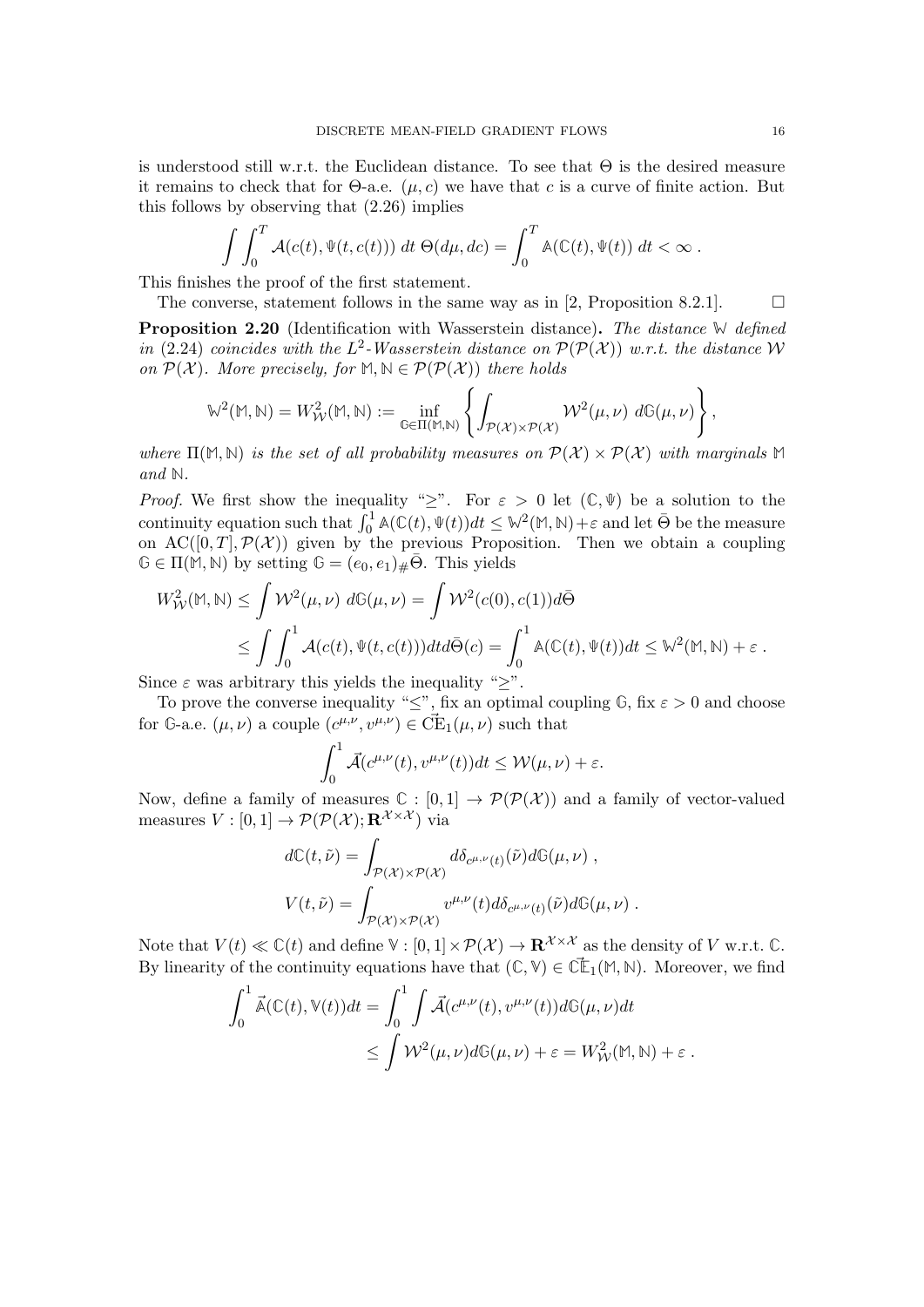is understood still w.r.t. the Euclidean distance. To see that $\Theta$ is the desired measure it remains to check that for $\Theta$-a.e. $(\mu, c)$ we have that $c$ is a curve of finite action. But this follows by observing that (2.26) implies

$$\int\int_0^T \mathcal{A}(c(t), \Psi(t, c(t)))\; dt\; \Theta(d\mu, dc) = \int_0^T \mathbb{A}(\mathbb{C}(t), \Psi(t))\; dt < \infty\; .$$

This finishes the proof of the first statement.

The converse, statement follows in the same way as in [2, Proposition 8.2.1]. $\square$

**Proposition 2.20** (Identification with Wasserstein distance)**.** *The distance* $\mathbb{W}$ *defined in* (2.24) *coincides with the* $L^2$*-Wasserstein distance on* $\mathcal{P}(\mathcal{P}(\mathcal{X}))$ *w.r.t. the distance* $\mathcal{W}$ *on* $\mathcal{P}(\mathcal{X})$*. More precisely, for* $\mathbb{M}, \mathbb{N} \in \mathcal{P}(\mathcal{P}(\mathcal{X}))$ *there holds*

$$\mathbb{W}^2(\mathbb{M}, \mathbb{N}) = W^2_{\mathcal{W}}(\mathbb{M}, \mathbb{N}) := \inf_{\mathbb{G}\in\Pi(\mathbb{M},\mathbb{N})} \left\{ \int_{\mathcal{P}(\mathcal{X})\times\mathcal{P}(\mathcal{X})} \mathcal{W}^2(\mu, \nu)\; d\mathbb{G}(\mu, \nu) \right\},$$

*where* $\Pi(\mathbb{M}, \mathbb{N})$ *is the set of all probability measures on* $\mathcal{P}(\mathcal{X}) \times \mathcal{P}(\mathcal{X})$ *with marginals* $\mathbb{M}$ *and* $\mathbb{N}$*.*

*Proof.* We first show the inequality "$\geq$". For $\varepsilon > 0$ let $(\mathbb{C}, \Psi)$ be a solution to the continuity equation such that $\int_0^1 \mathbb{A}(\mathbb{C}(t), \Psi(t))dt \leq \mathbb{W}^2(\mathbb{M}, \mathbb{N}) + \varepsilon$ and let $\bar{\Theta}$ be the measure on $\mathrm{AC}([0,T], \mathcal{P}(\mathcal{X}))$ given by the previous Proposition. Then we obtain a coupling $\mathbb{G} \in \Pi(\mathbb{M}, \mathbb{N})$ by setting $\mathbb{G} = (e_0, e_1)_\# \bar{\Theta}$. This yields

$$\begin{aligned}
W^2_{\mathcal{W}}(\mathbb{M}, \mathbb{N}) &\leq \int \mathcal{W}^2(\mu, \nu)\; d\mathbb{G}(\mu, \nu) = \int \mathcal{W}^2(c(0), c(1)) d\bar{\Theta} \\
&\leq \int\int_0^1 \mathcal{A}(c(t), \Psi(t, c(t))) dt d\bar{\Theta}(c) = \int_0^1 \mathbb{A}(\mathbb{C}(t), \Psi(t)) dt \leq \mathbb{W}^2(\mathbb{M}, \mathbb{N}) + \varepsilon\; .
\end{aligned}$$

Since $\varepsilon$ was arbitrary this yields the inequality "$\geq$".

To prove the converse inequality "$\leq$", fix an optimal coupling $\mathbb{G}$, fix $\varepsilon > 0$ and choose for $\mathbb{G}$-a.e. $(\mu, \nu)$ a couple $(c^{\mu,\nu}, v^{\mu,\nu}) \in \vec{\mathrm{CE}}_1(\mu, \nu)$ such that

$$\int_0^1 \vec{\mathcal{A}}(c^{\mu,\nu}(t), v^{\mu,\nu}(t)) dt \leq \mathcal{W}(\mu, \nu) + \varepsilon.$$

Now, define a family of measures $\mathbb{C} : [0,1] \to \mathcal{P}(\mathcal{P}(\mathcal{X}))$ and a family of vector-valued measures $V : [0,1] \to \mathcal{P}(\mathcal{P}(\mathcal{X}); \mathbf{R}^{\mathcal{X}\times\mathcal{X}})$ via

$$\begin{aligned}
d\mathbb{C}(t, \tilde{\nu}) &= \int_{\mathcal{P}(\mathcal{X})\times\mathcal{P}(\mathcal{X})} d\delta_{c^{\mu,\nu}(t)}(\tilde{\nu}) d\mathbb{G}(\mu, \nu)\; , \\
V(t, \tilde{\nu}) &= \int_{\mathcal{P}(\mathcal{X})\times\mathcal{P}(\mathcal{X})} v^{\mu,\nu}(t) d\delta_{c^{\mu,\nu}(t)}(\tilde{\nu}) d\mathbb{G}(\mu, \nu)\; .
\end{aligned}$$

Note that $V(t) \ll \mathbb{C}(t)$ and define $\mathbb{V} : [0,1] \times \mathcal{P}(\mathcal{X}) \to \mathbf{R}^{\mathcal{X}\times\mathcal{X}}$ as the density of $V$ w.r.t. $\mathbb{C}$. By linearity of the continuity equations have that $(\mathbb{C}, \mathbb{V}) \in \vec{\mathbb{CE}}_1(\mathbb{M}, \mathbb{N})$. Moreover, we find

$$\begin{aligned}
\int_0^1 \vec{\mathbb{A}}(\mathbb{C}(t), \mathbb{V}(t)) dt &= \int_0^1 \int \vec{\mathcal{A}}(c^{\mu,\nu}(t), v^{\mu,\nu}(t)) d\mathbb{G}(\mu, \nu) dt \\
&\leq \int \mathcal{W}^2(\mu, \nu) d\mathbb{G}(\mu, \nu) + \varepsilon = W^2_{\mathcal{W}}(\mathbb{M}, \mathbb{N}) + \varepsilon\; .
\end{aligned}$$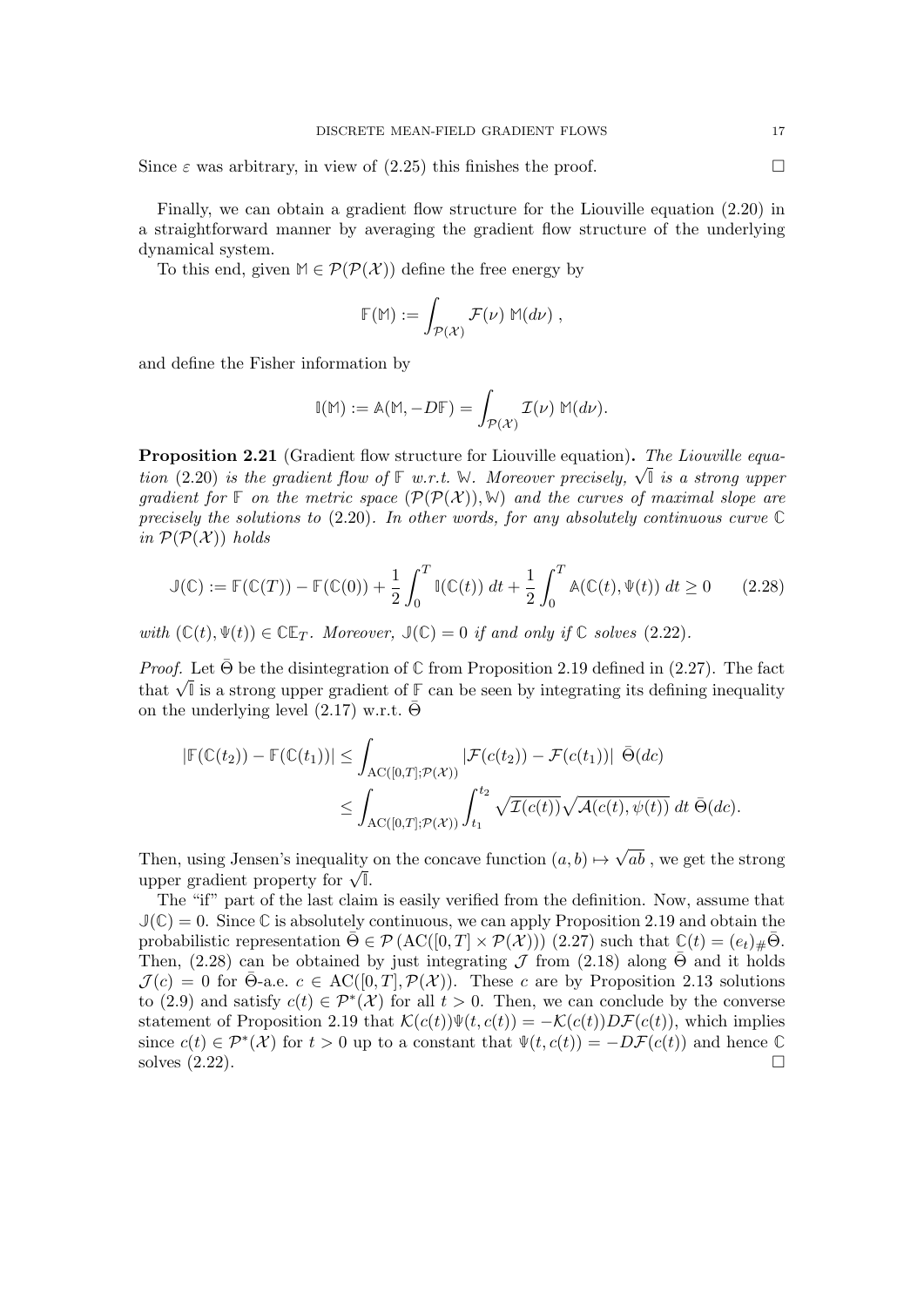Since $\varepsilon$ was arbitrary, in view of (2.25) this finishes the proof. $\square$

Finally, we can obtain a gradient flow structure for the Liouville equation (2.20) in a straightforward manner by averaging the gradient flow structure of the underlying dynamical system.

To this end, given $\mathbb{M} \in \mathcal{P}(\mathcal{P}(\mathcal{X}))$ define the free energy by

$$\mathbb{F}(\mathbb{M}) := \int_{\mathcal{P}(\mathcal{X})} \mathcal{F}(\nu) \, \mathbb{M}(d\nu) \, ,$$

and define the Fisher information by

$$\mathbb{I}(\mathbb{M}) := \mathbb{A}(\mathbb{M}, -D\mathbb{F}) = \int_{\mathcal{P}(\mathcal{X})} \mathcal{I}(\nu) \, \mathbb{M}(d\nu).$$

**Proposition 2.21** (Gradient flow structure for Liouville equation)**.** *The Liouville equation* (2.20) *is the gradient flow of $\mathbb{F}$ w.r.t. $\mathbb{W}$. Moreover precisely, $\sqrt{\mathbb{I}}$ is a strong upper gradient for $\mathbb{F}$ on the metric space $(\mathcal{P}(\mathcal{P}(\mathcal{X})), \mathbb{W})$ and the curves of maximal slope are precisely the solutions to* (2.20)*. In other words, for any absolutely continuous curve $\mathbb{C}$ in $\mathcal{P}(\mathcal{P}(\mathcal{X}))$ holds*

$$\mathbb{J}(\mathbb{C}) := \mathbb{F}(\mathbb{C}(T)) - \mathbb{F}(\mathbb{C}(0)) + \frac{1}{2}\int_0^T \mathbb{I}(\mathbb{C}(t)) \, dt + \frac{1}{2}\int_0^T \mathbb{A}(\mathbb{C}(t), \Psi(t)) \, dt \geq 0 \qquad (2.28)$$

*with $(\mathbb{C}(t), \Psi(t)) \in \mathbb{CE}_T$. Moreover, $\mathbb{J}(\mathbb{C}) = 0$ if and only if $\mathbb{C}$ solves* (2.22)*.*

*Proof.* Let $\bar{\Theta}$ be the disintegration of $\mathbb{C}$ from Proposition 2.19 defined in (2.27). The fact that $\sqrt{\mathbb{I}}$ is a strong upper gradient of $\mathbb{F}$ can be seen by integrating its defining inequality on the underlying level (2.17) w.r.t. $\bar{\Theta}$

$$\begin{aligned}
|\mathbb{F}(\mathbb{C}(t_2)) - \mathbb{F}(\mathbb{C}(t_1))| &\leq \int_{\mathrm{AC}([0,T];\mathcal{P}(\mathcal{X}))} |\mathcal{F}(c(t_2)) - \mathcal{F}(c(t_1))| \; \bar{\Theta}(dc) \\
&\leq \int_{\mathrm{AC}([0,T];\mathcal{P}(\mathcal{X}))} \int_{t_1}^{t_2} \sqrt{\mathcal{I}(c(t))}\sqrt{\mathcal{A}(c(t), \psi(t))} \; dt \; \bar{\Theta}(dc).
\end{aligned}$$

Then, using Jensen's inequality on the concave function $(a, b) \mapsto \sqrt{ab}$ , we get the strong upper gradient property for $\sqrt{\mathbb{I}}$.

The "if" part of the last claim is easily verified from the definition. Now, assume that $\mathbb{J}(\mathbb{C}) = 0$. Since $\mathbb{C}$ is absolutely continuous, we can apply Proposition 2.19 and obtain the probabilistic representation $\bar{\Theta} \in \mathcal{P}\left(\mathrm{AC}([0,T] \times \mathcal{P}(\mathcal{X}))\right)$ (2.27) such that $\mathbb{C}(t) = (e_t)_{\#}\bar{\Theta}$. Then, (2.28) can be obtained by just integrating $\mathcal{J}$ from (2.18) along $\bar{\Theta}$ and it holds $\mathcal{J}(c) = 0$ for $\bar{\Theta}$-a.e. $c \in \mathrm{AC}([0,T], \mathcal{P}(\mathcal{X}))$. These $c$ are by Proposition 2.13 solutions to (2.9) and satisfy $c(t) \in \mathcal{P}^*(\mathcal{X})$ for all $t > 0$. Then, we can conclude by the converse statement of Proposition 2.19 that $\mathcal{K}(c(t))\Psi(t, c(t)) = -\mathcal{K}(c(t))D\mathcal{F}(c(t))$, which implies since $c(t) \in \mathcal{P}^*(\mathcal{X})$ for $t > 0$ up to a constant that $\Psi(t, c(t)) = -D\mathcal{F}(c(t))$ and hence $\mathbb{C}$ solves (2.22). $\square$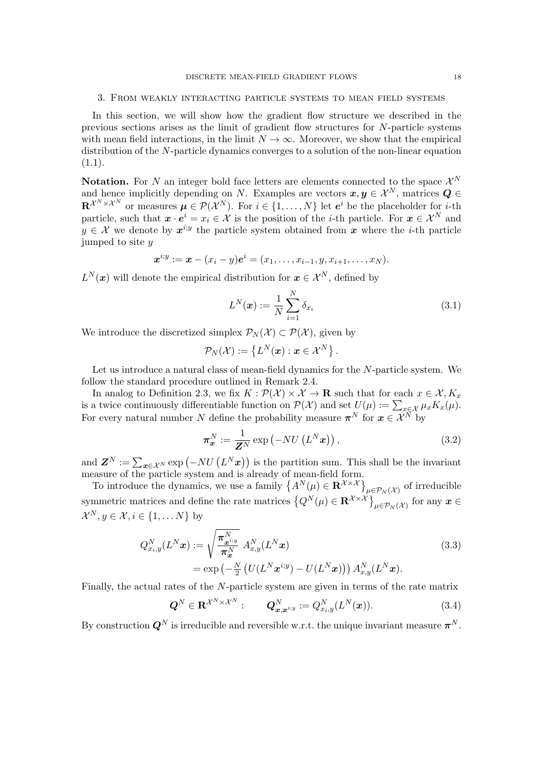## 3. From weakly interacting particle systems to mean field systems

In this section, we will show how the gradient flow structure we described in the previous sections arises as the limit of gradient flow structures for $N$-particle systems with mean field interactions, in the limit $N \to \infty$. Moreover, we show that the empirical distribution of the $N$-particle dynamics converges to a solution of the non-linear equation (1.1).

**Notation.** For $N$ an integer bold face letters are elements connected to the space $\mathcal{X}^N$ and hence implicitly depending on $N$. Examples are vectors $\boldsymbol{x}, \boldsymbol{y} \in \mathcal{X}^N$, matrices $\boldsymbol{Q} \in \mathbf{R}^{\mathcal{X}^N \times \mathcal{X}^N}$ or measures $\boldsymbol{\mu} \in \mathcal{P}(\mathcal{X}^N)$. For $i \in \{1, \ldots, N\}$ let $\boldsymbol{e}^i$ be the placeholder for $i$-th particle, such that $\boldsymbol{x} \cdot \boldsymbol{e}^i = x_i \in \mathcal{X}$ is the position of the $i$-th particle. For $\boldsymbol{x} \in \mathcal{X}^N$ and $y \in \mathcal{X}$ we denote by $\boldsymbol{x}^{i;y}$ the particle system obtained from $\boldsymbol{x}$ where the $i$-th particle jumped to site $y$

$$\boldsymbol{x}^{i;y} := \boldsymbol{x} - (x_i - y)\boldsymbol{e}^i = (x_1, \ldots, x_{i-1}, y, x_{i+1}, \ldots, x_N).$$

$L^N(\boldsymbol{x})$ will denote the empirical distribution for $\boldsymbol{x} \in \mathcal{X}^N$, defined by

$$L^N(\boldsymbol{x}) := \frac{1}{N} \sum_{i=1}^{N} \delta_{x_i} \tag{3.1}$$

We introduce the discretized simplex $\mathcal{P}_N(\mathcal{X}) \subset \mathcal{P}(\mathcal{X})$, given by

$$\mathcal{P}_N(\mathcal{X}) := \left\{ L^N(\boldsymbol{x}) : \boldsymbol{x} \in \mathcal{X}^N \right\}.$$

Let us introduce a natural class of mean-field dynamics for the $N$-particle system. We follow the standard procedure outlined in Remark 2.4.

In analog to Definition 2.3, we fix $K : \mathcal{P}(\mathcal{X}) \times \mathcal{X} \to \mathbf{R}$ such that for each $x \in \mathcal{X}$, $K_x$ is a twice continuously differentiable function on $\mathcal{P}(\mathcal{X})$ and set $U(\mu) := \sum_{x \in \mathcal{X}} \mu_x K_x(\mu)$. For every natural number $N$ define the probability measure $\boldsymbol{\pi}^N$ for $\boldsymbol{x} \in \mathcal{X}^N$ by

$$\boldsymbol{\pi}^N_{\boldsymbol{x}} := \frac{1}{\boldsymbol{Z}^N} \exp\left(-NU\left(L^N \boldsymbol{x}\right)\right), \tag{3.2}$$

and $\boldsymbol{Z}^N := \sum_{\boldsymbol{x} \in \mathcal{X}^N} \exp\left(-NU\left(L^N \boldsymbol{x}\right)\right)$ is the partition sum. This shall be the invariant measure of the particle system and is already of mean-field form.

To introduce the dynamics, we use a family $\left\{A^N(\mu) \in \mathbf{R}^{\mathcal{X} \times \mathcal{X}}\right\}_{\mu \in \mathcal{P}_N(\mathcal{X})}$ of irreducible symmetric matrices and define the rate matrices $\left\{Q^N(\mu) \in \mathbf{R}^{\mathcal{X} \times \mathcal{X}}\right\}_{\mu \in \mathcal{P}_N(\mathcal{X})}$ for any $\boldsymbol{x} \in \mathcal{X}^N, y \in \mathcal{X}, i \in \{1, \ldots N\}$ by

$$\begin{aligned} Q^N_{x_i, y}(L^N \boldsymbol{x}) &:= \sqrt{\frac{\boldsymbol{\pi}^N_{\boldsymbol{x}^{i;y}}}{\boldsymbol{\pi}^N_{\boldsymbol{x}}}} \; A^N_{x,y}(L^N \boldsymbol{x}) \\ &= \exp\left(-\tfrac{N}{2}\left(U(L^N \boldsymbol{x}^{i;y}) - U(L^N \boldsymbol{x})\right)\right) A^N_{x,y}(L^N \boldsymbol{x}). \end{aligned} \tag{3.3}$$

Finally, the actual rates of the $N$-particle system are given in terms of the rate matrix

$$\boldsymbol{Q}^N \in \mathbf{R}^{\mathcal{X}^N \times \mathcal{X}^N} : \qquad \boldsymbol{Q}^N_{\boldsymbol{x}, \boldsymbol{x}^{i;y}} := Q^N_{x_i, y}(L^N(\boldsymbol{x})). \tag{3.4}$$

By construction $\boldsymbol{Q}^N$ is irreducible and reversible w.r.t. the unique invariant measure $\boldsymbol{\pi}^N$.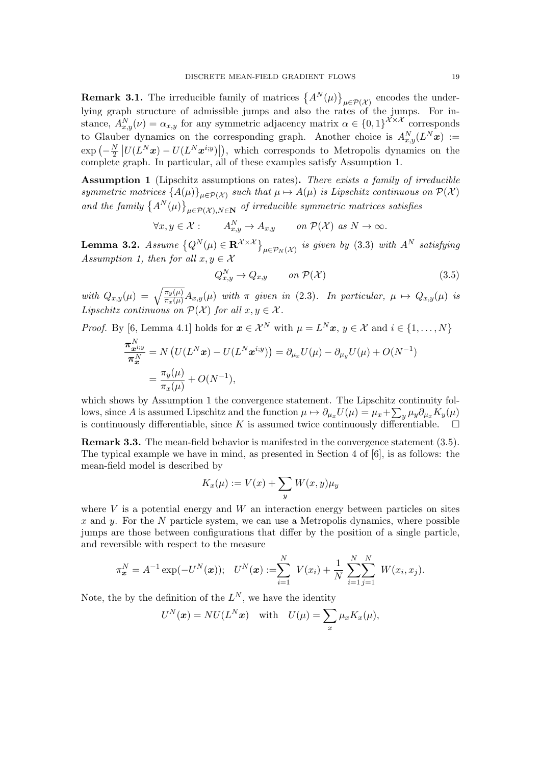**Remark 3.1.** The irreducible family of matrices $\{A^N(\mu)\}_{\mu\in\mathcal{P}(\mathcal{X})}$ encodes the underlying graph structure of admissible jumps and also the rates of the jumps. For instance, $A^N_{x,y}(\nu) = \alpha_{x,y}$ for any symmetric adjacency matrix $\alpha \in \{0,1\}^{\mathcal{X}\times\mathcal{X}}$ corresponds to Glauber dynamics on the corresponding graph. Another choice is $A^N_{x,y}(L^N\boldsymbol{x}) := \exp\left(-\frac{N}{2}\left|U(L^N\boldsymbol{x}) - U(L^N\boldsymbol{x}^{i;y})\right|\right)$, which corresponds to Metropolis dynamics on the complete graph. In particular, all of these examples satisfy Assumption 1.

**Assumption 1** (Lipschitz assumptions on rates)**.** *There exists a family of irreducible symmetric matrices $\{A(\mu)\}_{\mu\in\mathcal{P}(\mathcal{X})}$ such that $\mu \mapsto A(\mu)$ is Lipschitz continuous on $\mathcal{P}(\mathcal{X})$ and the family $\{A^N(\mu)\}_{\mu\in\mathcal{P}(\mathcal{X}),N\in\mathbf{N}}$ of irreducible symmetric matrices satisfies*

$$\forall x,y\in\mathcal{X}: \qquad A^N_{x,y}\to A_{x,y} \qquad \text{on } \mathcal{P}(\mathcal{X}) \text{ as } N\to\infty.$$

**Lemma 3.2.** *Assume $\{Q^N(\mu)\in\mathbf{R}^{\mathcal{X}\times\mathcal{X}}\}_{\mu\in\mathcal{P}_N(\mathcal{X})}$ is given by (3.3) with $A^N$ satisfying Assumption 1, then for all $x,y\in\mathcal{X}$*

$$Q^N_{x,y}\to Q_{x,y} \qquad \text{on } \mathcal{P}(\mathcal{X}) \tag{3.5}$$

*with $Q_{x,y}(\mu) = \sqrt{\frac{\pi_y(\mu)}{\pi_x(\mu)}}A_{x,y}(\mu)$ with $\pi$ given in (2.3). In particular, $\mu\mapsto Q_{x,y}(\mu)$ is Lipschitz continuous on $\mathcal{P}(\mathcal{X})$ for all $x,y\in\mathcal{X}$.*

*Proof.* By [6, Lemma 4.1] holds for $\boldsymbol{x}\in\mathcal{X}^N$ with $\mu = L^N\boldsymbol{x}$, $y\in\mathcal{X}$ and $i\in\{1,\ldots,N\}$

$$\begin{aligned}\frac{\boldsymbol{\pi}^N_{\boldsymbol{x}^{i;y}}}{\boldsymbol{\pi}^N_{\boldsymbol{x}}} &= N\left(U(L^N\boldsymbol{x}) - U(L^N\boldsymbol{x}^{i;y})\right) = \partial_{\mu_x}U(\mu) - \partial_{\mu_y}U(\mu) + O(N^{-1})\\ &= \frac{\pi_y(\mu)}{\pi_x(\mu)} + O(N^{-1}),\end{aligned}$$

which shows by Assumption 1 the convergence statement. The Lipschitz continuity follows, since $A$ is assumed Lipschitz and the function $\mu\mapsto\partial_{\mu_x}U(\mu) = \mu_x + \sum_y \mu_y\partial_{\mu_x}K_y(\mu)$ is continuously differentiable, since $K$ is assumed twice continuously differentiable. $\square$

**Remark 3.3.** The mean-field behavior is manifested in the convergence statement (3.5). The typical example we have in mind, as presented in Section 4 of [6], is as follows: the mean-field model is described by

$$K_x(\mu) := V(x) + \sum_y W(x,y)\mu_y$$

where $V$ is a potential energy and $W$ an interaction energy between particles on sites $x$ and $y$. For the $N$ particle system, we can use a Metropolis dynamics, where possible jumps are those between configurations that differ by the position of a single particle, and reversible with respect to the measure

$$\pi^N_{\boldsymbol{x}} = A^{-1}\exp(-U^N(\boldsymbol{x})); \quad U^N(\boldsymbol{x}) := \sum_{i=1}^N V(x_i) + \frac{1}{N}\sum_{i=1}^N\sum_{j=1}^N W(x_i,x_j).$$

Note, the by the definition of the $L^N$, we have the identity

$$U^N(\boldsymbol{x}) = NU(L^N\boldsymbol{x}) \quad \text{with} \quad U(\mu) = \sum_x \mu_x K_x(\mu),$$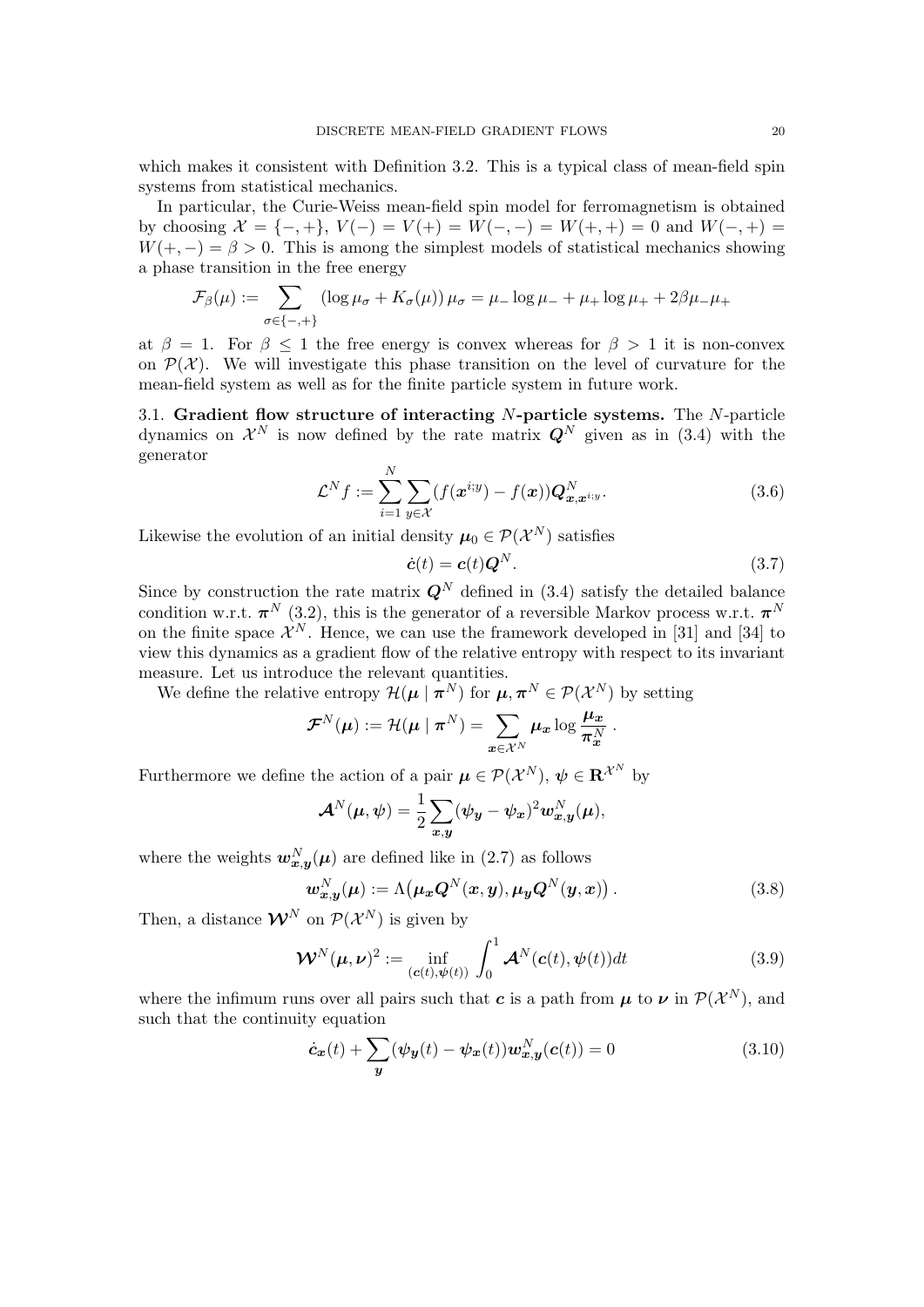which makes it consistent with Definition 3.2. This is a typical class of mean-field spin systems from statistical mechanics.

In particular, the Curie-Weiss mean-field spin model for ferromagnetism is obtained by choosing $\mathcal{X} = \{-,+\}$, $V(-) = V(+) = W(-,-) = W(+,+) = 0$ and $W(-,+) = W(+,-) = \beta > 0$. This is among the simplest models of statistical mechanics showing a phase transition in the free energy

$$\mathcal{F}_\beta(\mu) := \sum_{\sigma \in \{-,+\}} \left(\log \mu_\sigma + K_\sigma(\mu)\right) \mu_\sigma = \mu_- \log \mu_- + \mu_+ \log \mu_+ + 2\beta \mu_- \mu_+$$

at $\beta = 1$. For $\beta \leq 1$ the free energy is convex whereas for $\beta > 1$ it is non-convex on $\mathcal{P}(\mathcal{X})$. We will investigate this phase transition on the level of curvature for the mean-field system as well as for the finite particle system in future work.

## 3.1. Gradient flow structure of interacting $N$-particle systems.

The $N$-particle dynamics on $\mathcal{X}^N$ is now defined by the rate matrix $\boldsymbol{Q}^N$ given as in (3.4) with the generator

$$\mathcal{L}^N f := \sum_{i=1}^N \sum_{y \in \mathcal{X}} (f(\boldsymbol{x}^{i;y}) - f(\boldsymbol{x})) \boldsymbol{Q}^N_{\boldsymbol{x}, \boldsymbol{x}^{i;y}}. \tag{3.6}$$

Likewise the evolution of an initial density $\boldsymbol{\mu}_0 \in \mathcal{P}(\mathcal{X}^N)$ satisfies

$$\dot{\boldsymbol{c}}(t) = \boldsymbol{c}(t) \boldsymbol{Q}^N. \tag{3.7}$$

Since by construction the rate matrix $\boldsymbol{Q}^N$ defined in (3.4) satisfy the detailed balance condition w.r.t. $\boldsymbol{\pi}^N$ (3.2), this is the generator of a reversible Markov process w.r.t. $\boldsymbol{\pi}^N$ on the finite space $\mathcal{X}^N$. Hence, we can use the framework developed in [31] and [34] to view this dynamics as a gradient flow of the relative entropy with respect to its invariant measure. Let us introduce the relevant quantities.

We define the relative entropy $\mathcal{H}(\boldsymbol{\mu} \mid \boldsymbol{\pi}^N)$ for $\boldsymbol{\mu}, \boldsymbol{\pi}^N \in \mathcal{P}(\mathcal{X}^N)$ by setting

$$\boldsymbol{\mathcal{F}}^N(\boldsymbol{\mu}) := \mathcal{H}(\boldsymbol{\mu} \mid \boldsymbol{\pi}^N) = \sum_{\boldsymbol{x} \in \mathcal{X}^N} \boldsymbol{\mu}_{\boldsymbol{x}} \log \frac{\boldsymbol{\mu}_{\boldsymbol{x}}}{\boldsymbol{\pi}^N_{\boldsymbol{x}}} .$$

Furthermore we define the action of a pair $\boldsymbol{\mu} \in \mathcal{P}(\mathcal{X}^N)$, $\boldsymbol{\psi} \in \mathbf{R}^{\mathcal{X}^N}$ by

$$\boldsymbol{\mathcal{A}}^N(\boldsymbol{\mu}, \boldsymbol{\psi}) = \frac{1}{2} \sum_{\boldsymbol{x}, \boldsymbol{y}} (\boldsymbol{\psi}_{\boldsymbol{y}} - \boldsymbol{\psi}_{\boldsymbol{x}})^2 \boldsymbol{w}^N_{\boldsymbol{x}, \boldsymbol{y}}(\boldsymbol{\mu}),$$

where the weights $\boldsymbol{w}^N_{\boldsymbol{x},\boldsymbol{y}}(\boldsymbol{\mu})$ are defined like in (2.7) as follows

$$\boldsymbol{w}^N_{\boldsymbol{x},\boldsymbol{y}}(\boldsymbol{\mu}) := \Lambda\big(\boldsymbol{\mu}_{\boldsymbol{x}} \boldsymbol{Q}^N(\boldsymbol{x}, \boldsymbol{y}), \boldsymbol{\mu}_{\boldsymbol{y}} \boldsymbol{Q}^N(\boldsymbol{y}, \boldsymbol{x})\big) . \tag{3.8}$$

Then, a distance $\boldsymbol{\mathcal{W}}^N$ on $\mathcal{P}(\mathcal{X}^N)$ is given by

$$\boldsymbol{\mathcal{W}}^N(\boldsymbol{\mu}, \boldsymbol{\nu})^2 := \inf_{(\boldsymbol{c}(t), \boldsymbol{\psi}(t))} \int_0^1 \boldsymbol{\mathcal{A}}^N(\boldsymbol{c}(t), \boldsymbol{\psi}(t)) dt \tag{3.9}$$

where the infimum runs over all pairs such that $\boldsymbol{c}$ is a path from $\boldsymbol{\mu}$ to $\boldsymbol{\nu}$ in $\mathcal{P}(\mathcal{X}^N)$, and such that the continuity equation

$$\dot{\boldsymbol{c}}_{\boldsymbol{x}}(t) + \sum_{\boldsymbol{y}} (\boldsymbol{\psi}_{\boldsymbol{y}}(t) - \boldsymbol{\psi}_{\boldsymbol{x}}(t)) \boldsymbol{w}^N_{\boldsymbol{x},\boldsymbol{y}}(\boldsymbol{c}(t)) = 0 \tag{3.10}$$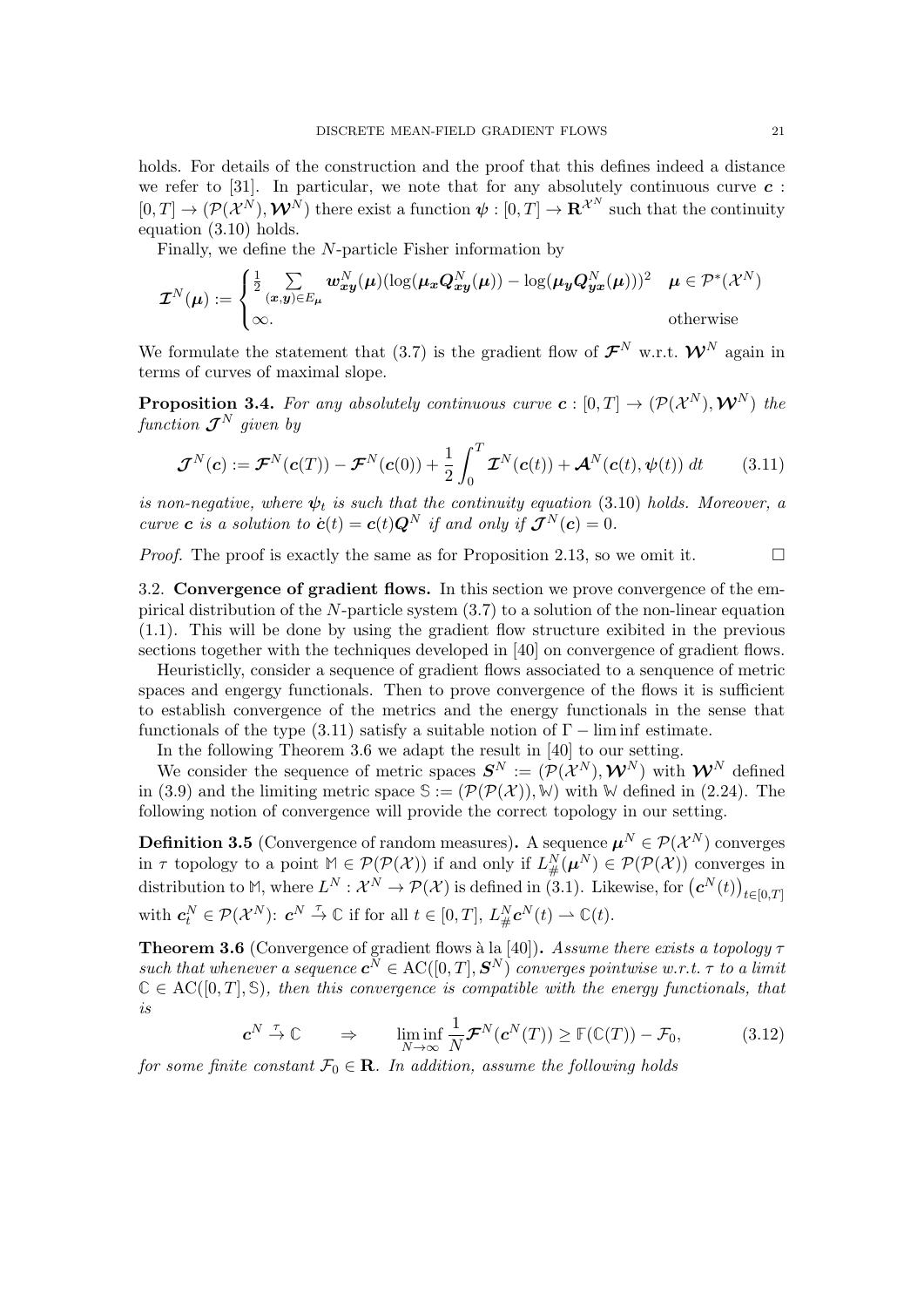holds. For details of the construction and the proof that this defines indeed a distance we refer to [31]. In particular, we note that for any absolutely continuous curve $\boldsymbol{c} : [0,T] \to (\mathcal{P}(\mathcal{X}^N), \boldsymbol{\mathcal{W}}^N)$ there exist a function $\boldsymbol{\psi} : [0,T] \to \mathbf{R}^{\mathcal{X}^N}$ such that the continuity equation (3.10) holds.

Finally, we define the $N$-particle Fisher information by

$$
\boldsymbol{\mathcal{I}}^N(\boldsymbol{\mu}) := \begin{cases} \frac{1}{2} \sum\limits_{(\boldsymbol{x},\boldsymbol{y}) \in E_{\boldsymbol{\mu}}} \boldsymbol{w}^N_{\boldsymbol{xy}}(\boldsymbol{\mu}) (\log(\boldsymbol{\mu}_{\boldsymbol{x}} \boldsymbol{Q}^N_{\boldsymbol{xy}}(\boldsymbol{\mu})) - \log(\boldsymbol{\mu}_{\boldsymbol{y}} \boldsymbol{Q}^N_{\boldsymbol{yx}}(\boldsymbol{\mu})))^2 & \boldsymbol{\mu} \in \mathcal{P}^*(\mathcal{X}^N) \\ \infty. & \text{otherwise} \end{cases}
$$

We formulate the statement that (3.7) is the gradient flow of $\boldsymbol{\mathcal{F}}^N$ w.r.t. $\boldsymbol{\mathcal{W}}^N$ again in terms of curves of maximal slope.

**Proposition 3.4.** *For any absolutely continuous curve $\boldsymbol{c} : [0,T] \to (\mathcal{P}(\mathcal{X}^N), \boldsymbol{\mathcal{W}}^N)$ the function $\boldsymbol{\mathcal{J}}^N$ given by*

$$
\boldsymbol{\mathcal{J}}^N(\boldsymbol{c}) := \boldsymbol{\mathcal{F}}^N(\boldsymbol{c}(T)) - \boldsymbol{\mathcal{F}}^N(\boldsymbol{c}(0)) + \frac{1}{2} \int_0^T \boldsymbol{\mathcal{I}}^N(\boldsymbol{c}(t)) + \boldsymbol{\mathcal{A}}^N(\boldsymbol{c}(t), \boldsymbol{\psi}(t)) \, dt \tag{3.11}
$$

*is non-negative, where $\boldsymbol{\psi}_t$ is such that the continuity equation (3.10) holds. Moreover, a curve $\boldsymbol{c}$ is a solution to $\dot{\boldsymbol{c}}(t) = \boldsymbol{c}(t)\boldsymbol{Q}^N$ if and only if $\boldsymbol{\mathcal{J}}^N(\boldsymbol{c}) = 0$.*

*Proof.* The proof is exactly the same as for Proposition 2.13, so we omit it. □

3.2. **Convergence of gradient flows.** In this section we prove convergence of the empirical distribution of the $N$-particle system (3.7) to a solution of the non-linear equation (1.1). This will be done by using the gradient flow structure exibited in the previous sections together with the techniques developed in [40] on convergence of gradient flows.

Heuristiclly, consider a sequence of gradient flows associated to a senquence of metric spaces and engergy functionals. Then to prove convergence of the flows it is sufficient to establish convergence of the metrics and the energy functionals in the sense that functionals of the type (3.11) satisfy a suitable notion of $\Gamma - \liminf$ estimate.

In the following Theorem 3.6 we adapt the result in [40] to our setting.

We consider the sequence of metric spaces $\boldsymbol{S}^N := (\mathcal{P}(\mathcal{X}^N), \boldsymbol{\mathcal{W}}^N)$ with $\boldsymbol{\mathcal{W}}^N$ defined in (3.9) and the limiting metric space $\mathbb{S} := (\mathcal{P}(\mathcal{P}(\mathcal{X})), \mathbb{W})$ with $\mathbb{W}$ defined in (2.24). The following notion of convergence will provide the correct topology in our setting.

**Definition 3.5** (Convergence of random measures)**.** A sequence $\boldsymbol{\mu}^N \in \mathcal{P}(\mathcal{X}^N)$ converges in $\tau$ topology to a point $\mathbb{M} \in \mathcal{P}(\mathcal{P}(\mathcal{X}))$ if and only if $L^N_{\#}(\boldsymbol{\mu}^N) \in \mathcal{P}(\mathcal{P}(\mathcal{X}))$ converges in distribution to $\mathbb{M}$, where $L^N : \mathcal{X}^N \to \mathcal{P}(\mathcal{X})$ is defined in (3.1). Likewise, for $\left(\boldsymbol{c}^N(t)\right)_{t \in [0,T]}$ with $\boldsymbol{c}^N_t \in \mathcal{P}(\mathcal{X}^N)$: $\boldsymbol{c}^N \xrightarrow{\tau} \mathbb{C}$ if for all $t \in [0,T]$, $L^N_{\#}\boldsymbol{c}^N(t) \rightharpoonup \mathbb{C}(t)$.

**Theorem 3.6** (Convergence of gradient flows à la [40])**.** *Assume there exists a topology $\tau$ such that whenever a sequence $\boldsymbol{c}^N \in \mathrm{AC}([0,T], \boldsymbol{S}^N)$ converges pointwise w.r.t. $\tau$ to a limit $\mathbb{C} \in \mathrm{AC}([0,T], \mathbb{S})$, then this convergence is compatible with the energy functionals, that is*

$$
\boldsymbol{c}^N \xrightarrow{\tau} \mathbb{C} \qquad \Rightarrow \qquad \liminf_{N \to \infty} \frac{1}{N} \boldsymbol{\mathcal{F}}^N(\boldsymbol{c}^N(T)) \geq \mathbb{F}(\mathbb{C}(T)) - \mathcal{F}_0, \tag{3.12}
$$

*for some finite constant $\mathcal{F}_0 \in \mathbf{R}$. In addition, assume the following holds*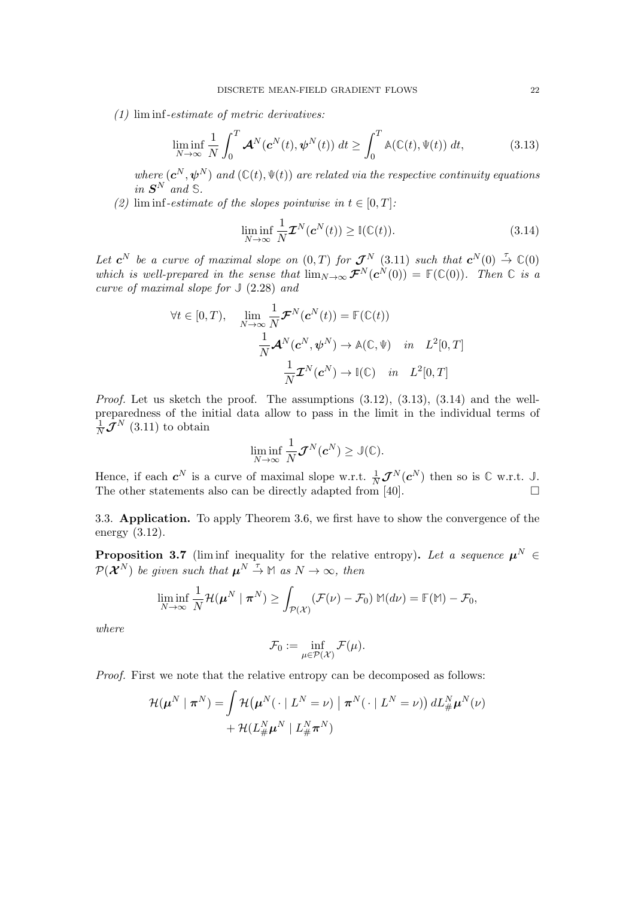*(1)* $\liminf$*-estimate of metric derivatives:*

$$\liminf_{N\to\infty} \frac{1}{N} \int_0^T \boldsymbol{\mathcal{A}}^N(\boldsymbol{c}^N(t), \boldsymbol{\psi}^N(t))\, dt \geq \int_0^T \mathbb{A}(\mathbb{C}(t), \Psi(t))\, dt, \tag{3.13}$$

*where* $(\boldsymbol{c}^N, \boldsymbol{\psi}^N)$ *and* $(\mathbb{C}(t), \Psi(t))$ *are related via the respective continuity equations in* $\boldsymbol{S}^N$ *and* $\mathbb{S}$.

*(2)* $\liminf$*-estimate of the slopes pointwise in* $t \in [0,T]$*:*

$$\liminf_{N\to\infty} \frac{1}{N} \boldsymbol{\mathcal{I}}^N(\boldsymbol{c}^N(t)) \geq \mathbb{I}(\mathbb{C}(t)). \tag{3.14}$$

*Let* $\boldsymbol{c}^N$ *be a curve of maximal slope on* $(0,T)$ *for* $\boldsymbol{\mathcal{J}}^N$ *(3.11) such that* $\boldsymbol{c}^N(0) \xrightarrow{\tau} \mathbb{C}(0)$ *which is well-prepared in the sense that* $\lim_{N\to\infty} \boldsymbol{\mathcal{F}}^N(\boldsymbol{c}^N(0)) = \mathbb{F}(\mathbb{C}(0))$*. Then* $\mathbb{C}$ *is a curve of maximal slope for* $\mathbb{J}$ *(2.28) and*

$$\begin{aligned} \forall t \in [0,T), \quad \lim_{N\to\infty} \frac{1}{N} \boldsymbol{\mathcal{F}}^N(\boldsymbol{c}^N(t)) &= \mathbb{F}(\mathbb{C}(t)) \\ \frac{1}{N} \boldsymbol{\mathcal{A}}^N(\boldsymbol{c}^N, \boldsymbol{\psi}^N) &\to \mathbb{A}(\mathbb{C}, \Psi) \quad \text{in} \quad L^2[0,T] \\ \frac{1}{N} \boldsymbol{\mathcal{I}}^N(\boldsymbol{c}^N) &\to \mathbb{I}(\mathbb{C}) \quad \text{in} \quad L^2[0,T] \end{aligned}$$

*Proof.* Let us sketch the proof. The assumptions (3.12), (3.13), (3.14) and the well-preparedness of the initial data allow to pass in the limit in the individual terms of $\frac{1}{N}\boldsymbol{\mathcal{J}}^N$ (3.11) to obtain

$$\liminf_{N\to\infty} \frac{1}{N} \boldsymbol{\mathcal{J}}^N(\boldsymbol{c}^N) \geq \mathbb{J}(\mathbb{C}).$$

Hence, if each $\boldsymbol{c}^N$ is a curve of maximal slope w.r.t. $\frac{1}{N}\boldsymbol{\mathcal{J}}^N(\boldsymbol{c}^N)$ then so is $\mathbb{C}$ w.r.t. $\mathbb{J}$. The other statements also can be directly adapted from [40]. □

## 3.3. **Application.**

To apply Theorem 3.6, we first have to show the convergence of the energy (3.12).

**Proposition 3.7** ($\liminf$ inequality for the relative entropy)**.** *Let a sequence* $\boldsymbol{\mu}^N \in \mathcal{P}(\boldsymbol{\mathcal{X}}^N)$ *be given such that* $\boldsymbol{\mu}^N \xrightarrow{\tau} \mathbb{M}$ *as* $N \to \infty$*, then*

$$\liminf_{N\to\infty} \frac{1}{N} \mathcal{H}(\boldsymbol{\mu}^N \mid \boldsymbol{\pi}^N) \geq \int_{\mathcal{P}(\mathcal{X})} (\mathcal{F}(\nu) - \mathcal{F}_0)\, \mathbb{M}(d\nu) = \mathbb{F}(\mathbb{M}) - \mathcal{F}_0,$$

*where*

$$\mathcal{F}_0 := \inf_{\mu \in \mathcal{P}(\mathcal{X})} \mathcal{F}(\mu).$$

*Proof.* First we note that the relative entropy can be decomposed as follows:

$$\begin{aligned} \mathcal{H}(\boldsymbol{\mu}^N \mid \boldsymbol{\pi}^N) = &\int \mathcal{H}\big(\boldsymbol{\mu}^N(\,\cdot \mid L^N = \nu) \bigm| \boldsymbol{\pi}^N(\,\cdot \mid L^N = \nu)\big)\, dL^N_\# \boldsymbol{\mu}^N(\nu) \\ &+ \mathcal{H}(L^N_\# \boldsymbol{\mu}^N \mid L^N_\# \boldsymbol{\pi}^N) \end{aligned}$$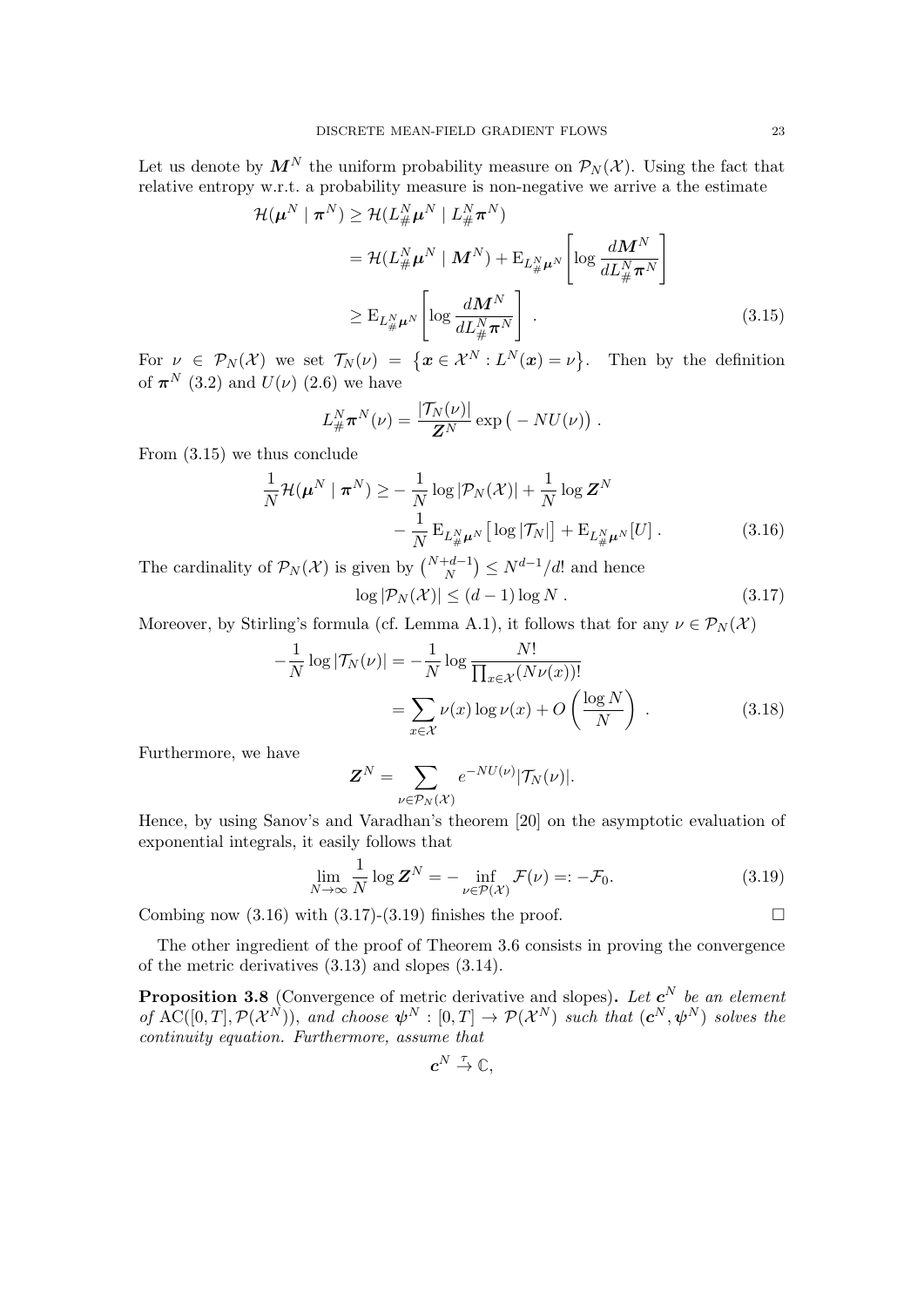Let us denote by $\boldsymbol{M}^N$ the uniform probability measure on $\mathcal{P}_N(\mathcal{X})$. Using the fact that relative entropy w.r.t. a probability measure is non-negative we arrive a the estimate

$$
\begin{aligned}
\mathcal{H}(\boldsymbol{\mu}^N \mid \boldsymbol{\pi}^N) &\geq \mathcal{H}(L^N_\# \boldsymbol{\mu}^N \mid L^N_\# \boldsymbol{\pi}^N) \\
&= \mathcal{H}(L^N_\# \boldsymbol{\mu}^N \mid \boldsymbol{M}^N) + \mathrm{E}_{L^N_\# \boldsymbol{\mu}^N}\left[\log \frac{d\boldsymbol{M}^N}{dL^N_\# \boldsymbol{\pi}^N}\right] \\
&\geq \mathrm{E}_{L^N_\# \boldsymbol{\mu}^N}\left[\log \frac{d\boldsymbol{M}^N}{dL^N_\# \boldsymbol{\pi}^N}\right] . \qquad (3.15)
\end{aligned}
$$

For $\nu \in \mathcal{P}_N(\mathcal{X})$ we set $\mathcal{T}_N(\nu) = \left\{\boldsymbol{x} \in \mathcal{X}^N : L^N(\boldsymbol{x}) = \nu\right\}$. Then by the definition of $\boldsymbol{\pi}^N$ (3.2) and $U(\nu)$ (2.6) we have

$$
L^N_\# \boldsymbol{\pi}^N(\nu) = \frac{|\mathcal{T}_N(\nu)|}{\boldsymbol{Z}^N} \exp\big( - NU(\nu)\big) .
$$

From (3.15) we thus conclude

$$
\begin{aligned}
\frac{1}{N}\mathcal{H}(\boldsymbol{\mu}^N \mid \boldsymbol{\pi}^N) \geq &- \frac{1}{N}\log|\mathcal{P}_N(\mathcal{X})| + \frac{1}{N}\log \boldsymbol{Z}^N \\
&- \frac{1}{N}\mathrm{E}_{L^N_\# \boldsymbol{\mu}^N}\big[\log|\mathcal{T}_N|\big] + \mathrm{E}_{L^N_\# \boldsymbol{\mu}^N}[U] . \qquad (3.16)
\end{aligned}
$$

The cardinality of $\mathcal{P}_N(\mathcal{X})$ is given by $\binom{N+d-1}{N} \leq N^{d-1}/d!$ and hence

$$
\log|\mathcal{P}_N(\mathcal{X})| \leq (d-1)\log N . \qquad (3.17)
$$

Moreover, by Stirling's formula (cf. Lemma A.1), it follows that for any $\nu \in \mathcal{P}_N(\mathcal{X})$

$$
\begin{aligned}
-\frac{1}{N}\log|\mathcal{T}_N(\nu)| &= -\frac{1}{N}\log \frac{N!}{\prod_{x\in\mathcal{X}}(N\nu(x))!} \\
&= \sum_{x\in\mathcal{X}} \nu(x)\log\nu(x) + O\left(\frac{\log N}{N}\right) . \qquad (3.18)
\end{aligned}
$$

Furthermore, we have

$$
\boldsymbol{Z}^N = \sum_{\nu\in\mathcal{P}_N(\mathcal{X})} e^{-NU(\nu)}|\mathcal{T}_N(\nu)|.
$$

Hence, by using Sanov's and Varadhan's theorem [20] on the asymptotic evaluation of exponential integrals, it easily follows that

$$
\lim_{N\to\infty}\frac{1}{N}\log \boldsymbol{Z}^N = -\inf_{\nu\in\mathcal{P}(\mathcal{X})}\mathcal{F}(\nu) =: -\mathcal{F}_0. \qquad (3.19)
$$

Combing now (3.16) with (3.17)-(3.19) finishes the proof. □

The other ingredient of the proof of Theorem 3.6 consists in proving the convergence of the metric derivatives (3.13) and slopes (3.14).

**Proposition 3.8** (Convergence of metric derivative and slopes)**.** *Let $\boldsymbol{c}^N$ be an element of $\mathrm{AC}([0,T],\mathcal{P}(\mathcal{X}^N))$, and choose $\boldsymbol{\psi}^N : [0,T] \to \mathcal{P}(\mathcal{X}^N)$ such that $(\boldsymbol{c}^N, \boldsymbol{\psi}^N)$ solves the continuity equation. Furthermore, assume that*

$$
\boldsymbol{c}^N \xrightarrow{\tau} \mathbb{C},
$$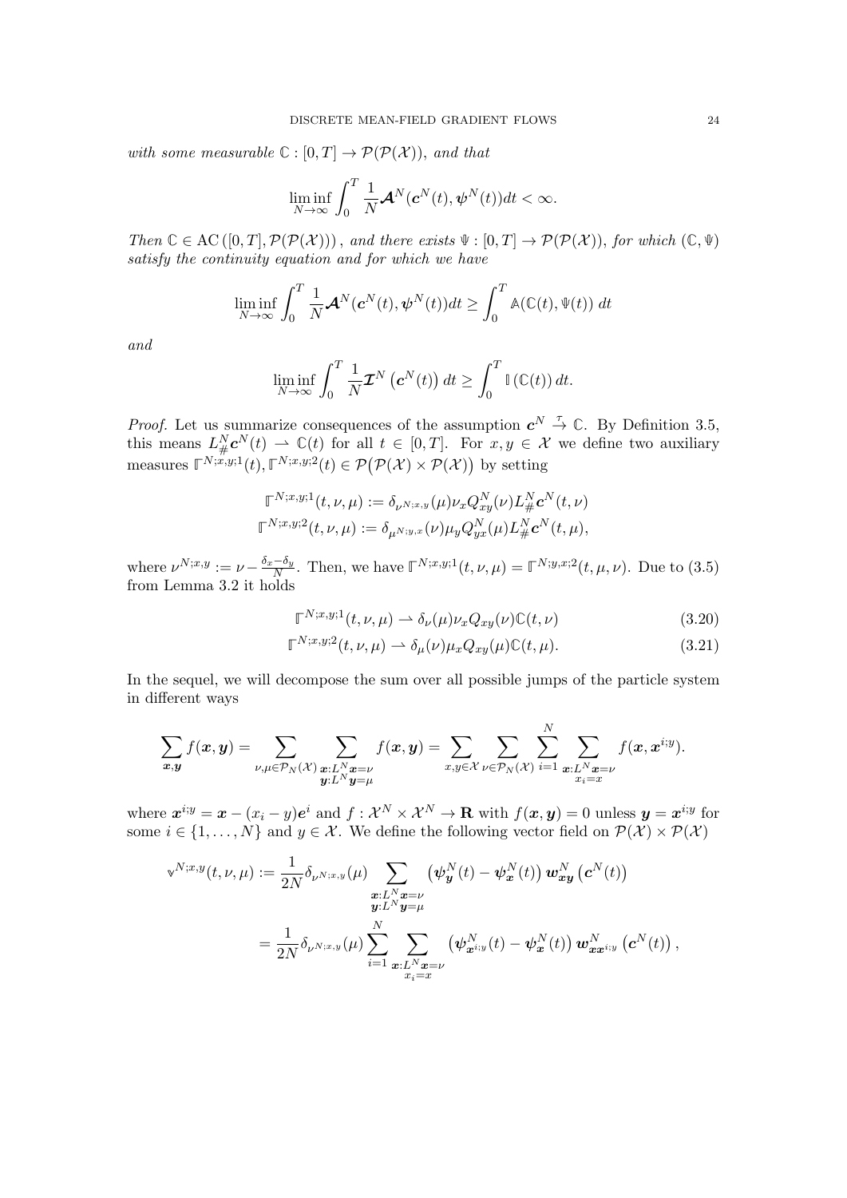*with some measurable $\mathbb{C} : [0,T] \to \mathcal{P}(\mathcal{P}(\mathcal{X}))$, and that*

$$\liminf_{N\to\infty} \int_0^T \frac{1}{N} \boldsymbol{\mathcal{A}}^N(\boldsymbol{c}^N(t), \boldsymbol{\psi}^N(t)) dt < \infty.$$

*Then $\mathbb{C} \in \mathrm{AC}\left([0,T], \mathcal{P}(\mathcal{P}(\mathcal{X}))\right)$, and there exists $\Psi : [0,T] \to \mathcal{P}(\mathcal{P}(\mathcal{X}))$, for which $(\mathbb{C}, \Psi)$ satisfy the continuity equation and for which we have*

$$\liminf_{N\to\infty} \int_0^T \frac{1}{N} \boldsymbol{\mathcal{A}}^N(\boldsymbol{c}^N(t), \boldsymbol{\psi}^N(t)) dt \geq \int_0^T \mathbb{A}(\mathbb{C}(t), \Psi(t)) \, dt$$

*and*

$$\liminf_{N\to\infty} \int_0^T \frac{1}{N} \boldsymbol{\mathcal{I}}^N\left(\boldsymbol{c}^N(t)\right) dt \geq \int_0^T \mathbb{I}\left(\mathbb{C}(t)\right) dt.$$

*Proof.* Let us summarize consequences of the assumption $\boldsymbol{c}^N \xrightarrow{\tau} \mathbb{C}$. By Definition 3.5, this means $L^N_\# \boldsymbol{c}^N(t) \rightharpoonup \mathbb{C}(t)$ for all $t \in [0,T]$. For $x, y \in \mathcal{X}$ we define two auxiliary measures $\Gamma^{N;x,y;1}(t), \Gamma^{N;x,y;2}(t) \in \mathcal{P}\big(\mathcal{P}(\mathcal{X}) \times \mathcal{P}(\mathcal{X})\big)$ by setting

$$\begin{aligned}
\Gamma^{N;x,y;1}(t,\nu,\mu) &:= \delta_{\nu^{N;x,y}}(\mu) \nu_x Q^N_{xy}(\nu) L^N_\# \boldsymbol{c}^N(t,\nu) \\
\Gamma^{N;x,y;2}(t,\nu,\mu) &:= \delta_{\mu^{N;y,x}}(\nu) \mu_y Q^N_{yx}(\mu) L^N_\# \boldsymbol{c}^N(t,\mu),
\end{aligned}$$

where $\nu^{N;x,y} := \nu - \frac{\delta_x - \delta_y}{N}$. Then, we have $\Gamma^{N;x,y;1}(t,\nu,\mu) = \Gamma^{N;y,x;2}(t,\mu,\nu)$. Due to (3.5) from Lemma 3.2 it holds

$$\Gamma^{N;x,y;1}(t,\nu,\mu) \rightharpoonup \delta_\nu(\mu) \nu_x Q_{xy}(\nu) \mathbb{C}(t,\nu) \tag{3.20}$$

$$\Gamma^{N;x,y;2}(t,\nu,\mu) \rightharpoonup \delta_\mu(\nu) \mu_x Q_{xy}(\mu) \mathbb{C}(t,\mu). \tag{3.21}$$

In the sequel, we will decompose the sum over all possible jumps of the particle system in different ways

$$\sum_{\boldsymbol{x},\boldsymbol{y}} f(\boldsymbol{x},\boldsymbol{y}) = \sum_{\nu,\mu \in \mathcal{P}_N(\mathcal{X})} \sum_{\substack{\boldsymbol{x}: L^N \boldsymbol{x} = \nu \\ \boldsymbol{y}: L^N \boldsymbol{y} = \mu}} f(\boldsymbol{x},\boldsymbol{y}) = \sum_{x,y \in \mathcal{X}} \sum_{\nu \in \mathcal{P}_N(\mathcal{X})} \sum_{i=1}^N \sum_{\substack{\boldsymbol{x}: L^N \boldsymbol{x} = \nu \\ x_i = x}} f(\boldsymbol{x}, \boldsymbol{x}^{i;y}).$$

where $\boldsymbol{x}^{i;y} = \boldsymbol{x} - (x_i - y)\boldsymbol{e}^i$ and $f : \mathcal{X}^N \times \mathcal{X}^N \to \mathbf{R}$ with $f(\boldsymbol{x},\boldsymbol{y}) = 0$ unless $\boldsymbol{y} = \boldsymbol{x}^{i;y}$ for some $i \in \{1, \ldots, N\}$ and $y \in \mathcal{X}$. We define the following vector field on $\mathcal{P}(\mathcal{X}) \times \mathcal{P}(\mathcal{X})$

$$\begin{aligned}
\mathbb{v}^{N;x,y}(t,\nu,\mu) &:= \frac{1}{2N} \delta_{\nu^{N;x,y}}(\mu) \sum_{\substack{\boldsymbol{x}: L^N \boldsymbol{x} = \nu \\ \boldsymbol{y}: L^N \boldsymbol{y} = \mu}} \left(\boldsymbol{\psi}^N_{\boldsymbol{y}}(t) - \boldsymbol{\psi}^N_{\boldsymbol{x}}(t)\right) \boldsymbol{w}^N_{\boldsymbol{x}\boldsymbol{y}}\left(\boldsymbol{c}^N(t)\right) \\
&= \frac{1}{2N} \delta_{\nu^{N;x,y}}(\mu) \sum_{i=1}^N \sum_{\substack{\boldsymbol{x}: L^N \boldsymbol{x} = \nu \\ x_i = x}} \left(\boldsymbol{\psi}^N_{\boldsymbol{x}^{i;y}}(t) - \boldsymbol{\psi}^N_{\boldsymbol{x}}(t)\right) \boldsymbol{w}^N_{\boldsymbol{x}\boldsymbol{x}^{i;y}}\left(\boldsymbol{c}^N(t)\right),
\end{aligned}$$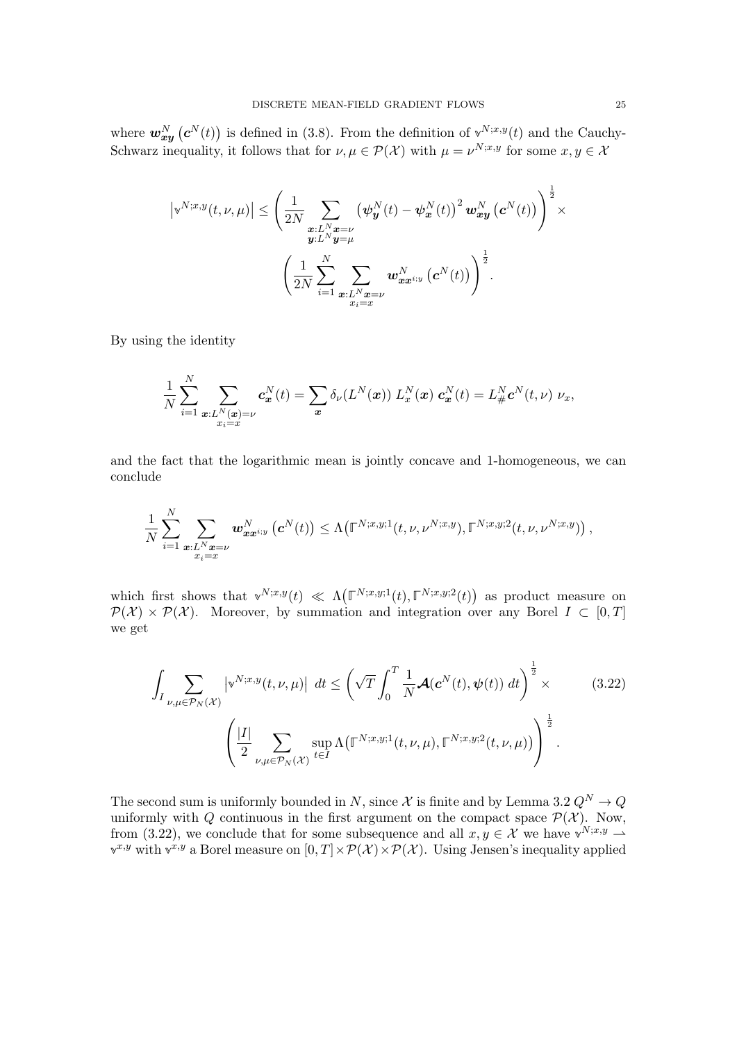where $\boldsymbol{w}^N_{\boldsymbol{x}\boldsymbol{y}}\left(\boldsymbol{c}^N(t)\right)$ is defined in (3.8). From the definition of $\mathbb{v}^{N;x,y}(t)$ and the Cauchy-Schwarz inequality, it follows that for $\nu, \mu \in \mathcal{P}(\mathcal{X})$ with $\mu = \nu^{N;x,y}$ for some $x, y \in \mathcal{X}$

$$
\left|\mathbb{v}^{N;x,y}(t,\nu,\mu)\right| \le \left(\frac{1}{2N}\sum_{\substack{\boldsymbol{x}:L^N\boldsymbol{x}=\nu\\ \boldsymbol{y}:L^N\boldsymbol{y}=\mu}} \left(\boldsymbol{\psi}^N_{\boldsymbol{y}}(t)-\boldsymbol{\psi}^N_{\boldsymbol{x}}(t)\right)^2 \boldsymbol{w}^N_{\boldsymbol{x}\boldsymbol{y}}\left(\boldsymbol{c}^N(t)\right)\right)^{\frac{1}{2}} \times \left(\frac{1}{2N}\sum_{i=1}^N \sum_{\substack{\boldsymbol{x}:L^N\boldsymbol{x}=\nu\\ x_i=x}} \boldsymbol{w}^N_{\boldsymbol{x}\boldsymbol{x}^{i;y}}\left(\boldsymbol{c}^N(t)\right)\right)^{\frac{1}{2}}.
$$

By using the identity

$$
\frac{1}{N}\sum_{i=1}^N \sum_{\substack{\boldsymbol{x}:L^N(\boldsymbol{x})=\nu\\ x_i=x}} \boldsymbol{c}^N_{\boldsymbol{x}}(t) = \sum_{\boldsymbol{x}} \delta_\nu(L^N(\boldsymbol{x}))\, L^N_x(\boldsymbol{x})\, \boldsymbol{c}^N_{\boldsymbol{x}}(t) = L^N_\# \boldsymbol{c}^N(t,\nu)\ \nu_x,
$$

and the fact that the logarithmic mean is jointly concave and 1-homogeneous, we can conclude

$$
\frac{1}{N}\sum_{i=1}^N \sum_{\substack{\boldsymbol{x}:L^N\boldsymbol{x}=\nu\\ x_i=x}} \boldsymbol{w}^N_{\boldsymbol{x}\boldsymbol{x}^{i;y}}\left(\boldsymbol{c}^N(t)\right) \le \Lambda\big(\mathbb{r}^{N;x,y;1}(t,\nu,\nu^{N;x,y}), \mathbb{r}^{N;x,y;2}(t,\nu,\nu^{N;x,y})\big),
$$

which first shows that $\mathbb{v}^{N;x,y}(t) \ll \Lambda\big(\mathbb{r}^{N;x,y;1}(t), \mathbb{r}^{N;x,y;2}(t)\big)$ as product measure on $\mathcal{P}(\mathcal{X}) \times \mathcal{P}(\mathcal{X})$. Moreover, by summation and integration over any Borel $I \subset [0,T]$ we get

$$
\int_I \sum_{\nu,\mu\in\mathcal{P}_N(\mathcal{X})} \left|\mathbb{v}^{N;x,y}(t,\nu,\mu)\right|\, dt \le \left(\sqrt{T}\int_0^T \frac{1}{N}\boldsymbol{\mathcal{A}}(\boldsymbol{c}^N(t),\boldsymbol{\psi}(t))\, dt\right)^{\frac{1}{2}} \times \left(\frac{|I|}{2}\sum_{\nu,\mu\in\mathcal{P}_N(\mathcal{X})} \sup_{t\in I} \Lambda\big(\mathbb{r}^{N;x,y;1}(t,\nu,\mu), \mathbb{r}^{N;x,y;2}(t,\nu,\mu)\big)\right)^{\frac{1}{2}}. \tag{3.22}
$$

The second sum is uniformly bounded in $N$, since $\mathcal{X}$ is finite and by Lemma 3.2 $Q^N \to Q$ uniformly with $Q$ continuous in the first argument on the compact space $\mathcal{P}(\mathcal{X})$. Now, from (3.22), we conclude that for some subsequence and all $x, y \in \mathcal{X}$ we have $\mathbb{v}^{N;x,y} \rightharpoonup \mathbb{v}^{x,y}$ with $\mathbb{v}^{x,y}$ a Borel measure on $[0,T]\times\mathcal{P}(\mathcal{X})\times\mathcal{P}(\mathcal{X})$. Using Jensen's inequality applied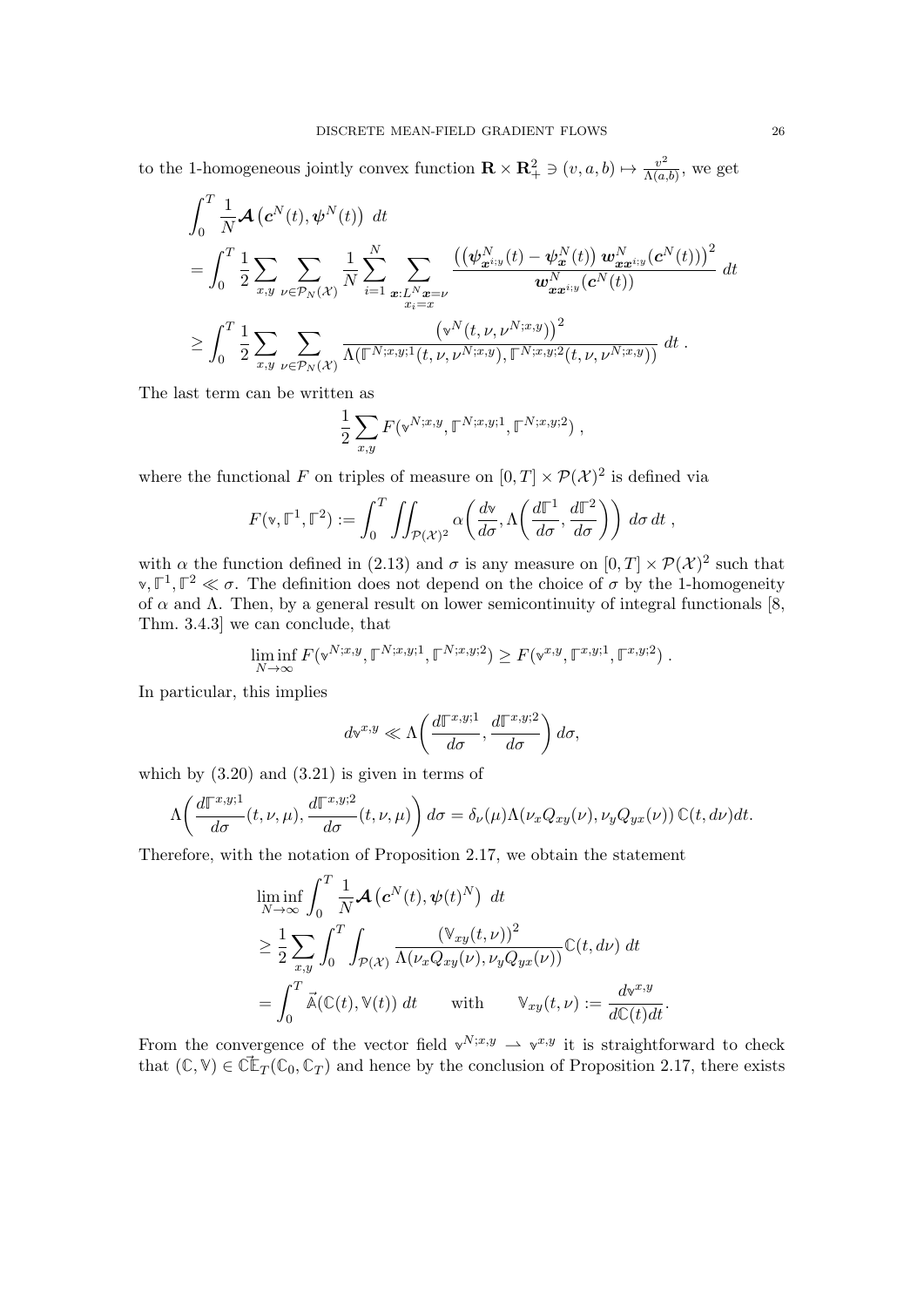to the 1-homogeneous jointly convex function $\mathbf{R} \times \mathbf{R}_+^2 \ni (v,a,b) \mapsto \frac{v^2}{\Lambda(a,b)}$, we get

$$
\begin{aligned}
&\int_0^T \frac{1}{N} \boldsymbol{\mathcal{A}}\left(\boldsymbol{c}^N(t), \boldsymbol{\psi}^N(t)\right) \, dt \\
&= \int_0^T \frac{1}{2} \sum_{x,y} \sum_{\nu \in \mathcal{P}_N(\mathcal{X})} \frac{1}{N} \sum_{i=1}^N \sum_{\substack{\boldsymbol{x}: L^N \boldsymbol{x} = \nu \\ x_i = x}} \frac{\left(\left(\boldsymbol{\psi}^N_{\boldsymbol{x}^{i;y}}(t) - \boldsymbol{\psi}^N_{\boldsymbol{x}}(t)\right) \boldsymbol{w}^N_{\boldsymbol{x}\boldsymbol{x}^{i;y}}(\boldsymbol{c}^N(t))\right)^2}{\boldsymbol{w}^N_{\boldsymbol{x}\boldsymbol{x}^{i;y}}(\boldsymbol{c}^N(t))} \, dt \\
&\geq \int_0^T \frac{1}{2} \sum_{x,y} \sum_{\nu \in \mathcal{P}_N(\mathcal{X})} \frac{\left(\mathbb{v}^N(t,\nu,\nu^{N;x,y})\right)^2}{\Lambda(\mathbb{\Gamma}^{N;x,y;1}(t,\nu,\nu^{N;x,y}), \mathbb{\Gamma}^{N;x,y;2}(t,\nu,\nu^{N;x,y}))} \, dt \; .
\end{aligned}
$$

The last term can be written as

$$
\frac{1}{2} \sum_{x,y} F(\mathbb{v}^{N;x,y}, \mathbb{\Gamma}^{N;x,y;1}, \mathbb{\Gamma}^{N;x,y;2}) \; ,
$$

where the functional $F$ on triples of measure on $[0,T] \times \mathcal{P}(\mathcal{X})^2$ is defined via

$$
F(\mathbb{v}, \mathbb{\Gamma}^1, \mathbb{\Gamma}^2) := \int_0^T \iint_{\mathcal{P}(\mathcal{X})^2} \alpha\left(\frac{d\mathbb{v}}{d\sigma}, \Lambda\left(\frac{d\mathbb{\Gamma}^1}{d\sigma}, \frac{d\mathbb{\Gamma}^2}{d\sigma}\right)\right) \, d\sigma \, dt \; ,
$$

with $\alpha$ the function defined in (2.13) and $\sigma$ is any measure on $[0,T] \times \mathcal{P}(\mathcal{X})^2$ such that $\mathbb{v}, \mathbb{\Gamma}^1, \mathbb{\Gamma}^2 \ll \sigma$. The definition does not depend on the choice of $\sigma$ by the 1-homogeneity of $\alpha$ and $\Lambda$. Then, by a general result on lower semicontinuity of integral functionals [8, Thm. 3.4.3] we can conclude, that

$$
\liminf_{N \to \infty} F(\mathbb{v}^{N;x,y}, \mathbb{\Gamma}^{N;x,y;1}, \mathbb{\Gamma}^{N;x,y;2}) \geq F(\mathbb{v}^{x,y}, \mathbb{\Gamma}^{x,y;1}, \mathbb{\Gamma}^{x,y;2}) \; .
$$

In particular, this implies

$$
d\mathbb{v}^{x,y} \ll \Lambda\left(\frac{d\mathbb{\Gamma}^{x,y;1}}{d\sigma}, \frac{d\mathbb{\Gamma}^{x,y;2}}{d\sigma}\right) d\sigma,
$$

which by (3.20) and (3.21) is given in terms of

$$
\Lambda\left(\frac{d\mathbb{\Gamma}^{x,y;1}}{d\sigma}(t,\nu,\mu), \frac{d\mathbb{\Gamma}^{x,y;2}}{d\sigma}(t,\nu,\mu)\right) d\sigma = \delta_\nu(\mu) \Lambda(\nu_x Q_{xy}(\nu), \nu_y Q_{yx}(\nu)) \, \mathbb{C}(t, d\nu) dt.
$$

Therefore, with the notation of Proposition 2.17, we obtain the statement

$$
\begin{aligned}
&\liminf_{N \to \infty} \int_0^T \frac{1}{N} \boldsymbol{\mathcal{A}}\left(\boldsymbol{c}^N(t), \boldsymbol{\psi}(t)^N\right) \, dt \\
&\geq \frac{1}{2} \sum_{x,y} \int_0^T \int_{\mathcal{P}(\mathcal{X})} \frac{\left(\mathbb{V}_{xy}(t,\nu)\right)^2}{\Lambda(\nu_x Q_{xy}(\nu), \nu_y Q_{yx}(\nu))} \mathbb{C}(t, d\nu) \, dt \\
&= \int_0^T \vec{\mathbb{A}}(\mathbb{C}(t), \mathbb{V}(t)) \, dt \qquad \text{with} \qquad \mathbb{V}_{xy}(t,\nu) := \frac{d\mathbb{v}^{x,y}}{d\mathbb{C}(t) dt}.
\end{aligned}
$$

From the convergence of the vector field $\mathbb{v}^{N;x,y} \rightharpoonup \mathbb{v}^{x,y}$ it is straightforward to check that $(\mathbb{C}, \mathbb{V}) \in \vec{\mathbb{CE}}_T(\mathbb{C}_0, \mathbb{C}_T)$ and hence by the conclusion of Proposition 2.17, there exists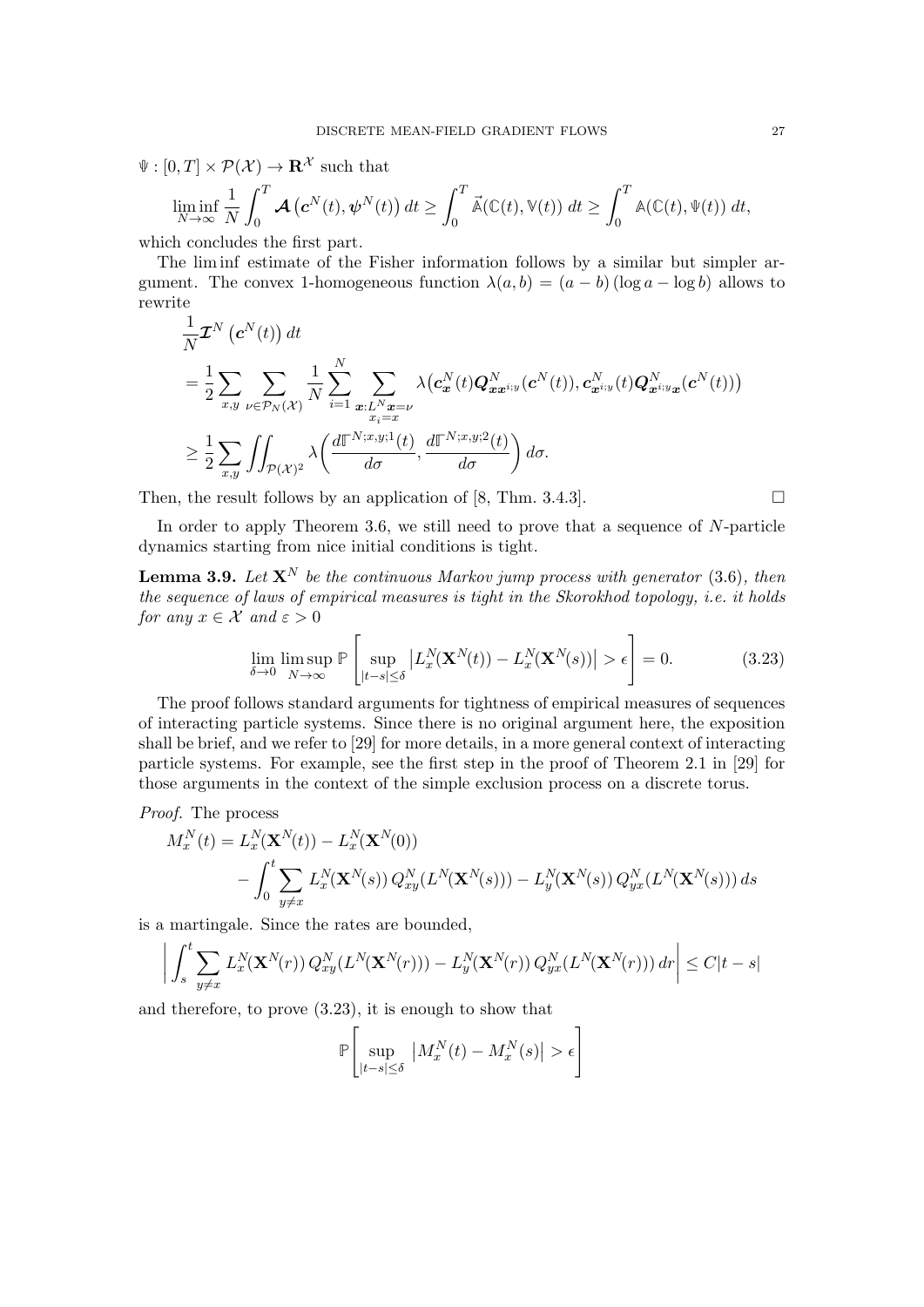$\Psi : [0,T] \times \mathcal{P}(\mathcal{X}) \to \mathbf{R}^{\mathcal{X}}$ such that

$$\liminf_{N\to\infty} \frac{1}{N} \int_0^T \boldsymbol{\mathcal{A}}\left(\boldsymbol{c}^N(t), \boldsymbol{\psi}^N(t)\right) dt \geq \int_0^T \vec{\mathbb{A}}(\mathbb{C}(t), \mathbb{V}(t))\, dt \geq \int_0^T \mathbb{A}(\mathbb{C}(t), \Psi(t))\, dt,$$

which concludes the first part.

The lim inf estimate of the Fisher information follows by a similar but simpler argument. The convex 1-homogeneous function $\lambda(a,b) = (a-b)(\log a - \log b)$ allows to rewrite

$$\begin{aligned}
&\frac{1}{N}\boldsymbol{\mathcal{I}}^N\left(\boldsymbol{c}^N(t)\right) dt \\
&= \frac{1}{2}\sum_{x,y}\sum_{\nu\in\mathcal{P}_N(\mathcal{X})}\frac{1}{N}\sum_{i=1}^N \sum_{\substack{\boldsymbol{x}: L^N\boldsymbol{x}=\nu\\ x_i=x}} \lambda\big(\boldsymbol{c}^N_{\boldsymbol{x}}(t)\boldsymbol{Q}^N_{\boldsymbol{x}\boldsymbol{x}^{i;y}}(\boldsymbol{c}^N(t)), \boldsymbol{c}^N_{\boldsymbol{x}^{i;y}}(t)\boldsymbol{Q}^N_{\boldsymbol{x}^{i;y}\boldsymbol{x}}(\boldsymbol{c}^N(t))\big) \\
&\geq \frac{1}{2}\sum_{x,y}\iint_{\mathcal{P}(\mathcal{X})^2} \lambda\left(\frac{d\mathbb{F}^{N;x,y;1}(t)}{d\sigma}, \frac{d\mathbb{F}^{N;x,y;2}(t)}{d\sigma}\right) d\sigma.
\end{aligned}$$

Then, the result follows by an application of [8, Thm. 3.4.3]. $\square$

In order to apply Theorem 3.6, we still need to prove that a sequence of $N$-particle dynamics starting from nice initial conditions is tight.

**Lemma 3.9.** *Let $\mathbf{X}^N$ be the continuous Markov jump process with generator (3.6), then the sequence of laws of empirical measures is tight in the Skorokhod topology, i.e. it holds for any $x \in \mathcal{X}$ and $\varepsilon > 0$*

$$\lim_{\delta\to 0}\limsup_{N\to\infty} \mathbb{P}\left[\sup_{|t-s|\leq\delta}\left|L^N_x(\mathbf{X}^N(t)) - L^N_x(\mathbf{X}^N(s))\right| > \epsilon\right] = 0. \tag{3.23}$$

The proof follows standard arguments for tightness of empirical measures of sequences of interacting particle systems. Since there is no original argument here, the exposition shall be brief, and we refer to [29] for more details, in a more general context of interacting particle systems. For example, see the first step in the proof of Theorem 2.1 in [29] for those arguments in the context of the simple exclusion process on a discrete torus.

*Proof.* The process

$$\begin{aligned}
M^N_x(t) &= L^N_x(\mathbf{X}^N(t)) - L^N_x(\mathbf{X}^N(0)) \\
&\quad - \int_0^t \sum_{y\neq x} L^N_x(\mathbf{X}^N(s))\, Q^N_{xy}(L^N(\mathbf{X}^N(s))) - L^N_y(\mathbf{X}^N(s))\, Q^N_{yx}(L^N(\mathbf{X}^N(s)))\, ds
\end{aligned}$$

is a martingale. Since the rates are bounded,

$$\left|\int_s^t \sum_{y\neq x} L^N_x(\mathbf{X}^N(r))\, Q^N_{xy}(L^N(\mathbf{X}^N(r))) - L^N_y(\mathbf{X}^N(r))\, Q^N_{yx}(L^N(\mathbf{X}^N(r)))\, dr\right| \leq C|t-s|$$

and therefore, to prove (3.23), it is enough to show that

$$\mathbb{P}\left[\sup_{|t-s|\leq\delta}\left|M^N_x(t) - M^N_x(s)\right| > \epsilon\right]$$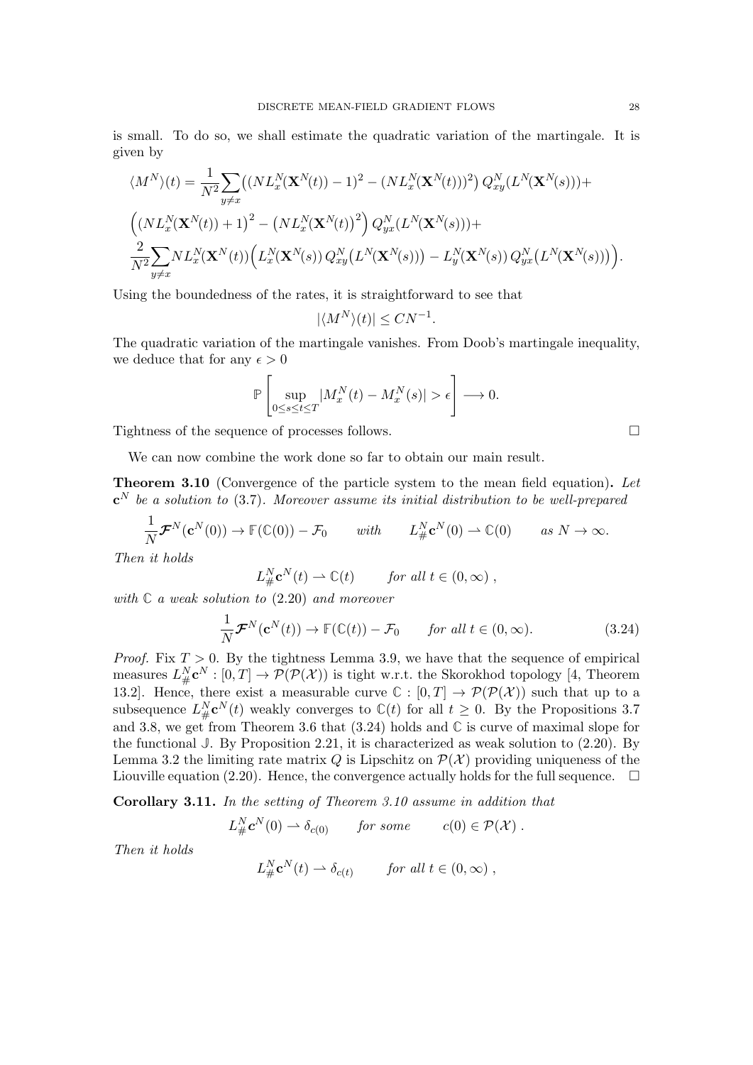is small. To do so, we shall estimate the quadratic variation of the martingale. It is given by

$$
\begin{aligned}
\langle M^N\rangle(t) = \frac{1}{N^2}\sum_{y\neq x}&\big((NL_x^N(\mathbf{X}^N(t)) - 1)^2 - (NL_x^N(\mathbf{X}^N(t)))^2\big)\, Q_{xy}^N(L^N(\mathbf{X}^N(s))) + \\
&\Big(\big(NL_x^N(\mathbf{X}^N(t)) + 1\big)^2 - \big(NL_x^N(\mathbf{X}^N(t))^2\big)\Big)\, Q_{yx}^N(L^N(\mathbf{X}^N(s))) + \\
\frac{2}{N^2}\sum_{y\neq x}& NL_x^N(\mathbf{X}^N(t))\Big(L_x^N(\mathbf{X}^N(s))\, Q_{xy}^N\big(L^N(\mathbf{X}^N(s))\big) - L_y^N(\mathbf{X}^N(s))\, Q_{yx}^N\big(L^N(\mathbf{X}^N(s))\big)\Big).
\end{aligned}
$$

Using the boundedness of the rates, it is straightforward to see that

$$
|\langle M^N\rangle(t)| \leq CN^{-1}.
$$

The quadratic variation of the martingale vanishes. From Doob's martingale inequality, we deduce that for any $\epsilon > 0$

$$
\mathbb{P}\left[\sup_{0\leq s\leq t\leq T} |M_x^N(t) - M_x^N(s)| > \epsilon\right] \longrightarrow 0.
$$

Tightness of the sequence of processes follows. $\square$

We can now combine the work done so far to obtain our main result.

**Theorem 3.10** (Convergence of the particle system to the mean field equation)**.** *Let $\mathbf{c}^N$ be a solution to (3.7). Moreover assume its initial distribution to be well-prepared*

$$
\frac{1}{N}\boldsymbol{\mathcal{F}}^N(\mathbf{c}^N(0)) \to \mathbb{F}(\mathbb{C}(0)) - \mathcal{F}_0 \qquad \text{with} \qquad L_\#^N\mathbf{c}^N(0) \rightharpoonup \mathbb{C}(0) \qquad \text{as } N\to\infty.
$$

*Then it holds*

$$
L_\#^N\mathbf{c}^N(t) \rightharpoonup \mathbb{C}(t) \qquad \text{for all } t\in(0,\infty)\ ,
$$

*with $\mathbb{C}$ a weak solution to (2.20) and moreover*

$$
\frac{1}{N}\boldsymbol{\mathcal{F}}^N(\mathbf{c}^N(t)) \to \mathbb{F}(\mathbb{C}(t)) - \mathcal{F}_0 \qquad \text{for all } t\in(0,\infty). \tag{3.24}
$$

*Proof.* Fix $T>0$. By the tightness Lemma 3.9, we have that the sequence of empirical measures $L_\#^N\mathbf{c}^N : [0,T]\to\mathcal{P}(\mathcal{P}(\mathcal{X}))$ is tight w.r.t. the Skorokhod topology [4, Theorem 13.2]. Hence, there exist a measurable curve $\mathbb{C} : [0,T]\to\mathcal{P}(\mathcal{P}(\mathcal{X}))$ such that up to a subsequence $L_\#^N\mathbf{c}^N(t)$ weakly converges to $\mathbb{C}(t)$ for all $t\geq 0$. By the Propositions 3.7 and 3.8, we get from Theorem 3.6 that (3.24) holds and $\mathbb{C}$ is curve of maximal slope for the functional $\mathbb{J}$. By Proposition 2.21, it is characterized as weak solution to (2.20). By Lemma 3.2 the limiting rate matrix $Q$ is Lipschitz on $\mathcal{P}(\mathcal{X})$ providing uniqueness of the Liouville equation (2.20). Hence, the convergence actually holds for the full sequence. $\square$

**Corollary 3.11.** *In the setting of Theorem 3.10 assume in addition that*

$$
L_\#^N\boldsymbol{c}^N(0) \rightharpoonup \delta_{c(0)} \qquad \text{for some} \qquad c(0)\in\mathcal{P}(\mathcal{X})\ .
$$

*Then it holds*

$$
L_\#^N\boldsymbol{c}^N(t) \rightharpoonup \delta_{c(t)} \qquad \text{for all } t\in(0,\infty)\ ,
$$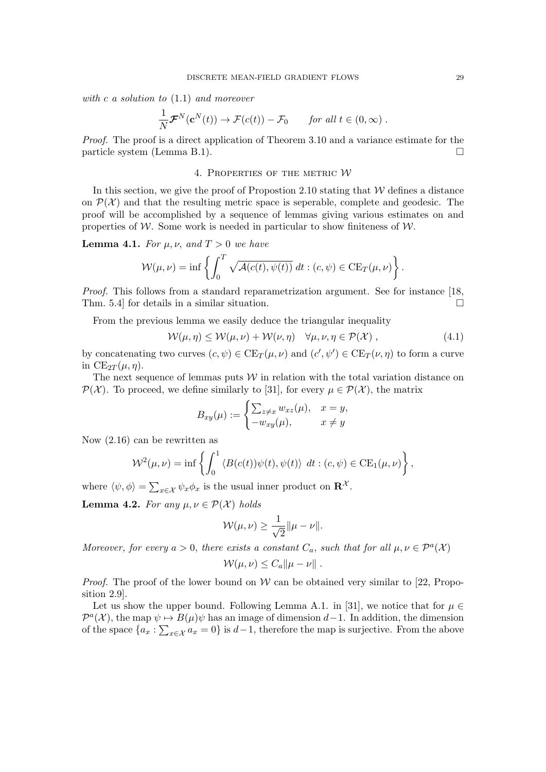*with $c$ a solution to* (1.1) *and moreover*

$$\frac{1}{N}\boldsymbol{\mathcal{F}}^N(\mathbf{c}^N(t)) \to \mathcal{F}(c(t)) - \mathcal{F}_0 \qquad \text{for all } t \in (0,\infty)\ .$$

*Proof.* The proof is a direct application of Theorem 3.10 and a variance estimate for the particle system (Lemma B.1). □

## 4. Properties of the metric $\mathcal{W}$

In this section, we give the proof of Propostion 2.10 stating that $\mathcal{W}$ defines a distance on $\mathcal{P}(\mathcal{X})$ and that the resulting metric space is seperable, complete and geodesic. The proof will be accomplished by a sequence of lemmas giving various estimates on and properties of $\mathcal{W}$. Some work is needed in particular to show finiteness of $\mathcal{W}$.

**Lemma 4.1.** *For $\mu, \nu,$ and $T > 0$ we have*

$$\mathcal{W}(\mu,\nu) = \inf\left\{ \int_0^T \sqrt{\mathcal{A}(c(t),\psi(t))}\ dt : (c,\psi) \in \mathrm{CE}_T(\mu,\nu)\right\}.$$

*Proof.* This follows from a standard reparametrization argument. See for instance [18, Thm. 5.4] for details in a similar situation. □

From the previous lemma we easily deduce the triangular inequality

$$\mathcal{W}(\mu,\eta) \le \mathcal{W}(\mu,\nu) + \mathcal{W}(\nu,\eta) \quad \forall \mu,\nu,\eta \in \mathcal{P}(\mathcal{X})\ , \tag{4.1}$$

by concatenating two curves $(c,\psi) \in \mathrm{CE}_T(\mu,\nu)$ and $(c',\psi') \in \mathrm{CE}_T(\nu,\eta)$ to form a curve in $\mathrm{CE}_{2T}(\mu,\eta)$.

The next sequence of lemmas puts $\mathcal{W}$ in relation with the total variation distance on $\mathcal{P}(\mathcal{X})$. To proceed, we define similarly to [31], for every $\mu \in \mathcal{P}(\mathcal{X})$, the matrix

$$B_{xy}(\mu) := \begin{cases} \sum_{z\neq x} w_{xz}(\mu), & x = y,\\ -w_{xy}(\mu), & x \neq y\end{cases}$$

Now (2.16) can be rewritten as

$$\mathcal{W}^2(\mu,\nu) = \inf\left\{ \int_0^1 \langle B(c(t))\psi(t),\psi(t)\rangle \ dt : (c,\psi) \in \mathrm{CE}_1(\mu,\nu)\right\},$$

where $\langle \psi,\phi\rangle = \sum_{x\in\mathcal{X}} \psi_x \phi_x$ is the usual inner product on $\mathbf{R}^{\mathcal{X}}$.

**Lemma 4.2.** *For any $\mu,\nu \in \mathcal{P}(\mathcal{X})$ holds*

$$\mathcal{W}(\mu,\nu) \ge \frac{1}{\sqrt{2}}\|\mu-\nu\|.$$

*Moreover, for every $a > 0$, there exists a constant $C_a$, such that for all $\mu,\nu \in \mathcal{P}^a(\mathcal{X})$*

$$\mathcal{W}(\mu,\nu) \le C_a\|\mu-\nu\|\ .$$

*Proof.* The proof of the lower bound on $\mathcal{W}$ can be obtained very similar to [22, Proposition 2.9].

Let us show the upper bound. Following Lemma A.1. in [31], we notice that for $\mu \in \mathcal{P}^a(\mathcal{X})$, the map $\psi \mapsto B(\mu)\psi$ has an image of dimension $d-1$. In addition, the dimension of the space $\{a_x : \sum_{x\in\mathcal{X}} a_x = 0\}$ is $d-1$, therefore the map is surjective. From the above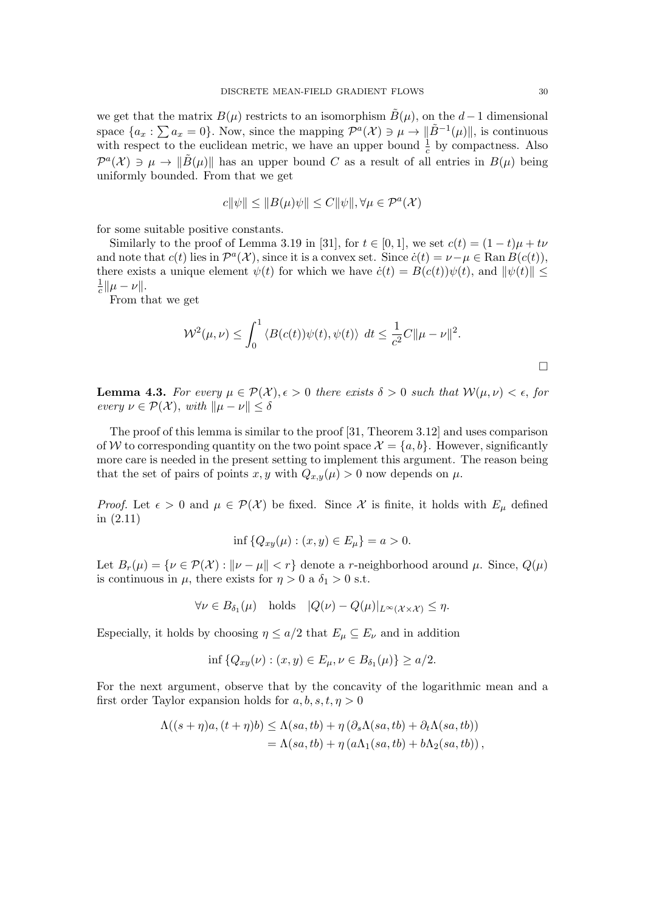we get that the matrix $B(\mu)$ restricts to an isomorphism $\tilde{B}(\mu)$, on the $d-1$ dimensional space $\{a_x : \sum a_x = 0\}$. Now, since the mapping $\mathcal{P}^a(\mathcal{X}) \ni \mu \to \|\tilde{B}^{-1}(\mu)\|$, is continuous with respect to the euclidean metric, we have an upper bound $\frac{1}{c}$ by compactness. Also $\mathcal{P}^a(\mathcal{X}) \ni \mu \to \|\tilde{B}(\mu)\|$ has an upper bound $C$ as a result of all entries in $B(\mu)$ being uniformly bounded. From that we get

$$c\|\psi\| \leq \|B(\mu)\psi\| \leq C\|\psi\|, \forall \mu \in \mathcal{P}^a(\mathcal{X})$$

for some suitable positive constants.

Similarly to the proof of Lemma 3.19 in [31], for $t \in [0,1]$, we set $c(t) = (1-t)\mu + t\nu$ and note that $c(t)$ lies in $\mathcal{P}^a(\mathcal{X})$, since it is a convex set. Since $\dot{c}(t) = \nu - \mu \in \operatorname{Ran} B(c(t))$, there exists a unique element $\psi(t)$ for which we have $\dot{c}(t) = B(c(t))\psi(t)$, and $\|\psi(t)\| \leq \frac{1}{c}\|\mu - \nu\|$.

From that we get

$$\mathcal{W}^2(\mu,\nu) \leq \int_0^1 \langle B(c(t))\psi(t), \psi(t)\rangle \; dt \leq \frac{1}{c^2} C\|\mu - \nu\|^2.$$

□

**Lemma 4.3.** *For every $\mu \in \mathcal{P}(\mathcal{X}), \epsilon > 0$ there exists $\delta > 0$ such that $\mathcal{W}(\mu,\nu) < \epsilon$, for every $\nu \in \mathcal{P}(\mathcal{X})$, with $\|\mu - \nu\| \leq \delta$*

The proof of this lemma is similar to the proof [31, Theorem 3.12] and uses comparison of $\mathcal{W}$ to corresponding quantity on the two point space $\mathcal{X} = \{a, b\}$. However, significantly more care is needed in the present setting to implement this argument. The reason being that the set of pairs of points $x, y$ with $Q_{x,y}(\mu) > 0$ now depends on $\mu$.

*Proof.* Let $\epsilon > 0$ and $\mu \in \mathcal{P}(\mathcal{X})$ be fixed. Since $\mathcal{X}$ is finite, it holds with $E_\mu$ defined in (2.11)

$$\inf\{Q_{xy}(\mu) : (x,y) \in E_\mu\} = a > 0.$$

Let $B_r(\mu) = \{\nu \in \mathcal{P}(\mathcal{X}) : \|\nu - \mu\| < r\}$ denote a $r$-neighborhood around $\mu$. Since, $Q(\mu)$ is continuous in $\mu$, there exists for $\eta > 0$ a $\delta_1 > 0$ s.t.

$$\forall \nu \in B_{\delta_1}(\mu) \quad \text{holds} \quad |Q(\nu) - Q(\mu)|_{L^\infty(\mathcal{X}\times\mathcal{X})} \leq \eta.$$

Especially, it holds by choosing $\eta \leq a/2$ that $E_\mu \subseteq E_\nu$ and in addition

$$\inf\{Q_{xy}(\nu) : (x,y) \in E_\mu, \nu \in B_{\delta_1}(\mu)\} \geq a/2.$$

For the next argument, observe that by the concavity of the logarithmic mean and a first order Taylor expansion holds for $a, b, s, t, \eta > 0$

$$\begin{aligned}
\Lambda((s+\eta)a, (t+\eta)b) &\leq \Lambda(sa, tb) + \eta\left(\partial_s\Lambda(sa,tb) + \partial_t\Lambda(sa,tb)\right) \\
&= \Lambda(sa, tb) + \eta\left(a\Lambda_1(sa,tb) + b\Lambda_2(sa,tb)\right),
\end{aligned}$$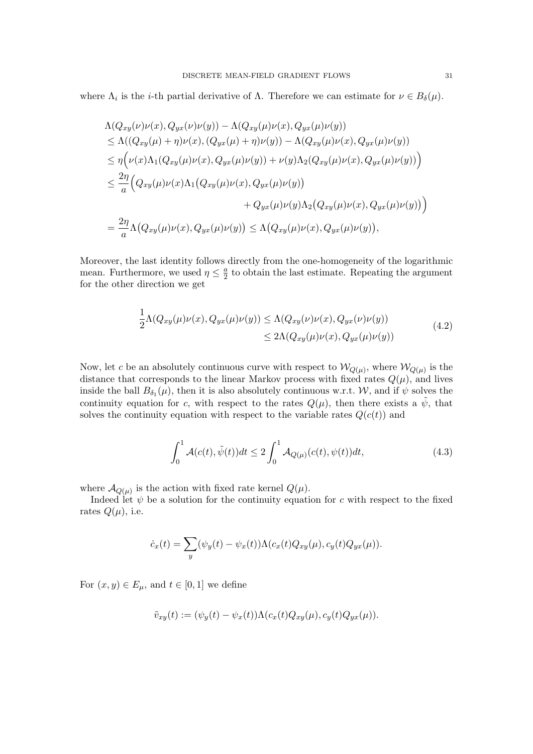where $\Lambda_i$ is the $i$-th partial derivative of $\Lambda$. Therefore we can estimate for $\nu \in B_\delta(\mu)$.

$$
\begin{aligned}
&\Lambda(Q_{xy}(\nu)\nu(x), Q_{yx}(\nu)\nu(y)) - \Lambda(Q_{xy}(\mu)\nu(x), Q_{yx}(\mu)\nu(y)) \\
&\leq \Lambda((Q_{xy}(\mu)+\eta)\nu(x), (Q_{yx}(\mu)+\eta)\nu(y)) - \Lambda(Q_{xy}(\mu)\nu(x), Q_{yx}(\mu)\nu(y)) \\
&\leq \eta\Big(\nu(x)\Lambda_1(Q_{xy}(\mu)\nu(x), Q_{yx}(\mu)\nu(y)) + \nu(y)\Lambda_2(Q_{xy}(\mu)\nu(x), Q_{yx}(\mu)\nu(y))\Big) \\
&\leq \frac{2\eta}{a}\Big(Q_{xy}(\mu)\nu(x)\Lambda_1\big(Q_{xy}(\mu)\nu(x), Q_{yx}(\mu)\nu(y)\big) \\
&\qquad\qquad + Q_{yx}(\mu)\nu(y)\Lambda_2\big(Q_{xy}(\mu)\nu(x), Q_{yx}(\mu)\nu(y)\big)\Big) \\
&= \frac{2\eta}{a}\Lambda\big(Q_{xy}(\mu)\nu(x), Q_{yx}(\mu)\nu(y)\big) \leq \Lambda\big(Q_{xy}(\mu)\nu(x), Q_{yx}(\mu)\nu(y)\big),
\end{aligned}
$$

Moreover, the last identity follows directly from the one-homogeneity of the logarithmic mean. Furthermore, we used $\eta \leq \frac{a}{2}$ to obtain the last estimate. Repeating the argument for the other direction we get

$$
\begin{aligned}
\frac{1}{2}\Lambda(Q_{xy}(\mu)\nu(x), Q_{yx}(\mu)\nu(y)) &\leq \Lambda(Q_{xy}(\nu)\nu(x), Q_{yx}(\nu)\nu(y)) \\
&\leq 2\Lambda(Q_{xy}(\mu)\nu(x), Q_{yx}(\mu)\nu(y))
\end{aligned}
\tag{4.2}
$$

Now, let $c$ be an absolutely continuous curve with respect to $\mathcal{W}_{Q(\mu)}$, where $\mathcal{W}_{Q(\mu)}$ is the distance that corresponds to the linear Markov process with fixed rates $Q(\mu)$, and lives inside the ball $B_{\delta_1}(\mu)$, then it is also absolutely continuous w.r.t. $\mathcal{W}$, and if $\psi$ solves the continuity equation for $c$, with respect to the rates $Q(\mu)$, then there exists a $\tilde{\psi}$, that solves the continuity equation with respect to the variable rates $Q(c(t))$ and

$$
\int_0^1 \mathcal{A}(c(t), \tilde{\psi}(t))dt \leq 2\int_0^1 \mathcal{A}_{Q(\mu)}(c(t), \psi(t))dt,
\tag{4.3}
$$

where $\mathcal{A}_{Q(\mu)}$ is the action with fixed rate kernel $Q(\mu)$.

Indeed let $\psi$ be a solution for the continuity equation for $c$ with respect to the fixed rates $Q(\mu)$, i.e.

$$
\dot{c}_x(t) = \sum_y (\psi_y(t) - \psi_x(t))\Lambda(c_x(t)Q_{xy}(\mu), c_y(t)Q_{yx}(\mu)).
$$

For $(x, y) \in E_\mu$, and $t \in [0, 1]$ we define

$$
\tilde{v}_{xy}(t) := (\psi_y(t) - \psi_x(t))\Lambda(c_x(t)Q_{xy}(\mu), c_y(t)Q_{yx}(\mu)).
$$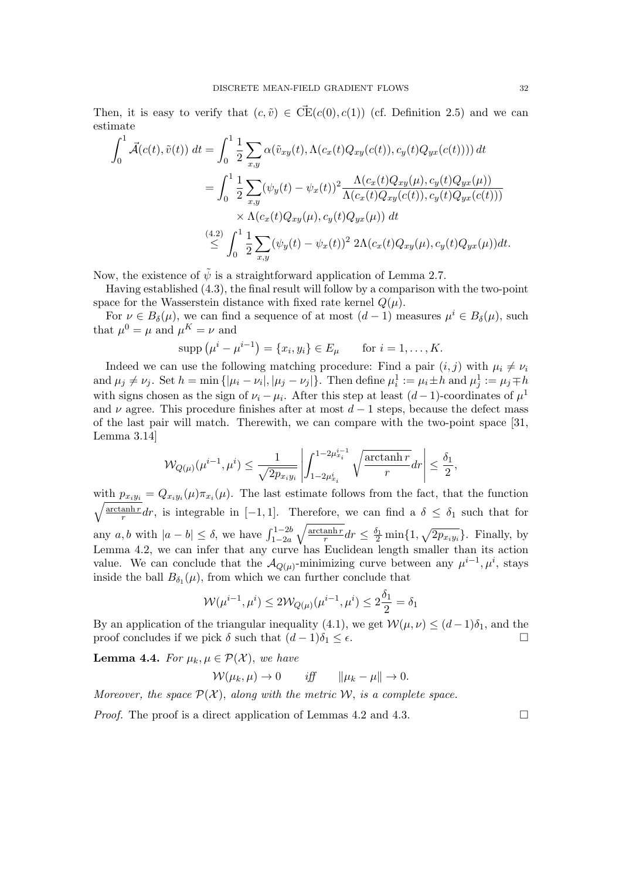Then, it is easy to verify that $(c, \tilde{v}) \in \vec{\mathrm{CE}}(c(0), c(1))$ (cf. Definition 2.5) and we can estimate

$$
\begin{aligned}
\int_0^1 \vec{\mathcal{A}}(c(t), \tilde{v}(t))\, dt &= \int_0^1 \frac{1}{2} \sum_{x,y} \alpha(\tilde{v}_{xy}(t), \Lambda(c_x(t) Q_{xy}(c(t)), c_y(t) Q_{yx}(c(t))))\, dt \\
&= \int_0^1 \frac{1}{2} \sum_{x,y} (\psi_y(t) - \psi_x(t))^2 \frac{\Lambda(c_x(t) Q_{xy}(\mu), c_y(t) Q_{yx}(\mu))}{\Lambda(c_x(t) Q_{xy}(c(t)), c_y(t) Q_{yx}(c(t)))} \\
&\qquad \times \Lambda(c_x(t) Q_{xy}(\mu), c_y(t) Q_{yx}(\mu))\; dt \\
&\overset{(4.2)}{\leq} \int_0^1 \frac{1}{2} \sum_{x,y} (\psi_y(t) - \psi_x(t))^2\; 2\Lambda(c_x(t) Q_{xy}(\mu), c_y(t) Q_{yx}(\mu)) dt.
\end{aligned}
$$

Now, the existence of $\tilde{\psi}$ is a straightforward application of Lemma 2.7.

Having established (4.3), the final result will follow by a comparison with the two-point space for the Wasserstein distance with fixed rate kernel $Q(\mu)$.

For $\nu \in B_\delta(\mu)$, we can find a sequence of at most $(d-1)$ measures $\mu^i \in B_\delta(\mu)$, such that $\mu^0 = \mu$ and $\mu^K = \nu$ and

$$
\operatorname{supp}\left(\mu^i - \mu^{i-1}\right) = \{x_i, y_i\} \in E_\mu \qquad \text{for } i = 1, \dots, K.
$$

Indeed we can use the following matching procedure: Find a pair $(i,j)$ with $\mu_i \neq \nu_i$ and $\mu_j \neq \nu_j$. Set $h = \min\{|\mu_i - \nu_i|, |\mu_j - \nu_j|\}$. Then define $\mu_i^1 := \mu_i \pm h$ and $\mu_j^1 := \mu_j \mp h$ with signs chosen as the sign of $\nu_i - \mu_i$. After this step at least $(d-1)$-coordinates of $\mu^1$ and $\nu$ agree. This procedure finishes after at most $d-1$ steps, because the defect mass of the last pair will match. Therewith, we can compare with the two-point space [31, Lemma 3.14]

$$
\mathcal{W}_{Q(\mu)}(\mu^{i-1}, \mu^i) \leq \frac{1}{\sqrt{2 p_{x_i y_i}}} \left| \int_{1-2\mu^i_{x_i}}^{1-2\mu^{i-1}_{x_i}} \sqrt{\frac{\operatorname{arctanh} r}{r}} dr \right| \leq \frac{\delta_1}{2},
$$

with $p_{x_i y_i} = Q_{x_i y_i}(\mu) \pi_{x_i}(\mu)$. The last estimate follows from the fact, that the function $\sqrt{\frac{\operatorname{arctanh} r}{r}} dr$, is integrable in $[-1,1]$. Therefore, we can find a $\delta \leq \delta_1$ such that for any $a, b$ with $|a - b| \leq \delta$, we have $\int_{1-2a}^{1-2b} \sqrt{\frac{\operatorname{arctanh} r}{r}} dr \leq \frac{\delta_1}{2} \min\{1, \sqrt{2 p_{x_i y_i}}\}$. Finally, by Lemma 4.2, we can infer that any curve has Euclidean length smaller than its action value. We can conclude that the $\mathcal{A}_{Q(\mu)}$-minimizing curve between any $\mu^{i-1}, \mu^i$, stays inside the ball $B_{\delta_1}(\mu)$, from which we can further conclude that

$$
\mathcal{W}(\mu^{i-1}, \mu^i) \leq 2 \mathcal{W}_{Q(\mu)}(\mu^{i-1}, \mu^i) \leq 2 \frac{\delta_1}{2} = \delta_1
$$

By an application of the triangular inequality (4.1), we get $\mathcal{W}(\mu, \nu) \leq (d-1)\delta_1$, and the proof concludes if we pick $\delta$ such that $(d-1)\delta_1 \leq \epsilon$. □

**Lemma 4.4.** *For $\mu_k, \mu \in \mathcal{P}(\mathcal{X})$, we have*

$$
\mathcal{W}(\mu_k, \mu) \to 0 \qquad \textit{iff} \qquad \|\mu_k - \mu\| \to 0.
$$

*Moreover, the space $\mathcal{P}(\mathcal{X})$, along with the metric $\mathcal{W}$, is a complete space.*

*Proof.* The proof is a direct application of Lemmas 4.2 and 4.3. □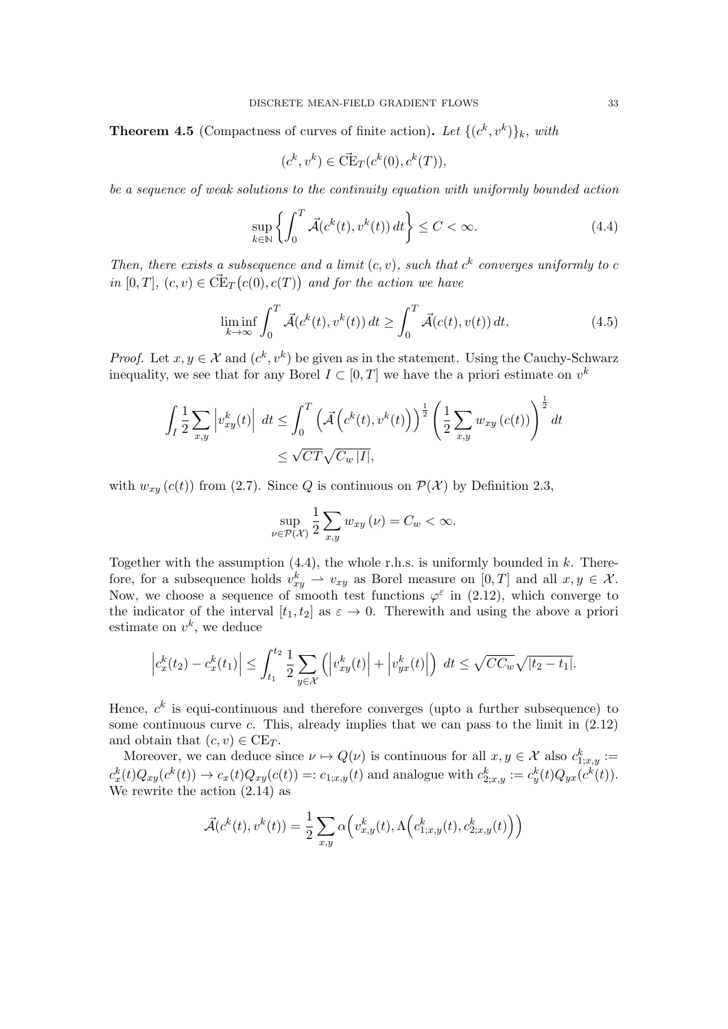**Theorem 4.5** (Compactness of curves of finite action)**.** *Let $\{(c^k, v^k)\}_k$, with*

$$(c^k, v^k) \in \vec{\mathrm{CE}}_T(c^k(0), c^k(T)),$$

*be a sequence of weak solutions to the continuity equation with uniformly bounded action*

$$\sup_{k\in\mathbb{N}} \left\{ \int_0^T \vec{\mathcal{A}}(c^k(t), v^k(t))\, dt \right\} \leq C < \infty. \tag{4.4}$$

*Then, there exists a subsequence and a limit $(c, v)$, such that $c^k$ converges uniformly to $c$ in $[0,T]$, $(c,v) \in \vec{\mathrm{CE}}_T\big(c(0), c(T)\big)$ and for the action we have*

$$\liminf_{k\to\infty} \int_0^T \vec{\mathcal{A}}(c^k(t), v^k(t))\, dt \geq \int_0^T \vec{\mathcal{A}}(c(t), v(t))\, dt. \tag{4.5}$$

*Proof.* Let $x, y \in \mathcal{X}$ and $(c^k, v^k)$ be given as in the statement. Using the Cauchy-Schwarz inequality, we see that for any Borel $I \subset [0,T]$ we have the a priori estimate on $v^k$

$$\begin{aligned}
\int_I \frac{1}{2}\sum_{x,y} \left| v^k_{xy}(t) \right| \, dt &\leq \int_0^T \left( \vec{\mathcal{A}}\left(c^k(t), v^k(t)\right)\right)^{\frac{1}{2}} \left( \frac{1}{2}\sum_{x,y} w_{xy}\left(c(t)\right)\right)^{\frac{1}{2}} dt \\
&\leq \sqrt{CT}\sqrt{C_w\, |I|},
\end{aligned}$$

with $w_{xy}\left(c(t)\right)$ from (2.7). Since $Q$ is continuous on $\mathcal{P}(\mathcal{X})$ by Definition 2.3,

$$\sup_{\nu\in\mathcal{P}(\mathcal{X})} \frac{1}{2}\sum_{x,y} w_{xy}\left(\nu\right) = C_w < \infty.$$

Together with the assumption (4.4), the whole r.h.s. is uniformly bounded in $k$. Therefore, for a subsequence holds $v^k_{xy} \rightharpoonup v_{xy}$ as Borel measure on $[0,T]$ and all $x, y \in \mathcal{X}$. Now, we choose a sequence of smooth test functions $\varphi^\varepsilon$ in (2.12), which converge to the indicator of the interval $[t_1, t_2]$ as $\varepsilon \to 0$. Therewith and using the above a priori estimate on $v^k$, we deduce

$$\left| c^k_x(t_2) - c^k_x(t_1) \right| \leq \int_{t_1}^{t_2} \frac{1}{2}\sum_{y\in\mathcal{X}} \left( \left| v^k_{xy}(t)\right| + \left| v^k_{yx}(t) \right| \right) \, dt \leq \sqrt{CC_w}\sqrt{|t_2 - t_1|}.$$

Hence, $c^k$ is equi-continuous and therefore converges (upto a further subsequence) to some continuous curve $c$. This, already implies that we can pass to the limit in (2.12) and obtain that $(c, v) \in \mathrm{CE}_T$.

Moreover, we can deduce since $\nu \mapsto Q(\nu)$ is continuous for all $x, y \in \mathcal{X}$ also $c^k_{1;x,y} := c^k_x(t) Q_{xy}(c^k(t)) \to c_x(t) Q_{xy}(c(t)) =: c_{1;x,y}(t)$ and analogue with $c^k_{2;x,y} := c^k_y(t) Q_{yx}(c^k(t))$. We rewrite the action (2.14) as

$$\vec{\mathcal{A}}(c^k(t), v^k(t)) = \frac{1}{2}\sum_{x,y} \alpha\Big(v^k_{x,y}(t), \Lambda\Big(c^k_{1;x,y}(t), c^k_{2;x,y}(t)\Big)\Big)$$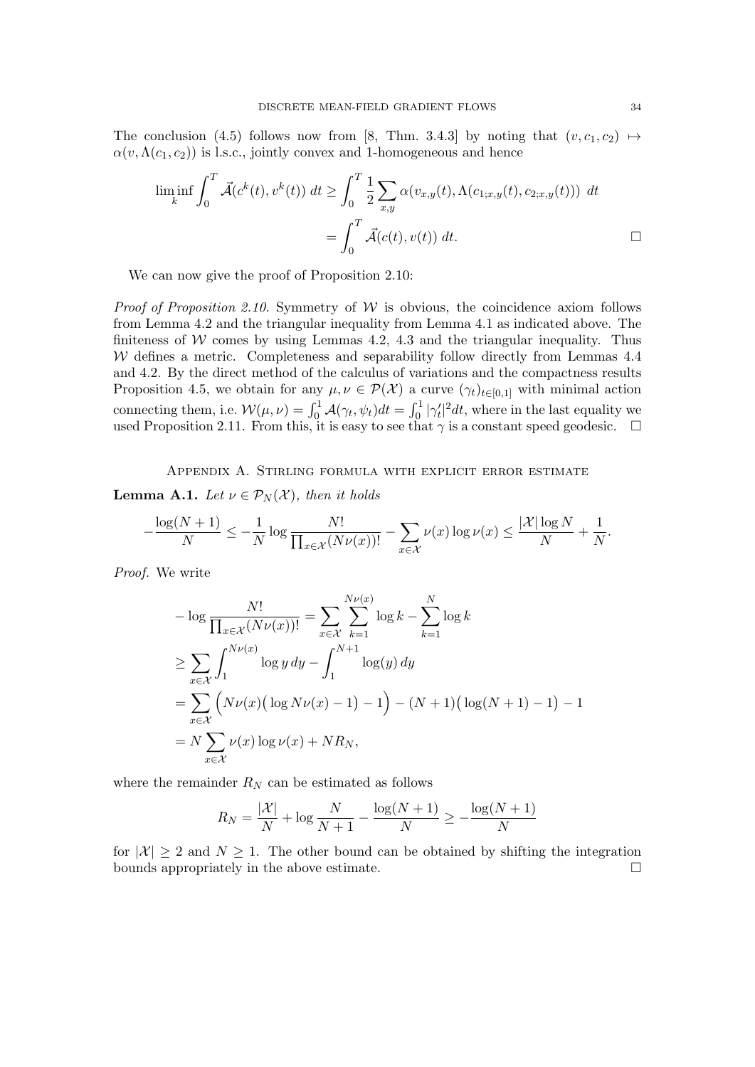The conclusion (4.5) follows now from [8, Thm. 3.4.3] by noting that $(v, c_1, c_2) \mapsto \alpha(v, \Lambda(c_1, c_2))$ is l.s.c., jointly convex and 1-homogeneous and hence

$$
\begin{aligned}
\liminf_k \int_0^T \vec{\mathcal{A}}(c^k(t), v^k(t))\, dt &\geq \int_0^T \frac{1}{2} \sum_{x,y} \alpha(v_{x,y}(t), \Lambda(c_{1;x,y}(t), c_{2;x,y}(t)))\, dt \\
&= \int_0^T \vec{\mathcal{A}}(c(t), v(t))\, dt. \qquad \square
\end{aligned}
$$

We can now give the proof of Proposition 2.10:

*Proof of Proposition 2.10.* Symmetry of $\mathcal{W}$ is obvious, the coincidence axiom follows from Lemma 4.2 and the triangular inequality from Lemma 4.1 as indicated above. The finiteness of $\mathcal{W}$ comes by using Lemmas 4.2, 4.3 and the triangular inequality. Thus $\mathcal{W}$ defines a metric. Completeness and separability follow directly from Lemmas 4.4 and 4.2. By the direct method of the calculus of variations and the compactness results Proposition 4.5, we obtain for any $\mu, \nu \in \mathcal{P}(\mathcal{X})$ a curve $(\gamma_t)_{t\in[0,1]}$ with minimal action connecting them, i.e. $\mathcal{W}(\mu, \nu) = \int_0^1 \mathcal{A}(\gamma_t, \psi_t) dt = \int_0^1 |\gamma_t'|^2 dt$, where in the last equality we used Proposition 2.11. From this, it is easy to see that $\gamma$ is a constant speed geodesic. $\square$

## Appendix A. Stirling formula with explicit error estimate

**Lemma A.1.** *Let $\nu \in \mathcal{P}_N(\mathcal{X})$, then it holds*

$$
-\frac{\log(N+1)}{N} \leq -\frac{1}{N} \log \frac{N!}{\prod_{x\in\mathcal{X}} (N\nu(x))!} - \sum_{x\in\mathcal{X}} \nu(x) \log \nu(x) \leq \frac{|\mathcal{X}| \log N}{N} + \frac{1}{N}.
$$

*Proof.* We write

$$
\begin{aligned}
&- \log \frac{N!}{\prod_{x\in\mathcal{X}} (N\nu(x))!} = \sum_{x\in\mathcal{X}} \sum_{k=1}^{N\nu(x)} \log k - \sum_{k=1}^{N} \log k \\
&\geq \sum_{x\in\mathcal{X}} \int_1^{N\nu(x)} \log y \, dy - \int_1^{N+1} \log(y)\, dy \\
&= \sum_{x\in\mathcal{X}} \Big( N\nu(x)\big(\log N\nu(x) - 1\big) - 1 \Big) - (N+1)\big(\log(N+1) - 1\big) - 1 \\
&= N \sum_{x\in\mathcal{X}} \nu(x) \log \nu(x) + N R_N,
\end{aligned}
$$

where the remainder $R_N$ can be estimated as follows

$$
R_N = \frac{|\mathcal{X}|}{N} + \log \frac{N}{N+1} - \frac{\log(N+1)}{N} \geq -\frac{\log(N+1)}{N}
$$

for $|\mathcal{X}| \geq 2$ and $N \geq 1$. The other bound can be obtained by shifting the integration bounds appropriately in the above estimate. $\square$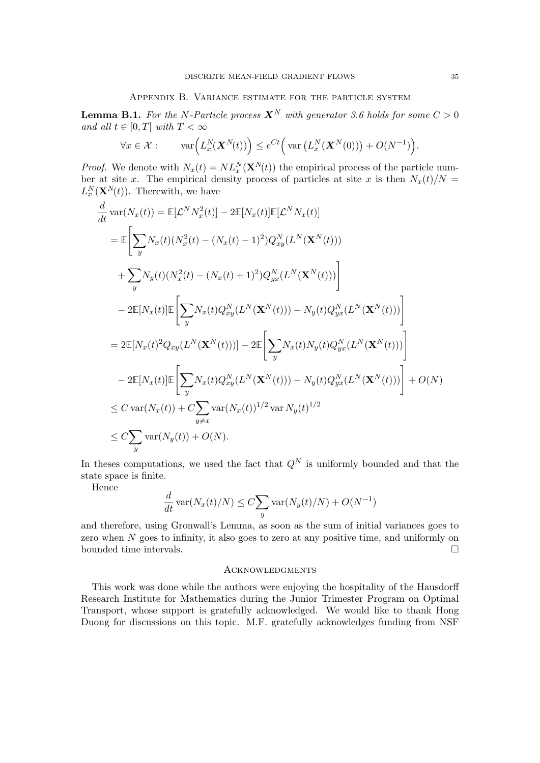## Appendix B. Variance estimate for the particle system

**Lemma B.1.** *For the $N$-Particle process $\boldsymbol{X}^N$ with generator 3.6 holds for some $C > 0$ and all $t \in [0, T]$ with $T < \infty$*

$$\forall x \in \mathcal{X} : \qquad \operatorname{var}\Big(L_x^N(\boldsymbol{X}^N(t))\Big) \leq e^{Ct}\Big(\operatorname{var}\left(L_x^N(\boldsymbol{X}^N(0))\right) + O(N^{-1})\Big).$$

*Proof.* We denote with $N_x(t) = NL_x^N(\mathbf{X}^N(t))$ the empirical process of the particle number at site $x$. The empirical density process of particles at site $x$ is then $N_x(t)/N = L_x^N(\mathbf{X}^N(t))$. Therewith, we have

$$\begin{aligned}
\frac{d}{dt}\operatorname{var}(N_x(t)) &= \mathbb{E}[\mathcal{L}^N N_x^2(t)] - 2\mathbb{E}[N_x(t)]\mathbb{E}[\mathcal{L}^N N_x(t)] \\
&= \mathbb{E}\Bigg[\sum_y N_x(t)(N_x^2(t) - (N_x(t)-1)^2)Q_{xy}^N(L^N(\mathbf{X}^N(t))) \\
&\quad + \sum_y N_y(t)(N_x^2(t) - (N_x(t)+1)^2)Q_{yx}^N(L^N(\mathbf{X}^N(t)))\Bigg] \\
&\quad - 2\mathbb{E}[N_x(t)]\mathbb{E}\Bigg[\sum_y N_x(t)Q_{xy}^N(L^N(\mathbf{X}^N(t))) - N_y(t)Q_{yx}^N(L^N(\mathbf{X}^N(t)))\Bigg] \\
&= 2\mathbb{E}[N_x(t)^2 Q_{xy}(L^N(\mathbf{X}^N(t)))] - 2\mathbb{E}\Bigg[\sum_y N_x(t)N_y(t)Q_{yx}^N(L^N(\mathbf{X}^N(t)))\Bigg] \\
&\quad - 2\mathbb{E}[N_x(t)]\mathbb{E}\Bigg[\sum_y N_x(t)Q_{xy}^N(L^N(\mathbf{X}^N(t))) - N_y(t)Q_{yx}^N(L^N(\mathbf{X}^N(t)))\Bigg] + O(N) \\
&\leq C\operatorname{var}(N_x(t)) + C\sum_{y\neq x}\operatorname{var}(N_x(t))^{1/2}\operatorname{var}N_y(t)^{1/2} \\
&\leq C\sum_y \operatorname{var}(N_y(t)) + O(N).
\end{aligned}$$

In theses computations, we used the fact that $Q^N$ is uniformly bounded and that the state space is finite.

Hence

$$\frac{d}{dt}\operatorname{var}(N_x(t)/N) \leq C\sum_y \operatorname{var}(N_y(t)/N) + O(N^{-1})$$

and therefore, using Gronwall's Lemma, as soon as the sum of initial variances goes to zero when $N$ goes to infinity, it also goes to zero at any positive time, and uniformly on bounded time intervals. □

## Acknowledgments

This work was done while the authors were enjoying the hospitality of the Hausdorff Research Institute for Mathematics during the Junior Trimester Program on Optimal Transport, whose support is gratefully acknowledged. We would like to thank Hong Duong for discussions on this topic. M.F. gratefully acknowledges funding from NSF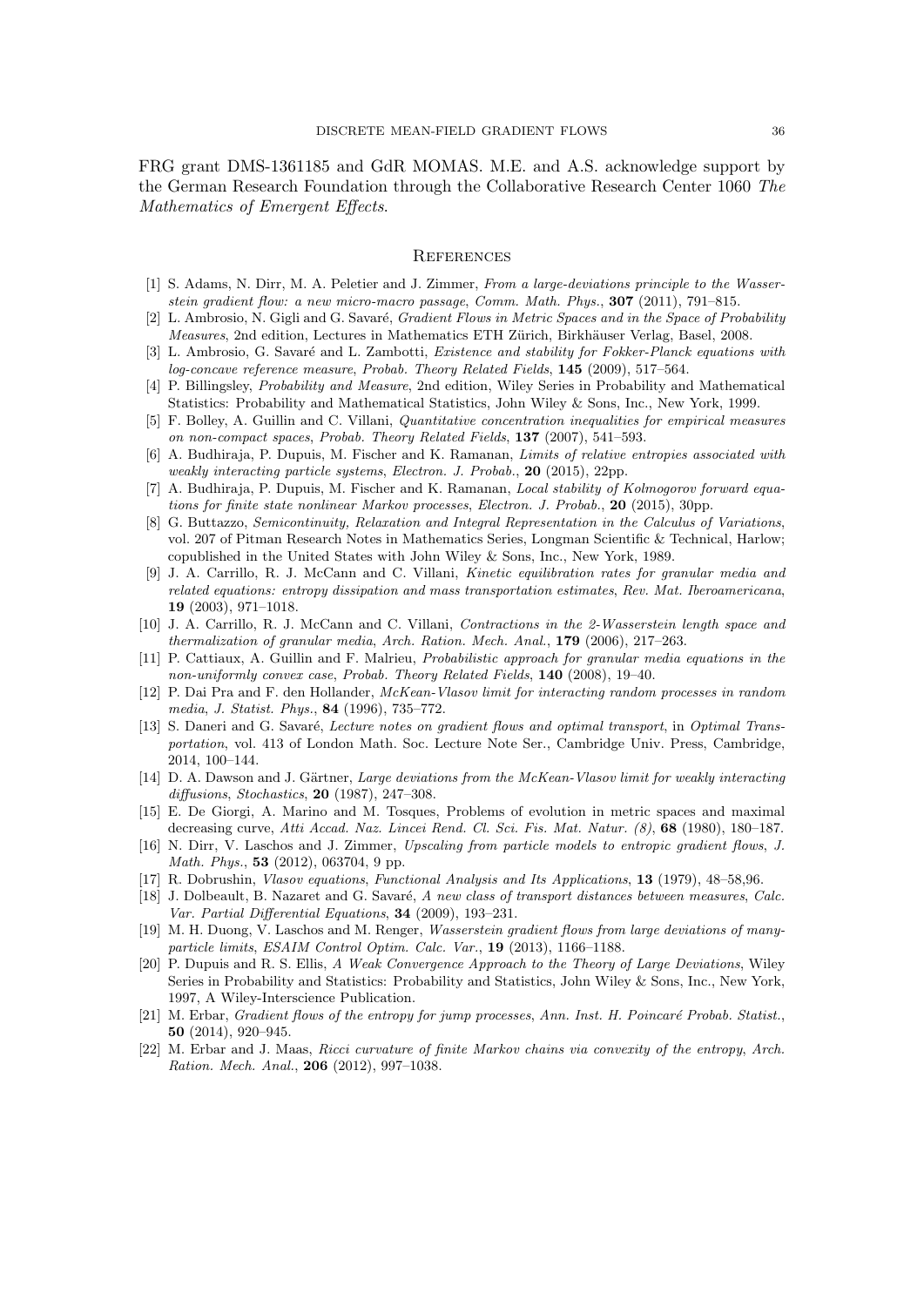FRG grant DMS-1361185 and GdR MOMAS. M.E. and A.S. acknowledge support by the German Research Foundation through the Collaborative Research Center 1060 *The Mathematics of Emergent Effects*.

## References

[1] S. Adams, N. Dirr, M. A. Peletier and J. Zimmer, *From a large-deviations principle to the Wasserstein gradient flow: a new micro-macro passage*, *Comm. Math. Phys.*, **307** (2011), 791–815.

[2] L. Ambrosio, N. Gigli and G. Savaré, *Gradient Flows in Metric Spaces and in the Space of Probability Measures*, 2nd edition, Lectures in Mathematics ETH Zürich, Birkhäuser Verlag, Basel, 2008.

[3] L. Ambrosio, G. Savaré and L. Zambotti, *Existence and stability for Fokker-Planck equations with log-concave reference measure*, *Probab. Theory Related Fields*, **145** (2009), 517–564.

[4] P. Billingsley, *Probability and Measure*, 2nd edition, Wiley Series in Probability and Mathematical Statistics: Probability and Mathematical Statistics, John Wiley & Sons, Inc., New York, 1999.

[5] F. Bolley, A. Guillin and C. Villani, *Quantitative concentration inequalities for empirical measures on non-compact spaces*, *Probab. Theory Related Fields*, **137** (2007), 541–593.

[6] A. Budhiraja, P. Dupuis, M. Fischer and K. Ramanan, *Limits of relative entropies associated with weakly interacting particle systems*, *Electron. J. Probab.*, **20** (2015), 22pp.

[7] A. Budhiraja, P. Dupuis, M. Fischer and K. Ramanan, *Local stability of Kolmogorov forward equations for finite state nonlinear Markov processes*, *Electron. J. Probab.*, **20** (2015), 30pp.

[8] G. Buttazzo, *Semicontinuity, Relaxation and Integral Representation in the Calculus of Variations*, vol. 207 of Pitman Research Notes in Mathematics Series, Longman Scientific & Technical, Harlow; copublished in the United States with John Wiley & Sons, Inc., New York, 1989.

[9] J. A. Carrillo, R. J. McCann and C. Villani, *Kinetic equilibration rates for granular media and related equations: entropy dissipation and mass transportation estimates*, *Rev. Mat. Iberoamericana*, **19** (2003), 971–1018.

[10] J. A. Carrillo, R. J. McCann and C. Villani, *Contractions in the 2-Wasserstein length space and thermalization of granular media*, *Arch. Ration. Mech. Anal.*, **179** (2006), 217–263.

[11] P. Cattiaux, A. Guillin and F. Malrieu, *Probabilistic approach for granular media equations in the non-uniformly convex case*, *Probab. Theory Related Fields*, **140** (2008), 19–40.

[12] P. Dai Pra and F. den Hollander, *McKean-Vlasov limit for interacting random processes in random media*, *J. Statist. Phys.*, **84** (1996), 735–772.

[13] S. Daneri and G. Savaré, *Lecture notes on gradient flows and optimal transport*, in *Optimal Transportation*, vol. 413 of London Math. Soc. Lecture Note Ser., Cambridge Univ. Press, Cambridge, 2014, 100–144.

[14] D. A. Dawson and J. Gärtner, *Large deviations from the McKean-Vlasov limit for weakly interacting diffusions*, *Stochastics*, **20** (1987), 247–308.

[15] E. De Giorgi, A. Marino and M. Tosques, Problems of evolution in metric spaces and maximal decreasing curve, *Atti Accad. Naz. Lincei Rend. Cl. Sci. Fis. Mat. Natur. (8)*, **68** (1980), 180–187.

[16] N. Dirr, V. Laschos and J. Zimmer, *Upscaling from particle models to entropic gradient flows*, *J. Math. Phys.*, **53** (2012), 063704, 9 pp.

[17] R. Dobrushin, *Vlasov equations*, *Functional Analysis and Its Applications*, **13** (1979), 48–58,96.

[18] J. Dolbeault, B. Nazaret and G. Savaré, *A new class of transport distances between measures*, *Calc. Var. Partial Differential Equations*, **34** (2009), 193–231.

[19] M. H. Duong, V. Laschos and M. Renger, *Wasserstein gradient flows from large deviations of many-particle limits*, *ESAIM Control Optim. Calc. Var.*, **19** (2013), 1166–1188.

[20] P. Dupuis and R. S. Ellis, *A Weak Convergence Approach to the Theory of Large Deviations*, Wiley Series in Probability and Statistics: Probability and Statistics, John Wiley & Sons, Inc., New York, 1997, A Wiley-Interscience Publication.

[21] M. Erbar, *Gradient flows of the entropy for jump processes*, *Ann. Inst. H. Poincaré Probab. Statist.*, **50** (2014), 920–945.

[22] M. Erbar and J. Maas, *Ricci curvature of finite Markov chains via convexity of the entropy*, *Arch. Ration. Mech. Anal.*, **206** (2012), 997–1038.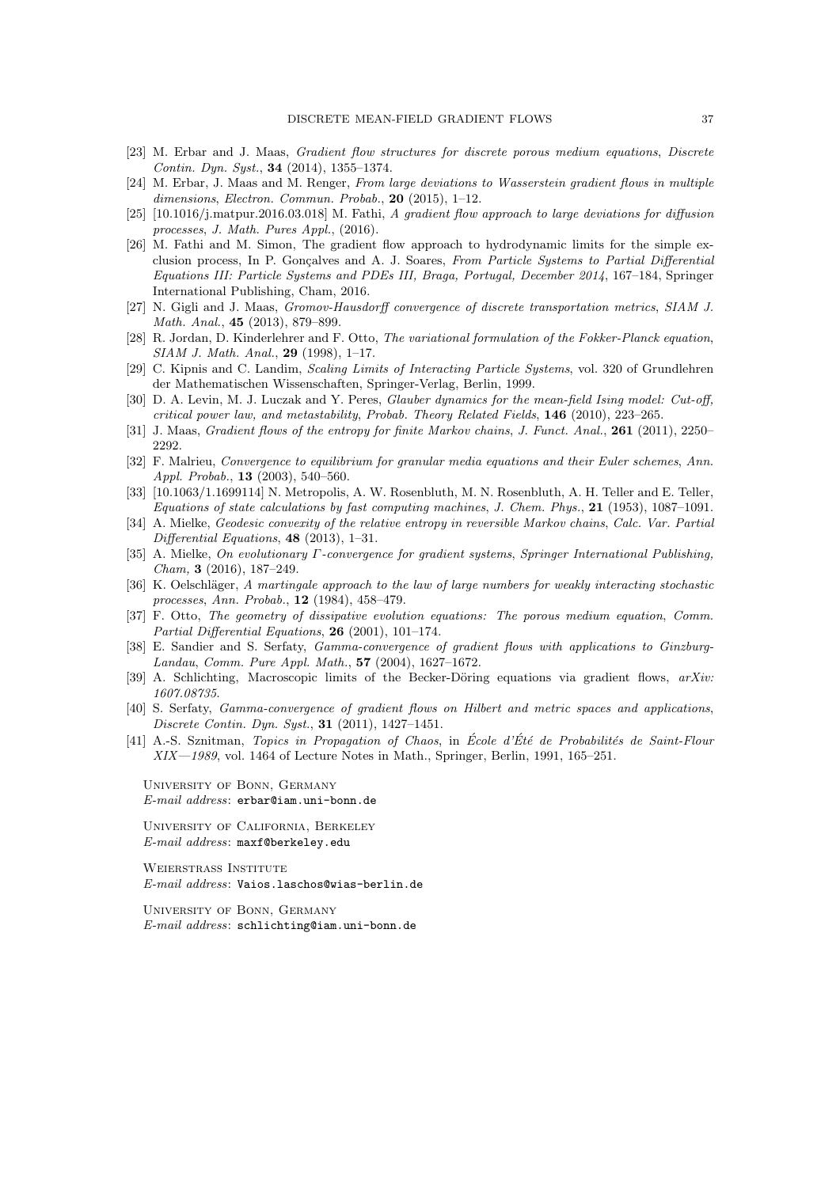[23] M. Erbar and J. Maas, *Gradient flow structures for discrete porous medium equations*, *Discrete Contin. Dyn. Syst.*, **34** (2014), 1355–1374.

[24] M. Erbar, J. Maas and M. Renger, *From large deviations to Wasserstein gradient flows in multiple dimensions*, *Electron. Commun. Probab.*, **20** (2015), 1–12.

[25] [10.1016/j.matpur.2016.03.018] M. Fathi, *A gradient flow approach to large deviations for diffusion processes*, *J. Math. Pures Appl.*, (2016).

[26] M. Fathi and M. Simon, The gradient flow approach to hydrodynamic limits for the simple exclusion process, In P. Gonçalves and A. J. Soares, *From Particle Systems to Partial Differential Equations III: Particle Systems and PDEs III, Braga, Portugal, December 2014*, 167–184, Springer International Publishing, Cham, 2016.

[27] N. Gigli and J. Maas, *Gromov-Hausdorff convergence of discrete transportation metrics*, *SIAM J. Math. Anal.*, **45** (2013), 879–899.

[28] R. Jordan, D. Kinderlehrer and F. Otto, *The variational formulation of the Fokker-Planck equation*, *SIAM J. Math. Anal.*, **29** (1998), 1–17.

[29] C. Kipnis and C. Landim, *Scaling Limits of Interacting Particle Systems*, vol. 320 of Grundlehren der Mathematischen Wissenschaften, Springer-Verlag, Berlin, 1999.

[30] D. A. Levin, M. J. Luczak and Y. Peres, *Glauber dynamics for the mean-field Ising model: Cut-off, critical power law, and metastability*, *Probab. Theory Related Fields*, **146** (2010), 223–265.

[31] J. Maas, *Gradient flows of the entropy for finite Markov chains*, *J. Funct. Anal.*, **261** (2011), 2250–2292.

[32] F. Malrieu, *Convergence to equilibrium for granular media equations and their Euler schemes*, *Ann. Appl. Probab.*, **13** (2003), 540–560.

[33] [10.1063/1.1699114] N. Metropolis, A. W. Rosenbluth, M. N. Rosenbluth, A. H. Teller and E. Teller, *Equations of state calculations by fast computing machines*, *J. Chem. Phys.*, **21** (1953), 1087–1091.

[34] A. Mielke, *Geodesic convexity of the relative entropy in reversible Markov chains*, *Calc. Var. Partial Differential Equations*, **48** (2013), 1–31.

[35] A. Mielke, *On evolutionary Γ-convergence for gradient systems*, *Springer International Publishing, Cham,* **3** (2016), 187–249.

[36] K. Oelschläger, *A martingale approach to the law of large numbers for weakly interacting stochastic processes*, *Ann. Probab.*, **12** (1984), 458–479.

[37] F. Otto, *The geometry of dissipative evolution equations: The porous medium equation*, *Comm. Partial Differential Equations*, **26** (2001), 101–174.

[38] E. Sandier and S. Serfaty, *Gamma-convergence of gradient flows with applications to Ginzburg-Landau*, *Comm. Pure Appl. Math.*, **57** (2004), 1627–1672.

[39] A. Schlichting, Macroscopic limits of the Becker-Döring equations via gradient flows, *arXiv: 1607.08735*.

[40] S. Serfaty, *Gamma-convergence of gradient flows on Hilbert and metric spaces and applications*, *Discrete Contin. Dyn. Syst.*, **31** (2011), 1427–1451.

[41] A.-S. Sznitman, *Topics in Propagation of Chaos*, in *École d'Été de Probabilités de Saint-Flour XIX—1989*, vol. 1464 of Lecture Notes in Math., Springer, Berlin, 1991, 165–251.

University of Bonn, Germany
*E-mail address*: erbar@iam.uni-bonn.de

University of California, Berkeley
*E-mail address*: maxf@berkeley.edu

Weierstrass Institute
*E-mail address*: Vaios.laschos@wias-berlin.de

University of Bonn, Germany
*E-mail address*: schlichting@iam.uni-bonn.de